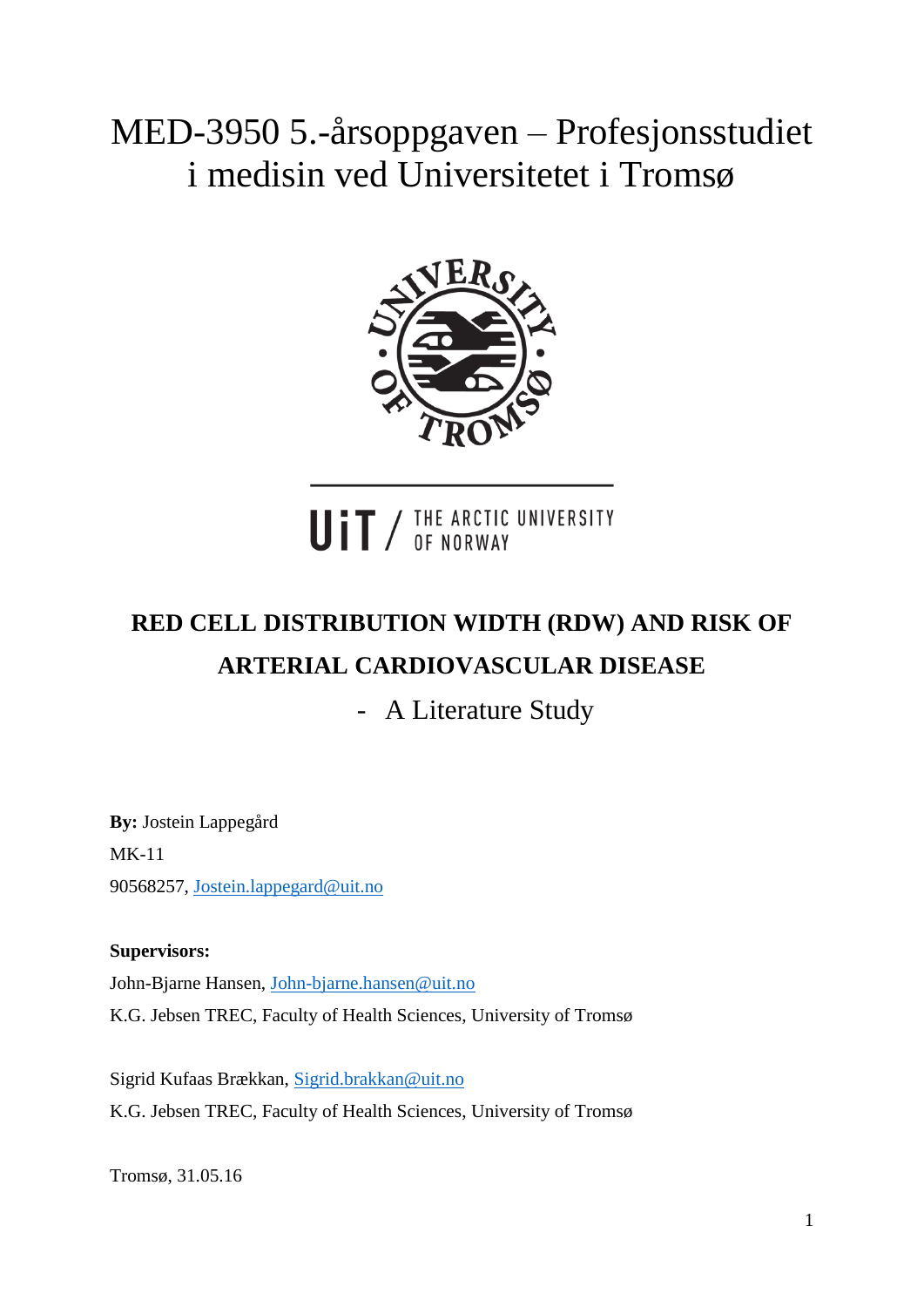# MED-3950 5.-årsoppgaven – Profesjonsstudiet i medisin ved Universitetet i Tromsø

UiT / THE ARCTIC UNIVERSITY OF NORWAY

## RED CELL DISTRIBUTION WIDTH (RDW) AND RISK OF ARTERIAL CARDIOVASCULAR DISEASE

- A Literature Study

**By:** Jostein Lappegård

MK-11

90568257, Jostein.lappegard@uit.no

**Supervisors:**

John-Bjarne Hansen, John-bjarne.hansen@uit.no

K.G. Jebsen TREC, Faculty of Health Sciences, University of Tromsø

Sigrid Kufaas Brækkan, Sigrid.brakkan@uit.no

K.G. Jebsen TREC, Faculty of Health Sciences, University of Tromsø

Tromsø, 31.05.16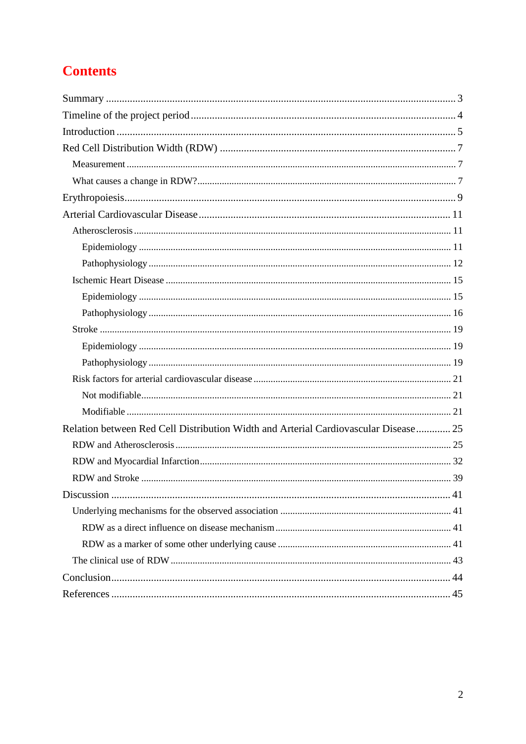# Contents

- Summary ... 3
- Timeline of the project period ... 4
- Introduction ... 5
- Red Cell Distribution Width (RDW) ... 7
  - Measurement ... 7
  - What causes a change in RDW? ... 7
- Erythropoiesis ... 9
- Arterial Cardiovascular Disease ... 11
  - Atherosclerosis ... 11
    - Epidemiology ... 11
    - Pathophysiology ... 12
  - Ischemic Heart Disease ... 15
    - Epidemiology ... 15
    - Pathophysiology ... 16
  - Stroke ... 19
    - Epidemiology ... 19
    - Pathophysiology ... 19
  - Risk factors for arterial cardiovascular disease ... 21
    - Not modifiable ... 21
    - Modifiable ... 21
- Relation between Red Cell Distribution Width and Arterial Cardiovascular Disease ... 25
  - RDW and Atherosclerosis ... 25
  - RDW and Myocardial Infarction ... 32
  - RDW and Stroke ... 39
- Discussion ... 41
  - Underlying mechanisms for the observed association ... 41
    - RDW as a direct influence on disease mechanism ... 41
    - RDW as a marker of some other underlying cause ... 41
  - The clinical use of RDW ... 43
- Conclusion ... 44
- References ... 45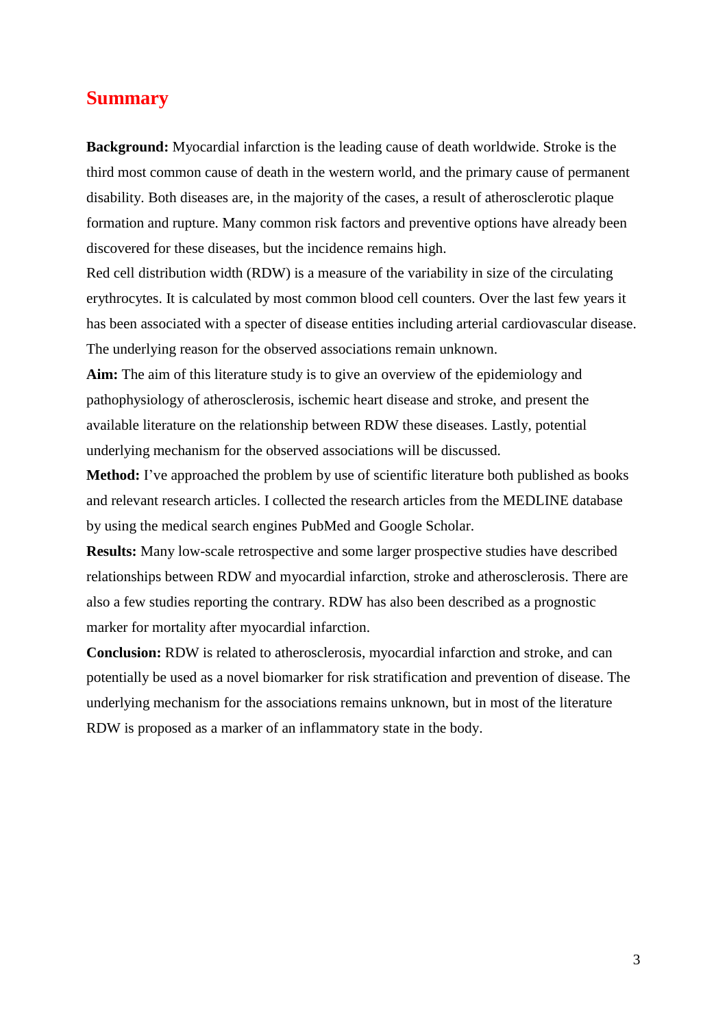# Summary

**Background:** Myocardial infarction is the leading cause of death worldwide. Stroke is the third most common cause of death in the western world, and the primary cause of permanent disability. Both diseases are, in the majority of the cases, a result of atherosclerotic plaque formation and rupture. Many common risk factors and preventive options have already been discovered for these diseases, but the incidence remains high.

Red cell distribution width (RDW) is a measure of the variability in size of the circulating erythrocytes. It is calculated by most common blood cell counters. Over the last few years it has been associated with a specter of disease entities including arterial cardiovascular disease. The underlying reason for the observed associations remain unknown.

**Aim:** The aim of this literature study is to give an overview of the epidemiology and pathophysiology of atherosclerosis, ischemic heart disease and stroke, and present the available literature on the relationship between RDW these diseases. Lastly, potential underlying mechanism for the observed associations will be discussed.

**Method:** I've approached the problem by use of scientific literature both published as books and relevant research articles. I collected the research articles from the MEDLINE database by using the medical search engines PubMed and Google Scholar.

**Results:** Many low-scale retrospective and some larger prospective studies have described relationships between RDW and myocardial infarction, stroke and atherosclerosis. There are also a few studies reporting the contrary. RDW has also been described as a prognostic marker for mortality after myocardial infarction.

**Conclusion:** RDW is related to atherosclerosis, myocardial infarction and stroke, and can potentially be used as a novel biomarker for risk stratification and prevention of disease. The underlying mechanism for the associations remains unknown, but in most of the literature RDW is proposed as a marker of an inflammatory state in the body.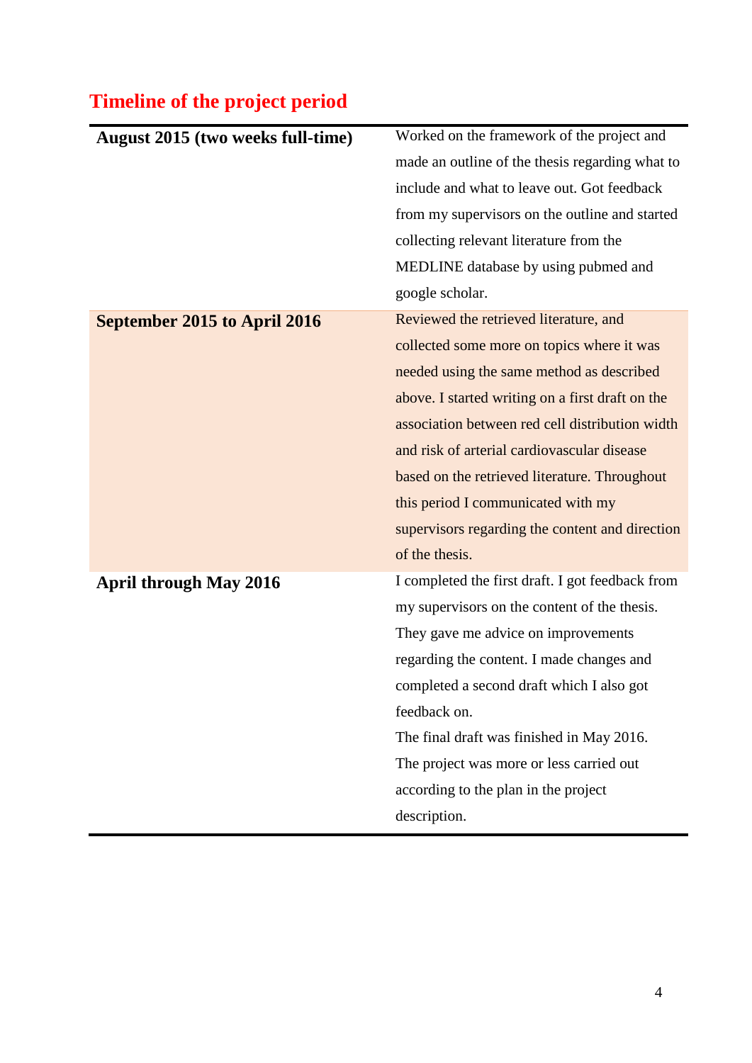## Timeline of the project period

| | |
|---|---|
| **August 2015 (two weeks full-time)** | Worked on the framework of the project and made an outline of the thesis regarding what to include and what to leave out. Got feedback from my supervisors on the outline and started collecting relevant literature from the MEDLINE database by using pubmed and google scholar. |
| **September 2015 to April 2016** | Reviewed the retrieved literature, and collected some more on topics where it was needed using the same method as described above. I started writing on a first draft on the association between red cell distribution width and risk of arterial cardiovascular disease based on the retrieved literature. Throughout this period I communicated with my supervisors regarding the content and direction of the thesis. |
| **April through May 2016** | I completed the first draft. I got feedback from my supervisors on the content of the thesis. They gave me advice on improvements regarding the content. I made changes and completed a second draft which I also got feedback on.<br>The final draft was finished in May 2016. The project was more or less carried out according to the plan in the project description. |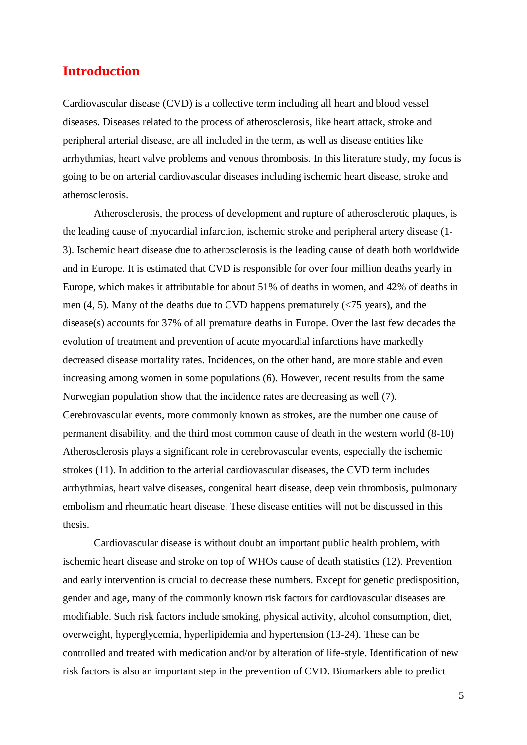# Introduction

Cardiovascular disease (CVD) is a collective term including all heart and blood vessel diseases. Diseases related to the process of atherosclerosis, like heart attack, stroke and peripheral arterial disease, are all included in the term, as well as disease entities like arrhythmias, heart valve problems and venous thrombosis. In this literature study, my focus is going to be on arterial cardiovascular diseases including ischemic heart disease, stroke and atherosclerosis.

Atherosclerosis, the process of development and rupture of atherosclerotic plaques, is the leading cause of myocardial infarction, ischemic stroke and peripheral artery disease (1-3). Ischemic heart disease due to atherosclerosis is the leading cause of death both worldwide and in Europe. It is estimated that CVD is responsible for over four million deaths yearly in Europe, which makes it attributable for about 51% of deaths in women, and 42% of deaths in men (4, 5). Many of the deaths due to CVD happens prematurely (<75 years), and the disease(s) accounts for 37% of all premature deaths in Europe. Over the last few decades the evolution of treatment and prevention of acute myocardial infarctions have markedly decreased disease mortality rates. Incidences, on the other hand, are more stable and even increasing among women in some populations (6). However, recent results from the same Norwegian population show that the incidence rates are decreasing as well (7). Cerebrovascular events, more commonly known as strokes, are the number one cause of permanent disability, and the third most common cause of death in the western world (8-10) Atherosclerosis plays a significant role in cerebrovascular events, especially the ischemic strokes (11). In addition to the arterial cardiovascular diseases, the CVD term includes arrhythmias, heart valve diseases, congenital heart disease, deep vein thrombosis, pulmonary embolism and rheumatic heart disease. These disease entities will not be discussed in this thesis.

Cardiovascular disease is without doubt an important public health problem, with ischemic heart disease and stroke on top of WHOs cause of death statistics (12). Prevention and early intervention is crucial to decrease these numbers. Except for genetic predisposition, gender and age, many of the commonly known risk factors for cardiovascular diseases are modifiable. Such risk factors include smoking, physical activity, alcohol consumption, diet, overweight, hyperglycemia, hyperlipidemia and hypertension (13-24). These can be controlled and treated with medication and/or by alteration of life-style. Identification of new risk factors is also an important step in the prevention of CVD. Biomarkers able to predict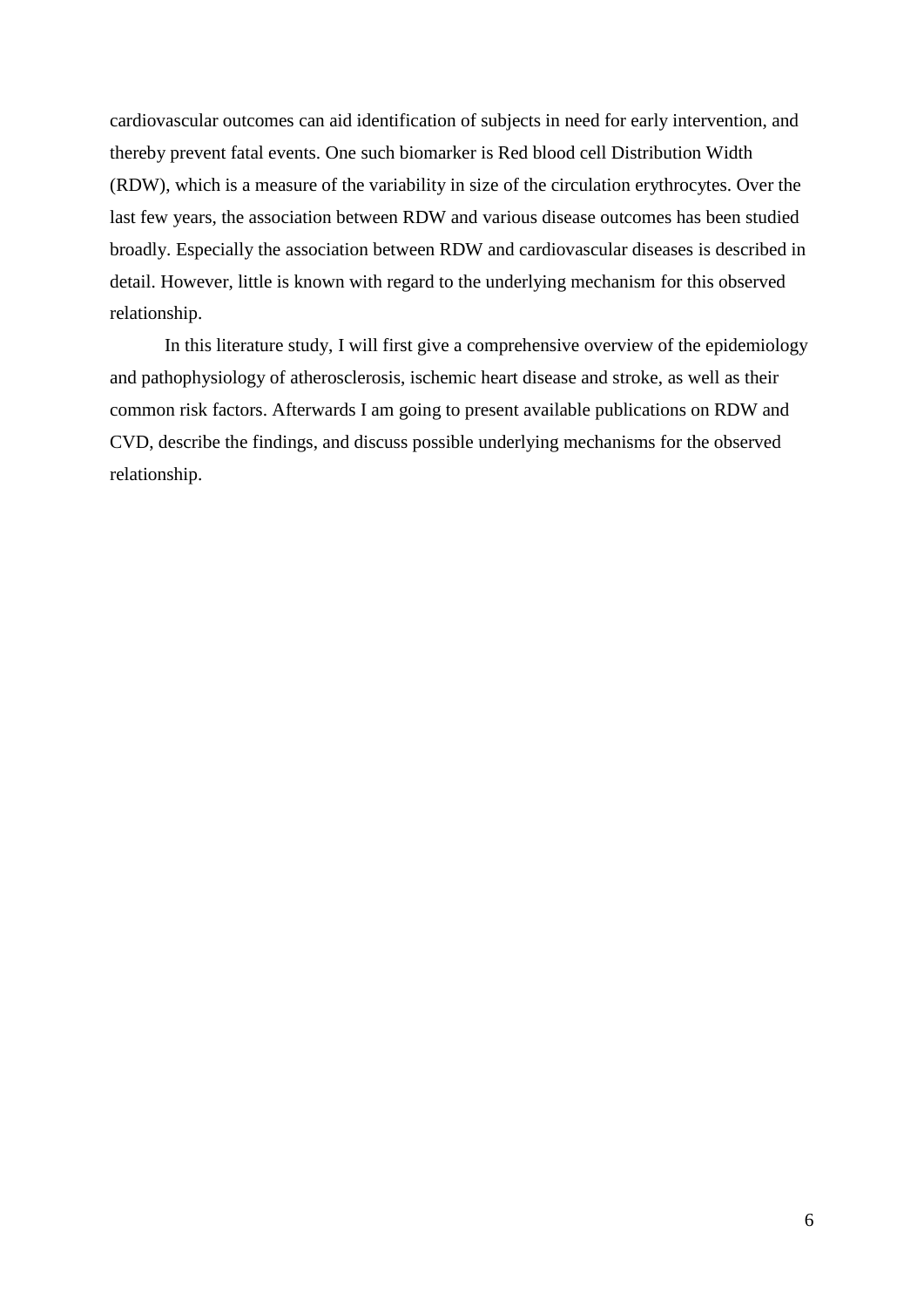cardiovascular outcomes can aid identification of subjects in need for early intervention, and thereby prevent fatal events. One such biomarker is Red blood cell Distribution Width (RDW), which is a measure of the variability in size of the circulation erythrocytes. Over the last few years, the association between RDW and various disease outcomes has been studied broadly. Especially the association between RDW and cardiovascular diseases is described in detail. However, little is known with regard to the underlying mechanism for this observed relationship.

In this literature study, I will first give a comprehensive overview of the epidemiology and pathophysiology of atherosclerosis, ischemic heart disease and stroke, as well as their common risk factors. Afterwards I am going to present available publications on RDW and CVD, describe the findings, and discuss possible underlying mechanisms for the observed relationship.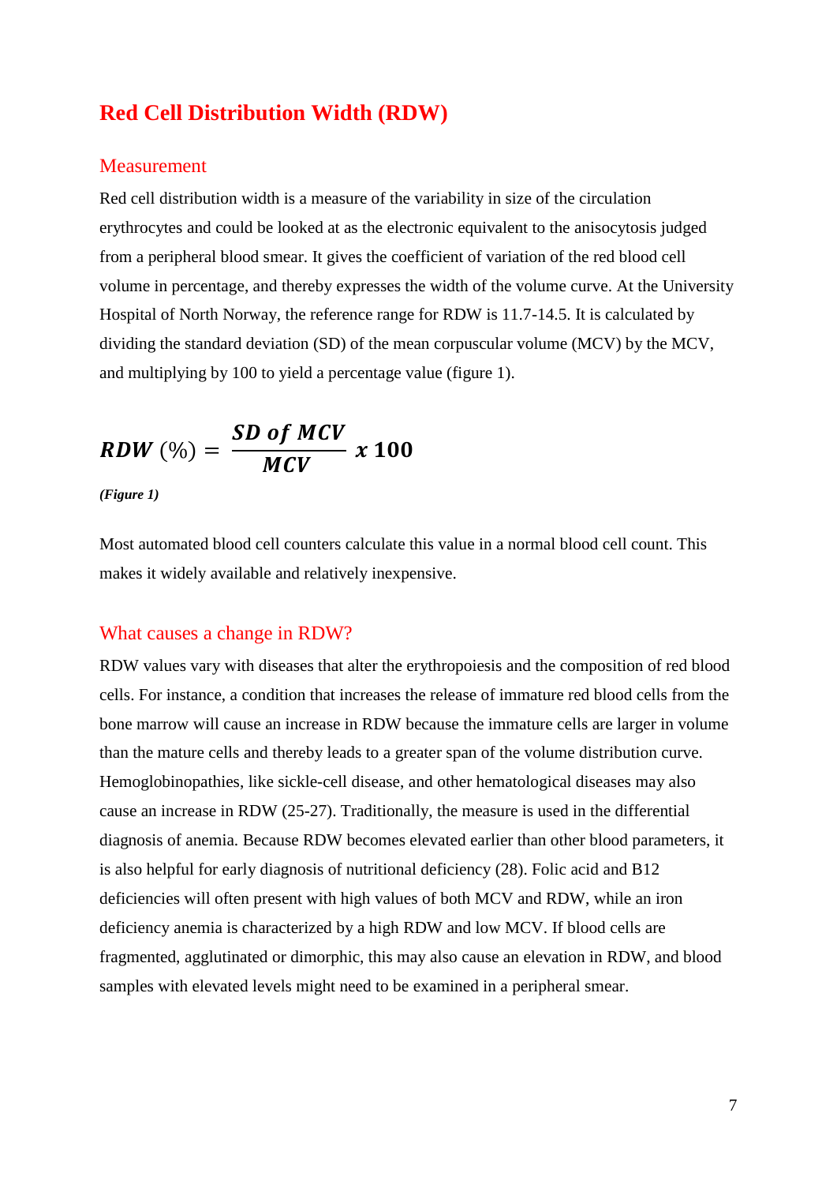# Red Cell Distribution Width (RDW)

## Measurement

Red cell distribution width is a measure of the variability in size of the circulation erythrocytes and could be looked at as the electronic equivalent to the anisocytosis judged from a peripheral blood smear. It gives the coefficient of variation of the red blood cell volume in percentage, and thereby expresses the width of the volume curve. At the University Hospital of North Norway, the reference range for RDW is 11.7-14.5. It is calculated by dividing the standard deviation (SD) of the mean corpuscular volume (MCV) by the MCV, and multiplying by 100 to yield a percentage value (figure 1).

$$\boldsymbol{RDW}\ (\%) = \frac{\boldsymbol{SD\ of\ MCV}}{\boldsymbol{MCV}}\ \boldsymbol{x\ 100}$$

***(Figure 1)***

Most automated blood cell counters calculate this value in a normal blood cell count. This makes it widely available and relatively inexpensive.

## What causes a change in RDW?

RDW values vary with diseases that alter the erythropoiesis and the composition of red blood cells. For instance, a condition that increases the release of immature red blood cells from the bone marrow will cause an increase in RDW because the immature cells are larger in volume than the mature cells and thereby leads to a greater span of the volume distribution curve. Hemoglobinopathies, like sickle-cell disease, and other hematological diseases may also cause an increase in RDW (25-27). Traditionally, the measure is used in the differential diagnosis of anemia. Because RDW becomes elevated earlier than other blood parameters, it is also helpful for early diagnosis of nutritional deficiency (28). Folic acid and B12 deficiencies will often present with high values of both MCV and RDW, while an iron deficiency anemia is characterized by a high RDW and low MCV. If blood cells are fragmented, agglutinated or dimorphic, this may also cause an elevation in RDW, and blood samples with elevated levels might need to be examined in a peripheral smear.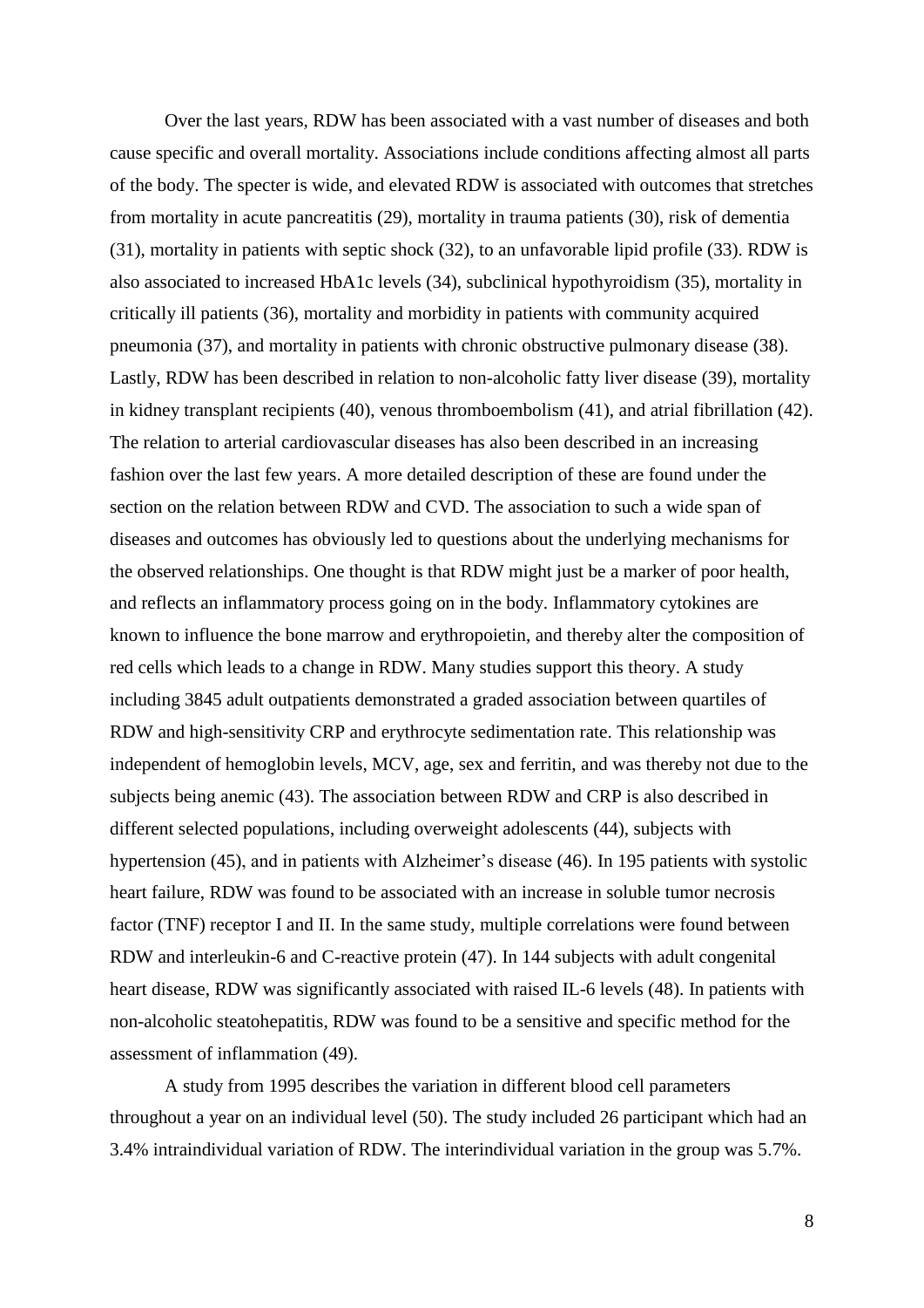Over the last years, RDW has been associated with a vast number of diseases and both cause specific and overall mortality. Associations include conditions affecting almost all parts of the body. The specter is wide, and elevated RDW is associated with outcomes that stretches from mortality in acute pancreatitis (29), mortality in trauma patients (30), risk of dementia (31), mortality in patients with septic shock (32), to an unfavorable lipid profile (33). RDW is also associated to increased HbA1c levels (34), subclinical hypothyroidism (35), mortality in critically ill patients (36), mortality and morbidity in patients with community acquired pneumonia (37), and mortality in patients with chronic obstructive pulmonary disease (38). Lastly, RDW has been described in relation to non-alcoholic fatty liver disease (39), mortality in kidney transplant recipients (40), venous thromboembolism (41), and atrial fibrillation (42). The relation to arterial cardiovascular diseases has also been described in an increasing fashion over the last few years. A more detailed description of these are found under the section on the relation between RDW and CVD. The association to such a wide span of diseases and outcomes has obviously led to questions about the underlying mechanisms for the observed relationships. One thought is that RDW might just be a marker of poor health, and reflects an inflammatory process going on in the body. Inflammatory cytokines are known to influence the bone marrow and erythropoietin, and thereby alter the composition of red cells which leads to a change in RDW. Many studies support this theory. A study including 3845 adult outpatients demonstrated a graded association between quartiles of RDW and high-sensitivity CRP and erythrocyte sedimentation rate. This relationship was independent of hemoglobin levels, MCV, age, sex and ferritin, and was thereby not due to the subjects being anemic (43). The association between RDW and CRP is also described in different selected populations, including overweight adolescents (44), subjects with hypertension (45), and in patients with Alzheimer's disease (46). In 195 patients with systolic heart failure, RDW was found to be associated with an increase in soluble tumor necrosis factor (TNF) receptor I and II. In the same study, multiple correlations were found between RDW and interleukin-6 and C-reactive protein (47). In 144 subjects with adult congenital heart disease, RDW was significantly associated with raised IL-6 levels (48). In patients with non-alcoholic steatohepatitis, RDW was found to be a sensitive and specific method for the assessment of inflammation (49).

A study from 1995 describes the variation in different blood cell parameters throughout a year on an individual level (50). The study included 26 participant which had an 3.4% intraindividual variation of RDW. The interindividual variation in the group was 5.7%.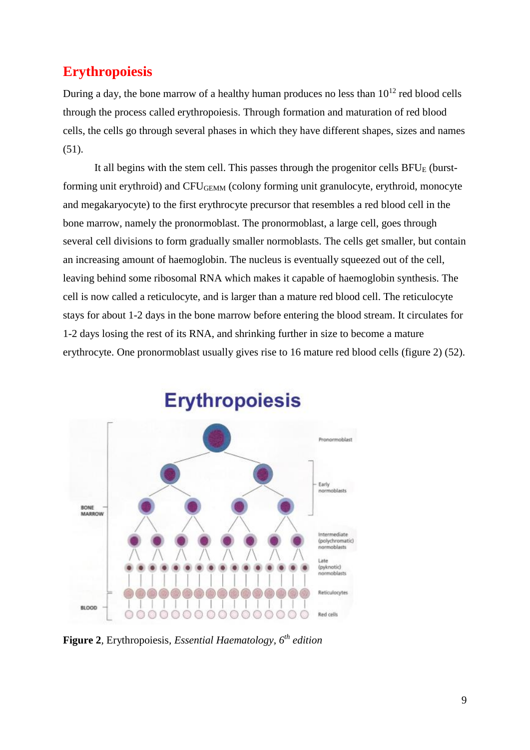# Erythropoiesis

During a day, the bone marrow of a healthy human produces no less than $10^{12}$ red blood cells through the process called erythropoiesis. Through formation and maturation of red blood cells, the cells go through several phases in which they have different shapes, sizes and names (51).

It all begins with the stem cell. This passes through the progenitor cells $BFU_E$ (burst-forming unit erythroid) and $CFU_{GEMM}$ (colony forming unit granulocyte, erythroid, monocyte and megakaryocyte) to the first erythrocyte precursor that resembles a red blood cell in the bone marrow, namely the pronormoblast. The pronormoblast, a large cell, goes through several cell divisions to form gradually smaller normoblasts. The cells get smaller, but contain an increasing amount of haemoglobin. The nucleus is eventually squeezed out of the cell, leaving behind some ribosomal RNA which makes it capable of haemoglobin synthesis. The cell is now called a reticulocyte, and is larger than a mature red blood cell. The reticulocyte stays for about 1-2 days in the bone marrow before entering the blood stream. It circulates for 1-2 days losing the rest of its RNA, and shrinking further in size to become a mature erythrocyte. One pronormoblast usually gives rise to 16 mature red blood cells (figure 2) (52).

**Figure 2**, Erythropoiesis, *Essential Haematology*, *6th edition*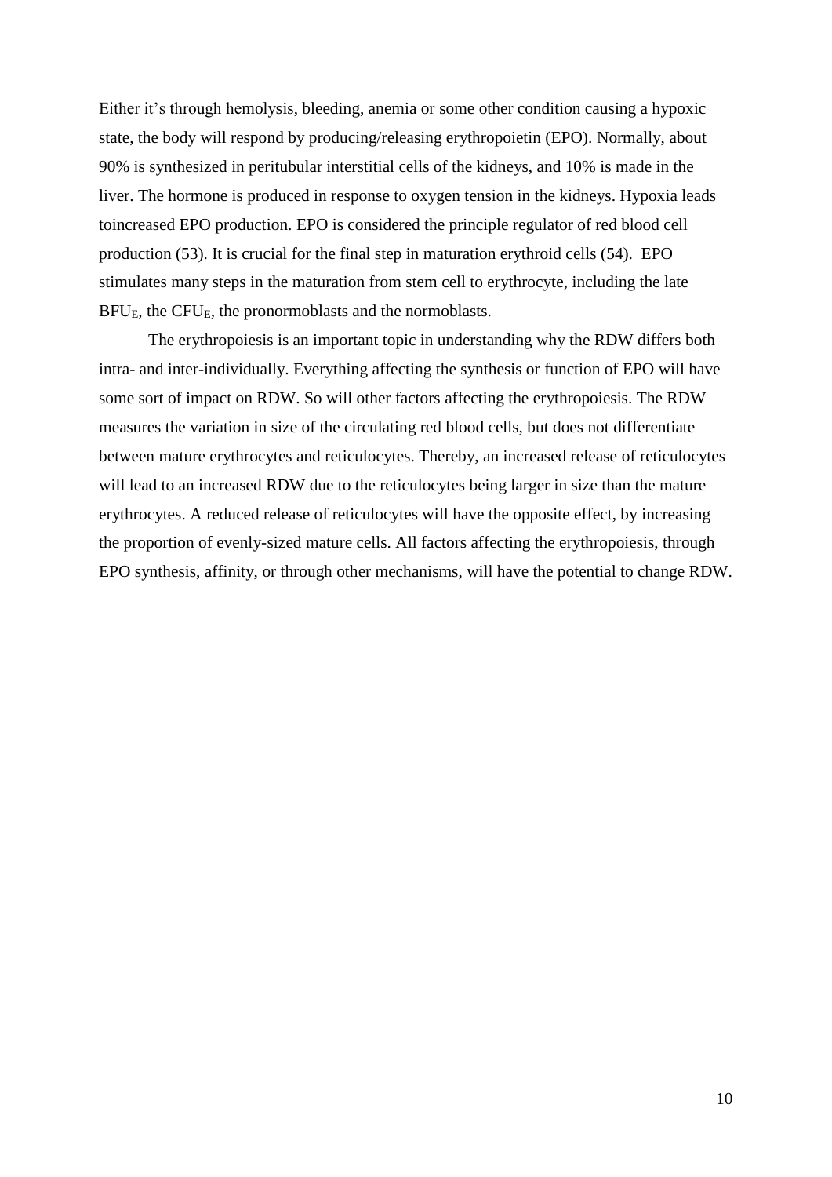Either it's through hemolysis, bleeding, anemia or some other condition causing a hypoxic state, the body will respond by producing/releasing erythropoietin (EPO). Normally, about 90% is synthesized in peritubular interstitial cells of the kidneys, and 10% is made in the liver. The hormone is produced in response to oxygen tension in the kidneys. Hypoxia leads toincreased EPO production. EPO is considered the principle regulator of red blood cell production (53). It is crucial for the final step in maturation erythroid cells (54). EPO stimulates many steps in the maturation from stem cell to erythrocyte, including the late $BFU_E$, the $CFU_E$, the pronormoblasts and the normoblasts.

The erythropoiesis is an important topic in understanding why the RDW differs both intra- and inter-individually. Everything affecting the synthesis or function of EPO will have some sort of impact on RDW. So will other factors affecting the erythropoiesis. The RDW measures the variation in size of the circulating red blood cells, but does not differentiate between mature erythrocytes and reticulocytes. Thereby, an increased release of reticulocytes will lead to an increased RDW due to the reticulocytes being larger in size than the mature erythrocytes. A reduced release of reticulocytes will have the opposite effect, by increasing the proportion of evenly-sized mature cells. All factors affecting the erythropoiesis, through EPO synthesis, affinity, or through other mechanisms, will have the potential to change RDW.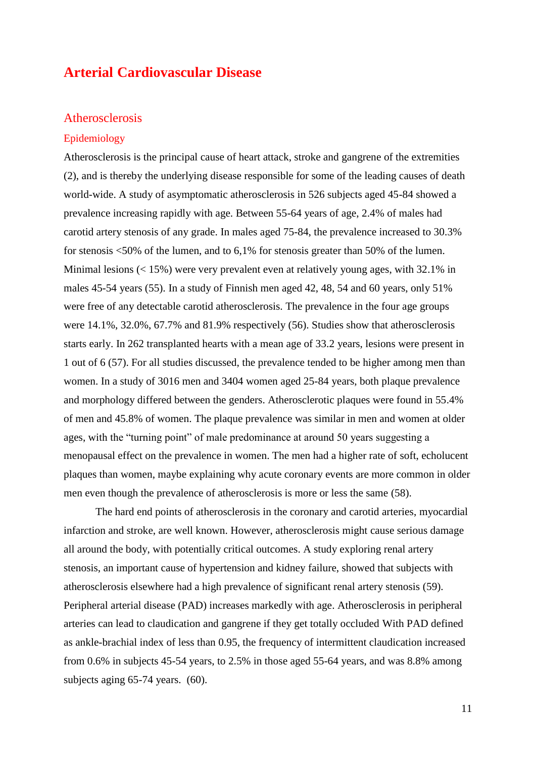# Arterial Cardiovascular Disease

## Atherosclerosis

### Epidemiology

Atherosclerosis is the principal cause of heart attack, stroke and gangrene of the extremities (2), and is thereby the underlying disease responsible for some of the leading causes of death world-wide. A study of asymptomatic atherosclerosis in 526 subjects aged 45-84 showed a prevalence increasing rapidly with age. Between 55-64 years of age, 2.4% of males had carotid artery stenosis of any grade. In males aged 75-84, the prevalence increased to 30.3% for stenosis <50% of the lumen, and to 6,1% for stenosis greater than 50% of the lumen. Minimal lesions (< 15%) were very prevalent even at relatively young ages, with 32.1% in males 45-54 years (55). In a study of Finnish men aged 42, 48, 54 and 60 years, only 51% were free of any detectable carotid atherosclerosis. The prevalence in the four age groups were 14.1%, 32.0%, 67.7% and 81.9% respectively (56). Studies show that atherosclerosis starts early. In 262 transplanted hearts with a mean age of 33.2 years, lesions were present in 1 out of 6 (57). For all studies discussed, the prevalence tended to be higher among men than women. In a study of 3016 men and 3404 women aged 25-84 years, both plaque prevalence and morphology differed between the genders. Atherosclerotic plaques were found in 55.4% of men and 45.8% of women. The plaque prevalence was similar in men and women at older ages, with the "turning point" of male predominance at around 50 years suggesting a menopausal effect on the prevalence in women. The men had a higher rate of soft, echolucent plaques than women, maybe explaining why acute coronary events are more common in older men even though the prevalence of atherosclerosis is more or less the same (58).

The hard end points of atherosclerosis in the coronary and carotid arteries, myocardial infarction and stroke, are well known. However, atherosclerosis might cause serious damage all around the body, with potentially critical outcomes. A study exploring renal artery stenosis, an important cause of hypertension and kidney failure, showed that subjects with atherosclerosis elsewhere had a high prevalence of significant renal artery stenosis (59). Peripheral arterial disease (PAD) increases markedly with age. Atherosclerosis in peripheral arteries can lead to claudication and gangrene if they get totally occluded With PAD defined as ankle-brachial index of less than 0.95, the frequency of intermittent claudication increased from 0.6% in subjects 45-54 years, to 2.5% in those aged 55-64 years, and was 8.8% among subjects aging 65-74 years. (60).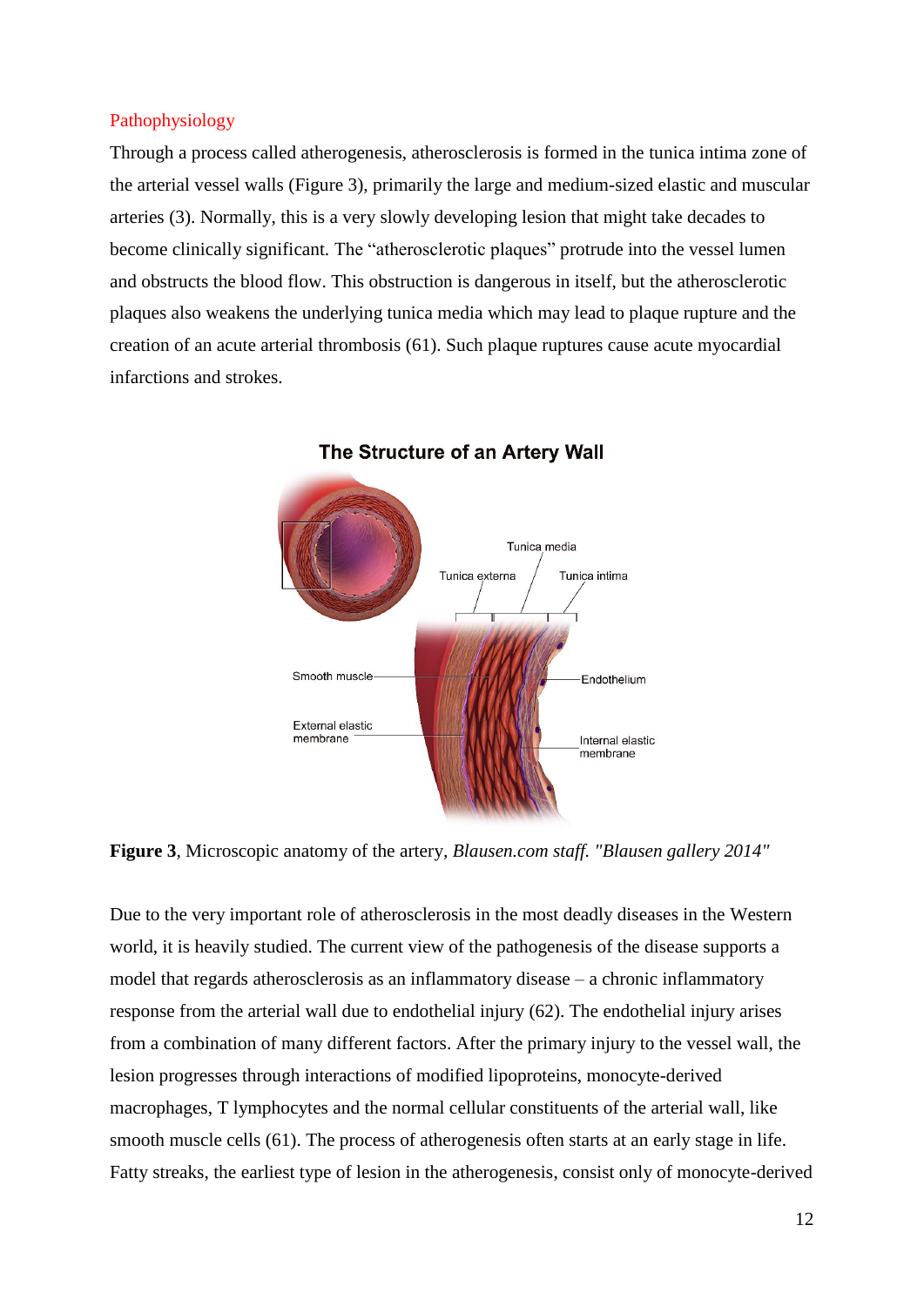## Pathophysiology

Through a process called atherogenesis, atherosclerosis is formed in the tunica intima zone of the arterial vessel walls (Figure 3), primarily the large and medium-sized elastic and muscular arteries (3). Normally, this is a very slowly developing lesion that might take decades to become clinically significant. The "atherosclerotic plaques" protrude into the vessel lumen and obstructs the blood flow. This obstruction is dangerous in itself, but the atherosclerotic plaques also weakens the underlying tunica media which may lead to plaque rupture and the creation of an acute arterial thrombosis (61). Such plaque ruptures cause acute myocardial infarctions and strokes.

**Figure 3**, Microscopic anatomy of the artery, *Blausen.com staff. "Blausen gallery 2014"*

Due to the very important role of atherosclerosis in the most deadly diseases in the Western world, it is heavily studied. The current view of the pathogenesis of the disease supports a model that regards atherosclerosis as an inflammatory disease – a chronic inflammatory response from the arterial wall due to endothelial injury (62). The endothelial injury arises from a combination of many different factors. After the primary injury to the vessel wall, the lesion progresses through interactions of modified lipoproteins, monocyte-derived macrophages, T lymphocytes and the normal cellular constituents of the arterial wall, like smooth muscle cells (61). The process of atherogenesis often starts at an early stage in life. Fatty streaks, the earliest type of lesion in the atherogenesis, consist only of monocyte-derived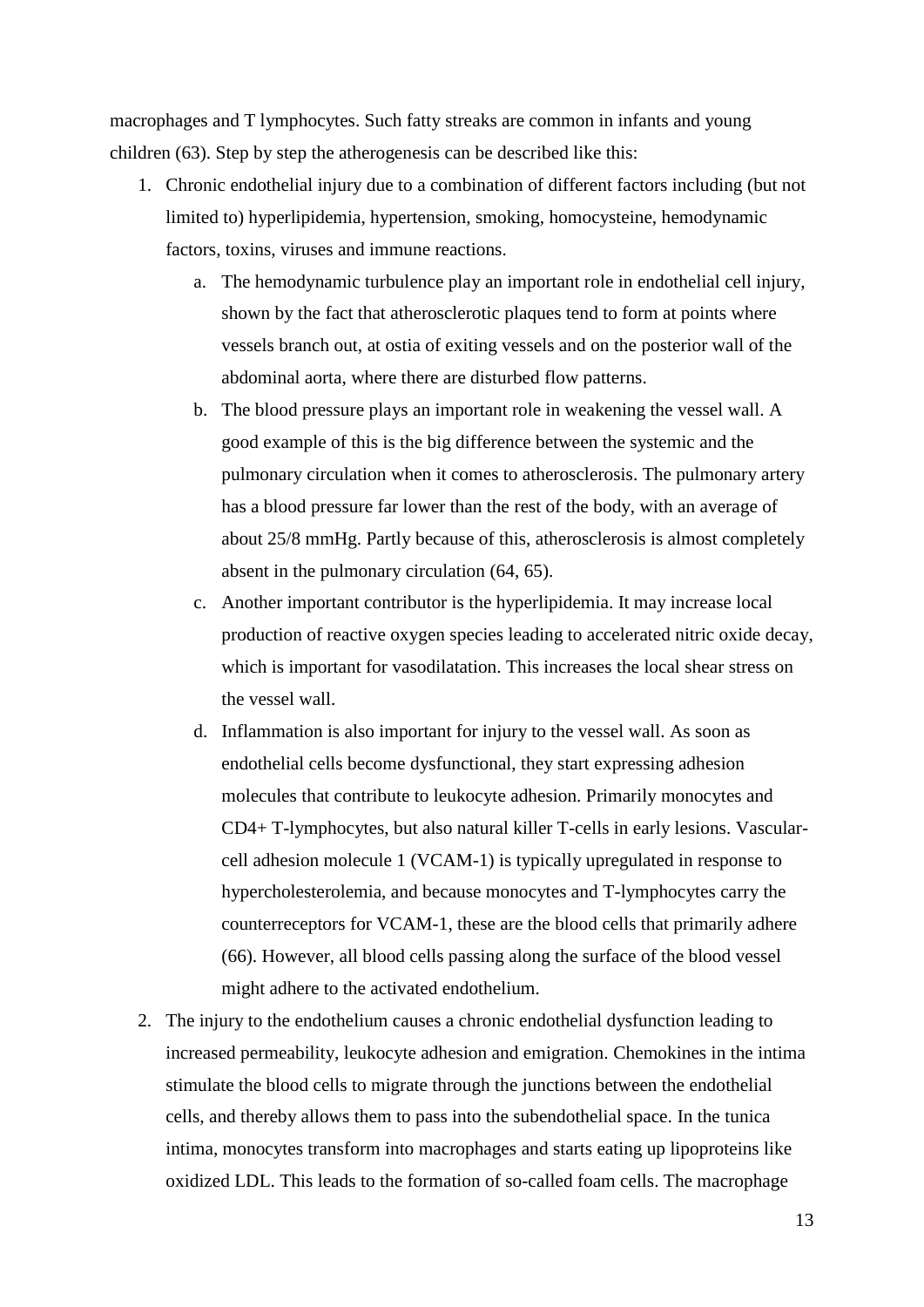macrophages and T lymphocytes. Such fatty streaks are common in infants and young children (63). Step by step the atherogenesis can be described like this:

1. Chronic endothelial injury due to a combination of different factors including (but not limited to) hyperlipidemia, hypertension, smoking, homocysteine, hemodynamic factors, toxins, viruses and immune reactions.
    a. The hemodynamic turbulence play an important role in endothelial cell injury, shown by the fact that atherosclerotic plaques tend to form at points where vessels branch out, at ostia of exiting vessels and on the posterior wall of the abdominal aorta, where there are disturbed flow patterns.
    b. The blood pressure plays an important role in weakening the vessel wall. A good example of this is the big difference between the systemic and the pulmonary circulation when it comes to atherosclerosis. The pulmonary artery has a blood pressure far lower than the rest of the body, with an average of about 25/8 mmHg. Partly because of this, atherosclerosis is almost completely absent in the pulmonary circulation (64, 65).
    c. Another important contributor is the hyperlipidemia. It may increase local production of reactive oxygen species leading to accelerated nitric oxide decay, which is important for vasodilatation. This increases the local shear stress on the vessel wall.
    d. Inflammation is also important for injury to the vessel wall. As soon as endothelial cells become dysfunctional, they start expressing adhesion molecules that contribute to leukocyte adhesion. Primarily monocytes and CD4+ T-lymphocytes, but also natural killer T-cells in early lesions. Vascular-cell adhesion molecule 1 (VCAM-1) is typically upregulated in response to hypercholesterolemia, and because monocytes and T-lymphocytes carry the counterreceptors for VCAM-1, these are the blood cells that primarily adhere (66). However, all blood cells passing along the surface of the blood vessel might adhere to the activated endothelium.
2. The injury to the endothelium causes a chronic endothelial dysfunction leading to increased permeability, leukocyte adhesion and emigration. Chemokines in the intima stimulate the blood cells to migrate through the junctions between the endothelial cells, and thereby allows them to pass into the subendothelial space. In the tunica intima, monocytes transform into macrophages and starts eating up lipoproteins like oxidized LDL. This leads to the formation of so-called foam cells. The macrophage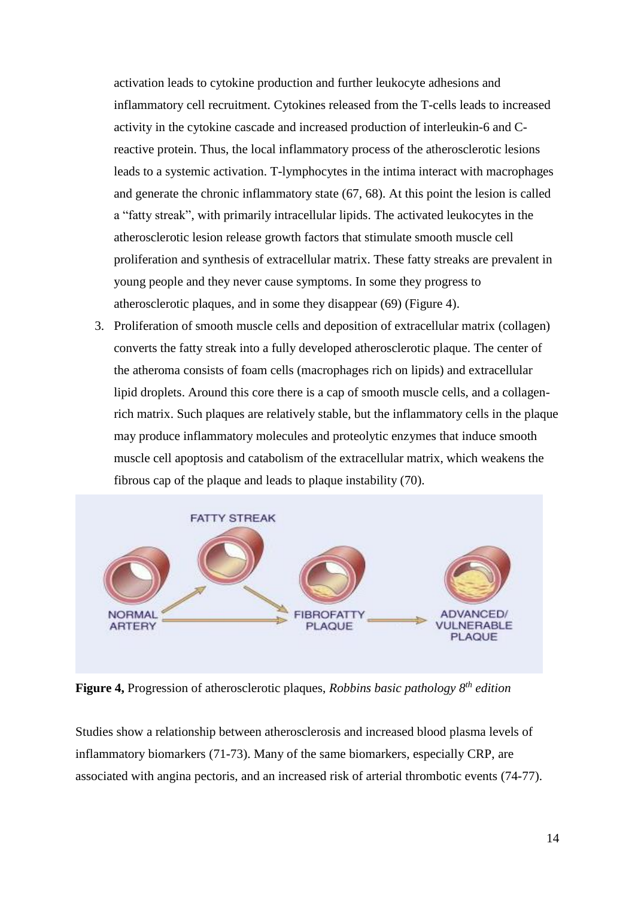activation leads to cytokine production and further leukocyte adhesions and inflammatory cell recruitment. Cytokines released from the T-cells leads to increased activity in the cytokine cascade and increased production of interleukin-6 and C-reactive protein. Thus, the local inflammatory process of the atherosclerotic lesions leads to a systemic activation. T-lymphocytes in the intima interact with macrophages and generate the chronic inflammatory state (67, 68). At this point the lesion is called a "fatty streak", with primarily intracellular lipids. The activated leukocytes in the atherosclerotic lesion release growth factors that stimulate smooth muscle cell proliferation and synthesis of extracellular matrix. These fatty streaks are prevalent in young people and they never cause symptoms. In some they progress to atherosclerotic plaques, and in some they disappear (69) (Figure 4).

3. Proliferation of smooth muscle cells and deposition of extracellular matrix (collagen) converts the fatty streak into a fully developed atherosclerotic plaque. The center of the atheroma consists of foam cells (macrophages rich on lipids) and extracellular lipid droplets. Around this core there is a cap of smooth muscle cells, and a collagen-rich matrix. Such plaques are relatively stable, but the inflammatory cells in the plaque may produce inflammatory molecules and proteolytic enzymes that induce smooth muscle cell apoptosis and catabolism of the extracellular matrix, which weakens the fibrous cap of the plaque and leads to plaque instability (70).

**Figure 4,** Progression of atherosclerotic plaques, *Robbins basic pathology 8th edition*

Studies show a relationship between atherosclerosis and increased blood plasma levels of inflammatory biomarkers (71-73). Many of the same biomarkers, especially CRP, are associated with angina pectoris, and an increased risk of arterial thrombotic events (74-77).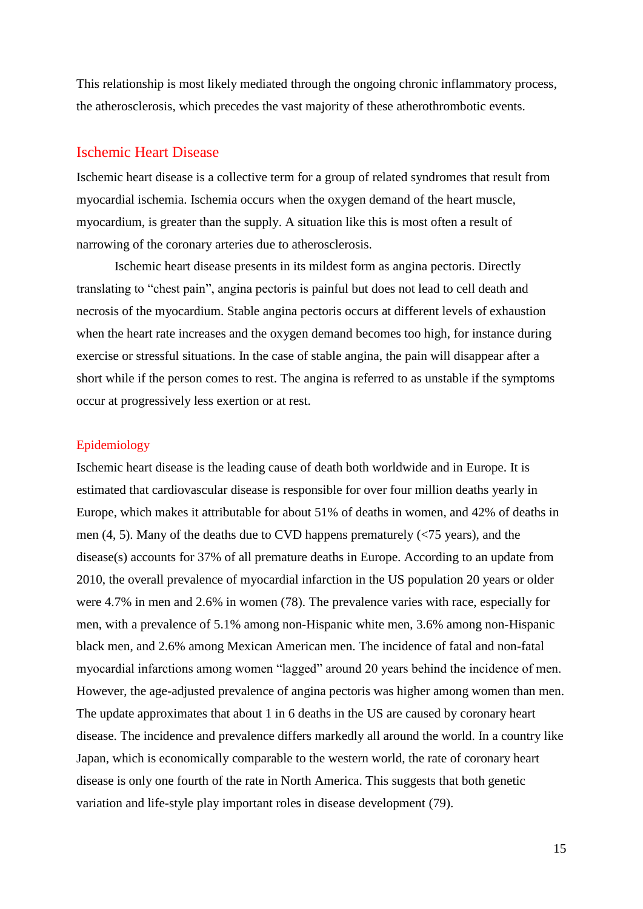This relationship is most likely mediated through the ongoing chronic inflammatory process, the atherosclerosis, which precedes the vast majority of these atherothrombotic events.

## Ischemic Heart Disease

Ischemic heart disease is a collective term for a group of related syndromes that result from myocardial ischemia. Ischemia occurs when the oxygen demand of the heart muscle, myocardium, is greater than the supply. A situation like this is most often a result of narrowing of the coronary arteries due to atherosclerosis.

Ischemic heart disease presents in its mildest form as angina pectoris. Directly translating to "chest pain", angina pectoris is painful but does not lead to cell death and necrosis of the myocardium. Stable angina pectoris occurs at different levels of exhaustion when the heart rate increases and the oxygen demand becomes too high, for instance during exercise or stressful situations. In the case of stable angina, the pain will disappear after a short while if the person comes to rest. The angina is referred to as unstable if the symptoms occur at progressively less exertion or at rest.

### Epidemiology

Ischemic heart disease is the leading cause of death both worldwide and in Europe. It is estimated that cardiovascular disease is responsible for over four million deaths yearly in Europe, which makes it attributable for about 51% of deaths in women, and 42% of deaths in men (4, 5). Many of the deaths due to CVD happens prematurely (<75 years), and the disease(s) accounts for 37% of all premature deaths in Europe. According to an update from 2010, the overall prevalence of myocardial infarction in the US population 20 years or older were 4.7% in men and 2.6% in women (78). The prevalence varies with race, especially for men, with a prevalence of 5.1% among non-Hispanic white men, 3.6% among non-Hispanic black men, and 2.6% among Mexican American men. The incidence of fatal and non-fatal myocardial infarctions among women "lagged" around 20 years behind the incidence of men. However, the age-adjusted prevalence of angina pectoris was higher among women than men. The update approximates that about 1 in 6 deaths in the US are caused by coronary heart disease. The incidence and prevalence differs markedly all around the world. In a country like Japan, which is economically comparable to the western world, the rate of coronary heart disease is only one fourth of the rate in North America. This suggests that both genetic variation and life-style play important roles in disease development (79).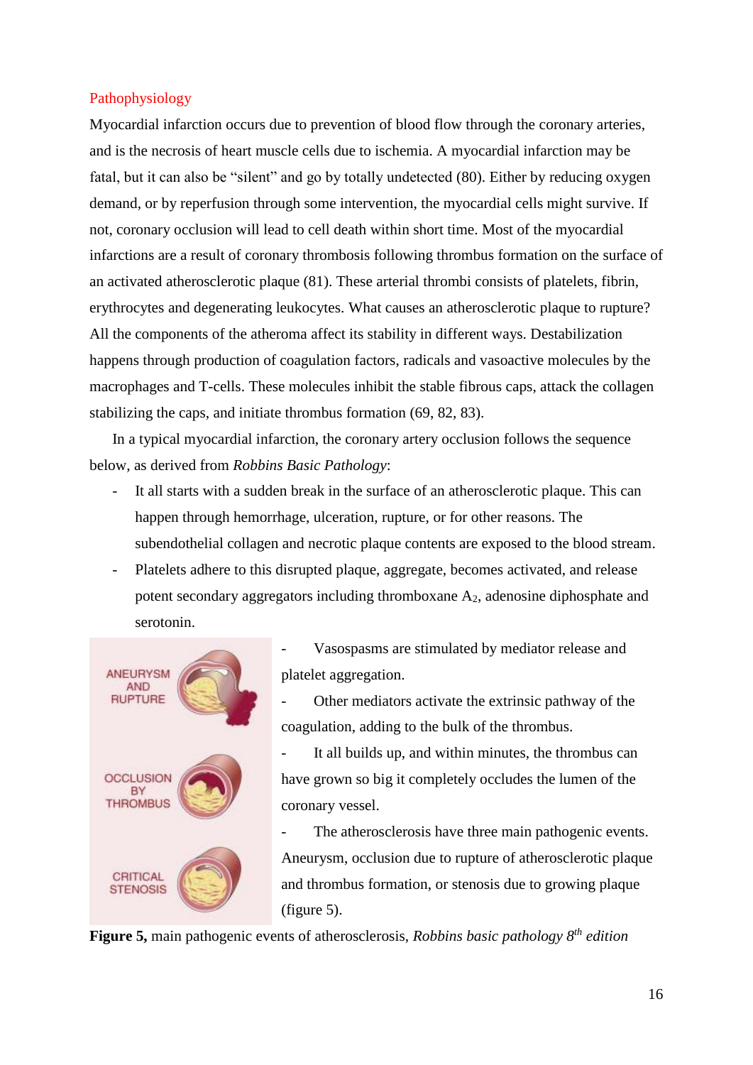## Pathophysiology

Myocardial infarction occurs due to prevention of blood flow through the coronary arteries, and is the necrosis of heart muscle cells due to ischemia. A myocardial infarction may be fatal, but it can also be "silent" and go by totally undetected (80). Either by reducing oxygen demand, or by reperfusion through some intervention, the myocardial cells might survive. If not, coronary occlusion will lead to cell death within short time. Most of the myocardial infarctions are a result of coronary thrombosis following thrombus formation on the surface of an activated atherosclerotic plaque (81). These arterial thrombi consists of platelets, fibrin, erythrocytes and degenerating leukocytes. What causes an atherosclerotic plaque to rupture? All the components of the atheroma affect its stability in different ways. Destabilization happens through production of coagulation factors, radicals and vasoactive molecules by the macrophages and T-cells. These molecules inhibit the stable fibrous caps, attack the collagen stabilizing the caps, and initiate thrombus formation (69, 82, 83).

In a typical myocardial infarction, the coronary artery occlusion follows the sequence below, as derived from *Robbins Basic Pathology*:

- It all starts with a sudden break in the surface of an atherosclerotic plaque. This can happen through hemorrhage, ulceration, rupture, or for other reasons. The subendothelial collagen and necrotic plaque contents are exposed to the blood stream.
- Platelets adhere to this disrupted plaque, aggregate, becomes activated, and release potent secondary aggregators including thromboxane $A_2$, adenosine diphosphate and serotonin.
- Vasospasms are stimulated by mediator release and platelet aggregation.
- Other mediators activate the extrinsic pathway of the coagulation, adding to the bulk of the thrombus.
- It all builds up, and within minutes, the thrombus can have grown so big it completely occludes the lumen of the coronary vessel.
- The atherosclerosis have three main pathogenic events. Aneurysm, occlusion due to rupture of atherosclerotic plaque and thrombus formation, or stenosis due to growing plaque (figure 5).

**Figure 5,** main pathogenic events of atherosclerosis, *Robbins basic pathology 8th edition*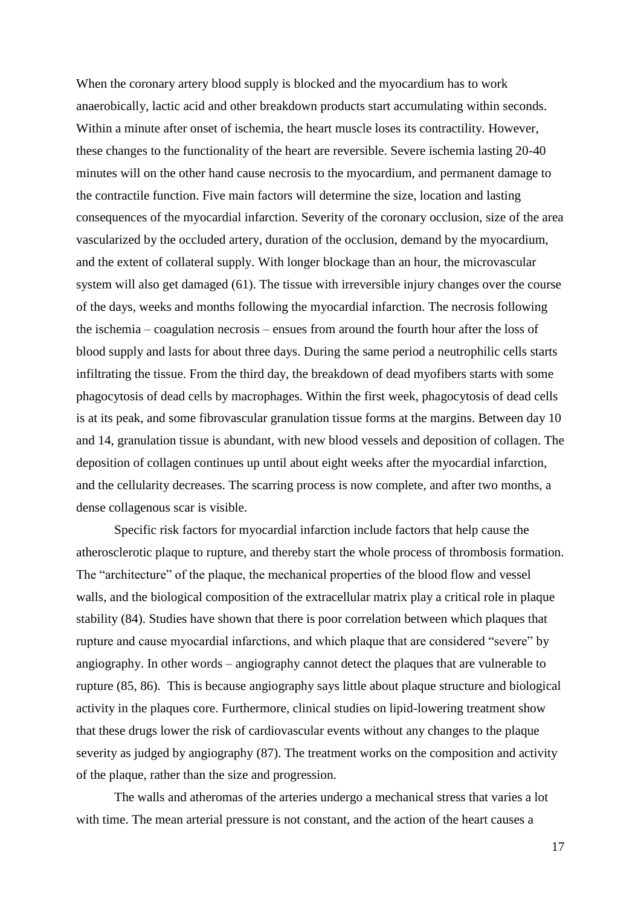When the coronary artery blood supply is blocked and the myocardium has to work anaerobically, lactic acid and other breakdown products start accumulating within seconds. Within a minute after onset of ischemia, the heart muscle loses its contractility. However, these changes to the functionality of the heart are reversible. Severe ischemia lasting 20-40 minutes will on the other hand cause necrosis to the myocardium, and permanent damage to the contractile function. Five main factors will determine the size, location and lasting consequences of the myocardial infarction. Severity of the coronary occlusion, size of the area vascularized by the occluded artery, duration of the occlusion, demand by the myocardium, and the extent of collateral supply. With longer blockage than an hour, the microvascular system will also get damaged (61). The tissue with irreversible injury changes over the course of the days, weeks and months following the myocardial infarction. The necrosis following the ischemia – coagulation necrosis – ensues from around the fourth hour after the loss of blood supply and lasts for about three days. During the same period a neutrophilic cells starts infiltrating the tissue. From the third day, the breakdown of dead myofibers starts with some phagocytosis of dead cells by macrophages. Within the first week, phagocytosis of dead cells is at its peak, and some fibrovascular granulation tissue forms at the margins. Between day 10 and 14, granulation tissue is abundant, with new blood vessels and deposition of collagen. The deposition of collagen continues up until about eight weeks after the myocardial infarction, and the cellularity decreases. The scarring process is now complete, and after two months, a dense collagenous scar is visible.

Specific risk factors for myocardial infarction include factors that help cause the atherosclerotic plaque to rupture, and thereby start the whole process of thrombosis formation. The "architecture" of the plaque, the mechanical properties of the blood flow and vessel walls, and the biological composition of the extracellular matrix play a critical role in plaque stability (84). Studies have shown that there is poor correlation between which plaques that rupture and cause myocardial infarctions, and which plaque that are considered "severe" by angiography. In other words – angiography cannot detect the plaques that are vulnerable to rupture (85, 86). This is because angiography says little about plaque structure and biological activity in the plaques core. Furthermore, clinical studies on lipid-lowering treatment show that these drugs lower the risk of cardiovascular events without any changes to the plaque severity as judged by angiography (87). The treatment works on the composition and activity of the plaque, rather than the size and progression.

The walls and atheromas of the arteries undergo a mechanical stress that varies a lot with time. The mean arterial pressure is not constant, and the action of the heart causes a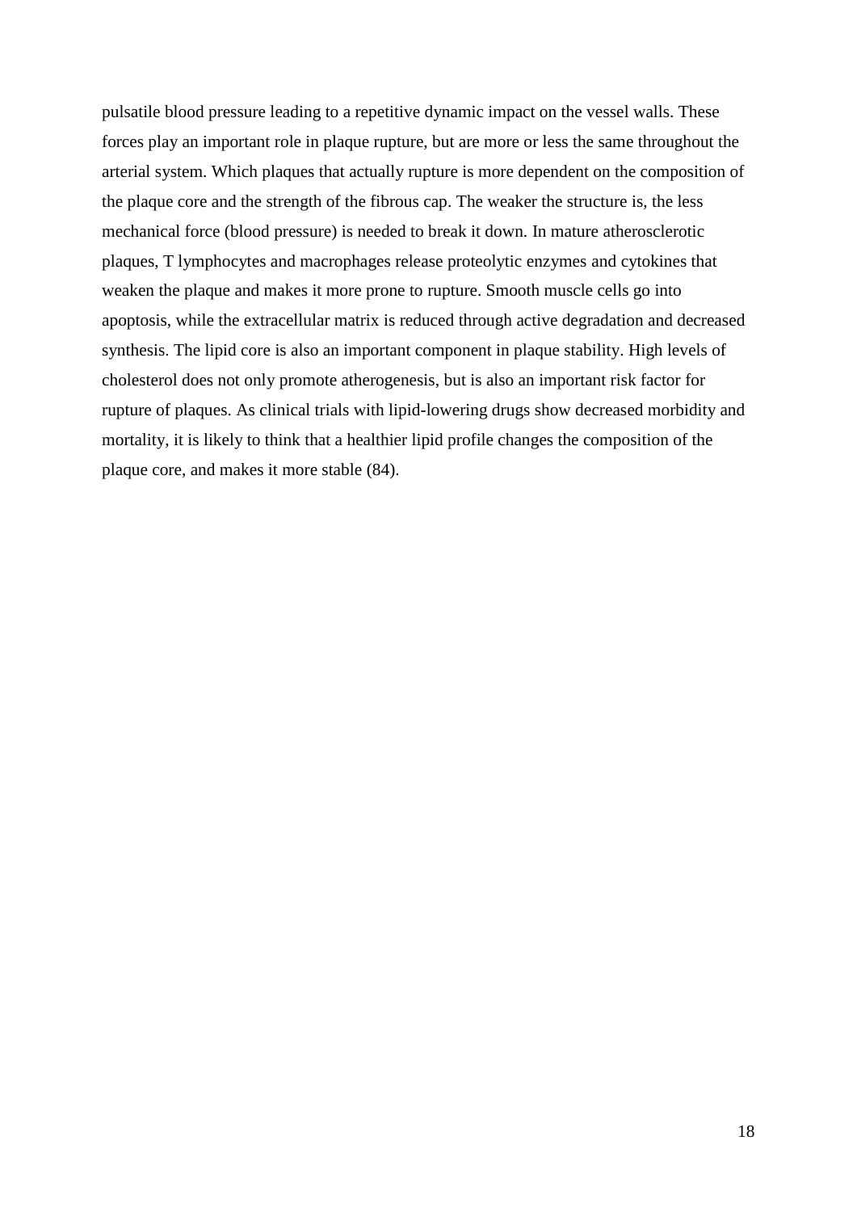pulsatile blood pressure leading to a repetitive dynamic impact on the vessel walls. These forces play an important role in plaque rupture, but are more or less the same throughout the arterial system. Which plaques that actually rupture is more dependent on the composition of the plaque core and the strength of the fibrous cap. The weaker the structure is, the less mechanical force (blood pressure) is needed to break it down. In mature atherosclerotic plaques, T lymphocytes and macrophages release proteolytic enzymes and cytokines that weaken the plaque and makes it more prone to rupture. Smooth muscle cells go into apoptosis, while the extracellular matrix is reduced through active degradation and decreased synthesis. The lipid core is also an important component in plaque stability. High levels of cholesterol does not only promote atherogenesis, but is also an important risk factor for rupture of plaques. As clinical trials with lipid-lowering drugs show decreased morbidity and mortality, it is likely to think that a healthier lipid profile changes the composition of the plaque core, and makes it more stable (84).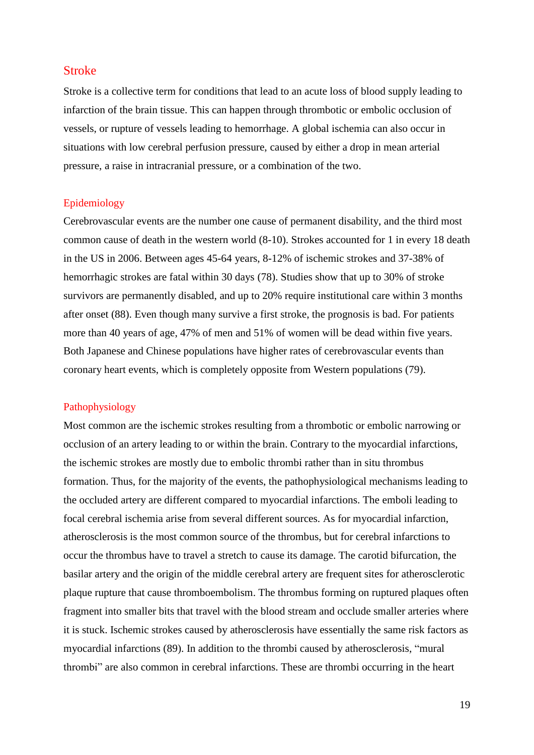## Stroke

Stroke is a collective term for conditions that lead to an acute loss of blood supply leading to infarction of the brain tissue. This can happen through thrombotic or embolic occlusion of vessels, or rupture of vessels leading to hemorrhage. A global ischemia can also occur in situations with low cerebral perfusion pressure, caused by either a drop in mean arterial pressure, a raise in intracranial pressure, or a combination of the two.

### Epidemiology

Cerebrovascular events are the number one cause of permanent disability, and the third most common cause of death in the western world (8-10). Strokes accounted for 1 in every 18 death in the US in 2006. Between ages 45-64 years, 8-12% of ischemic strokes and 37-38% of hemorrhagic strokes are fatal within 30 days (78). Studies show that up to 30% of stroke survivors are permanently disabled, and up to 20% require institutional care within 3 months after onset (88). Even though many survive a first stroke, the prognosis is bad. For patients more than 40 years of age, 47% of men and 51% of women will be dead within five years. Both Japanese and Chinese populations have higher rates of cerebrovascular events than coronary heart events, which is completely opposite from Western populations (79).

### Pathophysiology

Most common are the ischemic strokes resulting from a thrombotic or embolic narrowing or occlusion of an artery leading to or within the brain. Contrary to the myocardial infarctions, the ischemic strokes are mostly due to embolic thrombi rather than in situ thrombus formation. Thus, for the majority of the events, the pathophysiological mechanisms leading to the occluded artery are different compared to myocardial infarctions. The emboli leading to focal cerebral ischemia arise from several different sources. As for myocardial infarction, atherosclerosis is the most common source of the thrombus, but for cerebral infarctions to occur the thrombus have to travel a stretch to cause its damage. The carotid bifurcation, the basilar artery and the origin of the middle cerebral artery are frequent sites for atherosclerotic plaque rupture that cause thromboembolism. The thrombus forming on ruptured plaques often fragment into smaller bits that travel with the blood stream and occlude smaller arteries where it is stuck. Ischemic strokes caused by atherosclerosis have essentially the same risk factors as myocardial infarctions (89). In addition to the thrombi caused by atherosclerosis, "mural thrombi" are also common in cerebral infarctions. These are thrombi occurring in the heart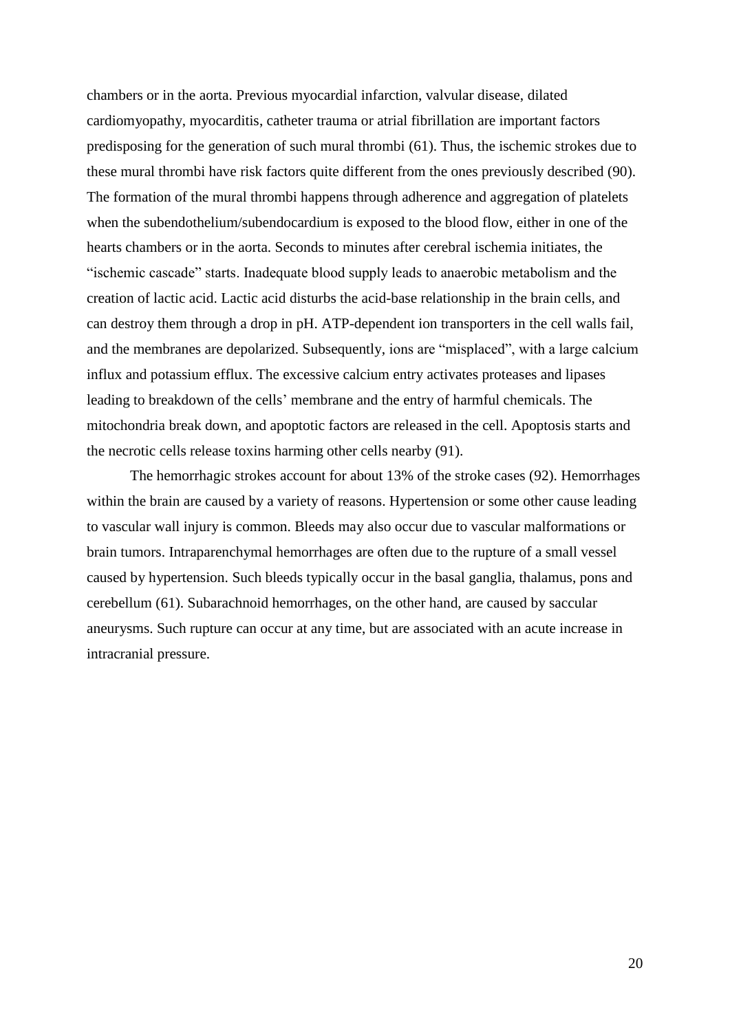chambers or in the aorta. Previous myocardial infarction, valvular disease, dilated cardiomyopathy, myocarditis, catheter trauma or atrial fibrillation are important factors predisposing for the generation of such mural thrombi (61). Thus, the ischemic strokes due to these mural thrombi have risk factors quite different from the ones previously described (90). The formation of the mural thrombi happens through adherence and aggregation of platelets when the subendothelium/subendocardium is exposed to the blood flow, either in one of the hearts chambers or in the aorta. Seconds to minutes after cerebral ischemia initiates, the "ischemic cascade" starts. Inadequate blood supply leads to anaerobic metabolism and the creation of lactic acid. Lactic acid disturbs the acid-base relationship in the brain cells, and can destroy them through a drop in pH. ATP-dependent ion transporters in the cell walls fail, and the membranes are depolarized. Subsequently, ions are "misplaced", with a large calcium influx and potassium efflux. The excessive calcium entry activates proteases and lipases leading to breakdown of the cells' membrane and the entry of harmful chemicals. The mitochondria break down, and apoptotic factors are released in the cell. Apoptosis starts and the necrotic cells release toxins harming other cells nearby (91).

The hemorrhagic strokes account for about 13% of the stroke cases (92). Hemorrhages within the brain are caused by a variety of reasons. Hypertension or some other cause leading to vascular wall injury is common. Bleeds may also occur due to vascular malformations or brain tumors. Intraparenchymal hemorrhages are often due to the rupture of a small vessel caused by hypertension. Such bleeds typically occur in the basal ganglia, thalamus, pons and cerebellum (61). Subarachnoid hemorrhages, on the other hand, are caused by saccular aneurysms. Such rupture can occur at any time, but are associated with an acute increase in intracranial pressure.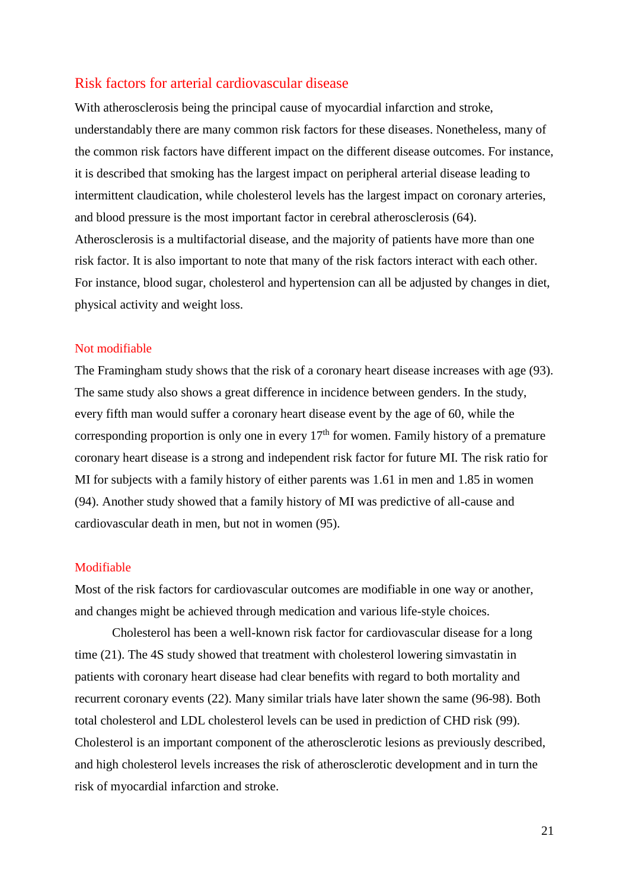## Risk factors for arterial cardiovascular disease

With atherosclerosis being the principal cause of myocardial infarction and stroke, understandably there are many common risk factors for these diseases. Nonetheless, many of the common risk factors have different impact on the different disease outcomes. For instance, it is described that smoking has the largest impact on peripheral arterial disease leading to intermittent claudication, while cholesterol levels has the largest impact on coronary arteries, and blood pressure is the most important factor in cerebral atherosclerosis (64). Atherosclerosis is a multifactorial disease, and the majority of patients have more than one risk factor. It is also important to note that many of the risk factors interact with each other. For instance, blood sugar, cholesterol and hypertension can all be adjusted by changes in diet, physical activity and weight loss.

### Not modifiable

The Framingham study shows that the risk of a coronary heart disease increases with age (93). The same study also shows a great difference in incidence between genders. In the study, every fifth man would suffer a coronary heart disease event by the age of 60, while the corresponding proportion is only one in every 17th for women. Family history of a premature coronary heart disease is a strong and independent risk factor for future MI. The risk ratio for MI for subjects with a family history of either parents was 1.61 in men and 1.85 in women (94). Another study showed that a family history of MI was predictive of all-cause and cardiovascular death in men, but not in women (95).

### Modifiable

Most of the risk factors for cardiovascular outcomes are modifiable in one way or another, and changes might be achieved through medication and various life-style choices.

Cholesterol has been a well-known risk factor for cardiovascular disease for a long time (21). The 4S study showed that treatment with cholesterol lowering simvastatin in patients with coronary heart disease had clear benefits with regard to both mortality and recurrent coronary events (22). Many similar trials have later shown the same (96-98). Both total cholesterol and LDL cholesterol levels can be used in prediction of CHD risk (99). Cholesterol is an important component of the atherosclerotic lesions as previously described, and high cholesterol levels increases the risk of atherosclerotic development and in turn the risk of myocardial infarction and stroke.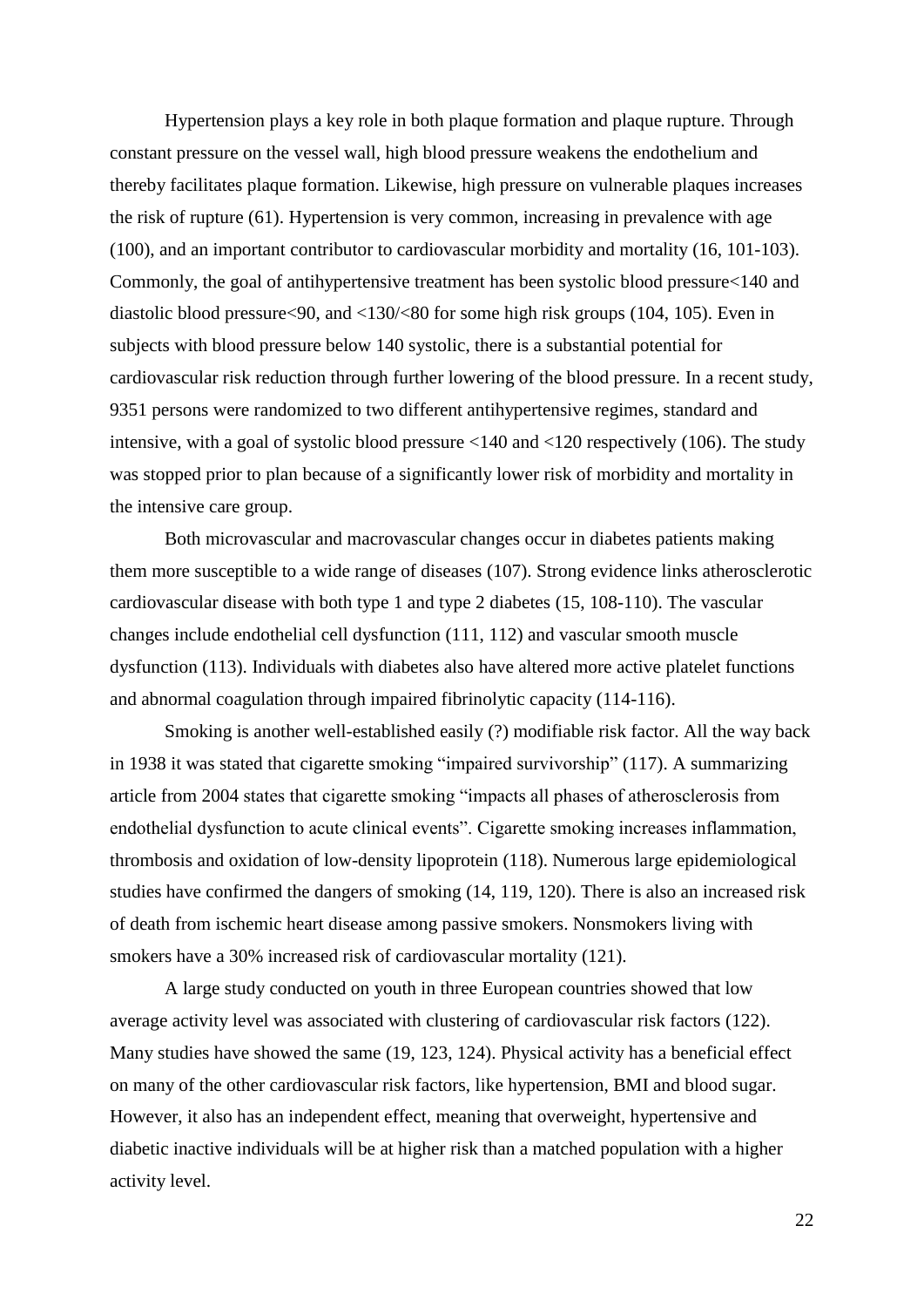Hypertension plays a key role in both plaque formation and plaque rupture. Through constant pressure on the vessel wall, high blood pressure weakens the endothelium and thereby facilitates plaque formation. Likewise, high pressure on vulnerable plaques increases the risk of rupture (61). Hypertension is very common, increasing in prevalence with age (100), and an important contributor to cardiovascular morbidity and mortality (16, 101-103). Commonly, the goal of antihypertensive treatment has been systolic blood pressure<140 and diastolic blood pressure<90, and <130/<80 for some high risk groups (104, 105). Even in subjects with blood pressure below 140 systolic, there is a substantial potential for cardiovascular risk reduction through further lowering of the blood pressure. In a recent study, 9351 persons were randomized to two different antihypertensive regimes, standard and intensive, with a goal of systolic blood pressure <140 and <120 respectively (106). The study was stopped prior to plan because of a significantly lower risk of morbidity and mortality in the intensive care group.

Both microvascular and macrovascular changes occur in diabetes patients making them more susceptible to a wide range of diseases (107). Strong evidence links atherosclerotic cardiovascular disease with both type 1 and type 2 diabetes (15, 108-110). The vascular changes include endothelial cell dysfunction (111, 112) and vascular smooth muscle dysfunction (113). Individuals with diabetes also have altered more active platelet functions and abnormal coagulation through impaired fibrinolytic capacity (114-116).

Smoking is another well-established easily (?) modifiable risk factor. All the way back in 1938 it was stated that cigarette smoking "impaired survivorship" (117). A summarizing article from 2004 states that cigarette smoking "impacts all phases of atherosclerosis from endothelial dysfunction to acute clinical events". Cigarette smoking increases inflammation, thrombosis and oxidation of low-density lipoprotein (118). Numerous large epidemiological studies have confirmed the dangers of smoking (14, 119, 120). There is also an increased risk of death from ischemic heart disease among passive smokers. Nonsmokers living with smokers have a 30% increased risk of cardiovascular mortality (121).

A large study conducted on youth in three European countries showed that low average activity level was associated with clustering of cardiovascular risk factors (122). Many studies have showed the same (19, 123, 124). Physical activity has a beneficial effect on many of the other cardiovascular risk factors, like hypertension, BMI and blood sugar. However, it also has an independent effect, meaning that overweight, hypertensive and diabetic inactive individuals will be at higher risk than a matched population with a higher activity level.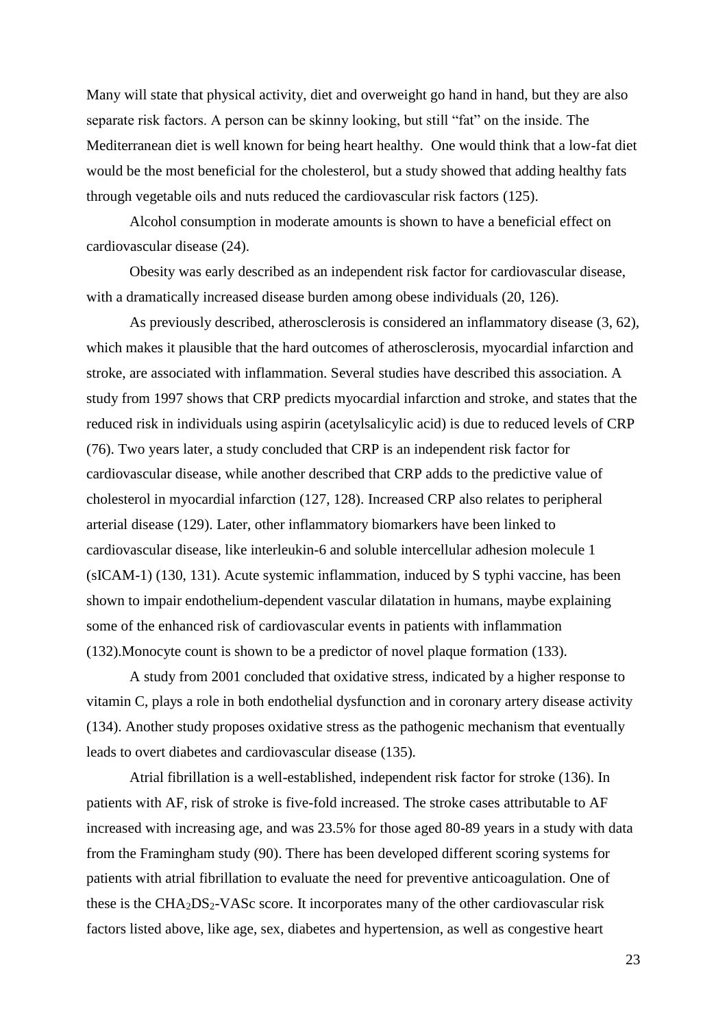Many will state that physical activity, diet and overweight go hand in hand, but they are also separate risk factors. A person can be skinny looking, but still "fat" on the inside. The Mediterranean diet is well known for being heart healthy. One would think that a low-fat diet would be the most beneficial for the cholesterol, but a study showed that adding healthy fats through vegetable oils and nuts reduced the cardiovascular risk factors (125).

Alcohol consumption in moderate amounts is shown to have a beneficial effect on cardiovascular disease (24).

Obesity was early described as an independent risk factor for cardiovascular disease, with a dramatically increased disease burden among obese individuals (20, 126).

As previously described, atherosclerosis is considered an inflammatory disease (3, 62), which makes it plausible that the hard outcomes of atherosclerosis, myocardial infarction and stroke, are associated with inflammation. Several studies have described this association. A study from 1997 shows that CRP predicts myocardial infarction and stroke, and states that the reduced risk in individuals using aspirin (acetylsalicylic acid) is due to reduced levels of CRP (76). Two years later, a study concluded that CRP is an independent risk factor for cardiovascular disease, while another described that CRP adds to the predictive value of cholesterol in myocardial infarction (127, 128). Increased CRP also relates to peripheral arterial disease (129). Later, other inflammatory biomarkers have been linked to cardiovascular disease, like interleukin-6 and soluble intercellular adhesion molecule 1 (sICAM-1) (130, 131). Acute systemic inflammation, induced by S typhi vaccine, has been shown to impair endothelium-dependent vascular dilatation in humans, maybe explaining some of the enhanced risk of cardiovascular events in patients with inflammation (132).Monocyte count is shown to be a predictor of novel plaque formation (133).

A study from 2001 concluded that oxidative stress, indicated by a higher response to vitamin C, plays a role in both endothelial dysfunction and in coronary artery disease activity (134). Another study proposes oxidative stress as the pathogenic mechanism that eventually leads to overt diabetes and cardiovascular disease (135).

Atrial fibrillation is a well-established, independent risk factor for stroke (136). In patients with AF, risk of stroke is five-fold increased. The stroke cases attributable to AF increased with increasing age, and was 23.5% for those aged 80-89 years in a study with data from the Framingham study (90). There has been developed different scoring systems for patients with atrial fibrillation to evaluate the need for preventive anticoagulation. One of these is the $CHA_2DS_2$-VASc score. It incorporates many of the other cardiovascular risk factors listed above, like age, sex, diabetes and hypertension, as well as congestive heart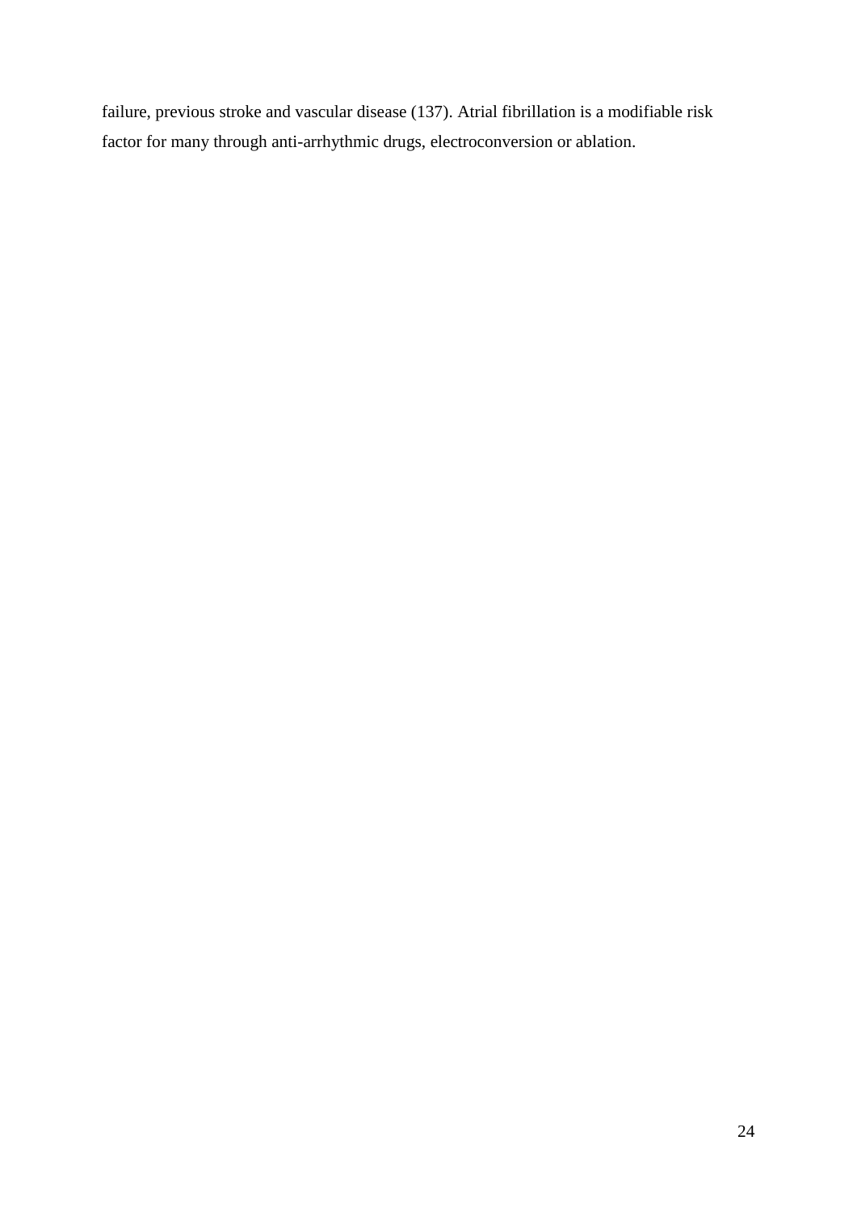failure, previous stroke and vascular disease (137). Atrial fibrillation is a modifiable risk factor for many through anti-arrhythmic drugs, electroconversion or ablation.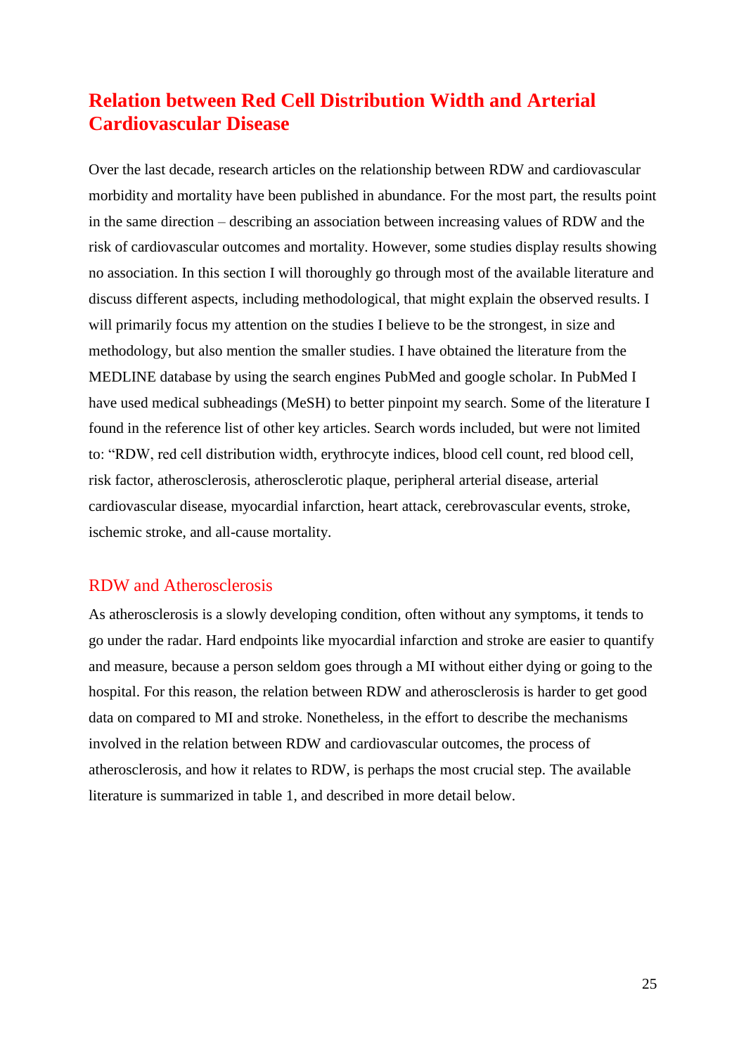# Relation between Red Cell Distribution Width and Arterial Cardiovascular Disease

Over the last decade, research articles on the relationship between RDW and cardiovascular morbidity and mortality have been published in abundance. For the most part, the results point in the same direction – describing an association between increasing values of RDW and the risk of cardiovascular outcomes and mortality. However, some studies display results showing no association. In this section I will thoroughly go through most of the available literature and discuss different aspects, including methodological, that might explain the observed results. I will primarily focus my attention on the studies I believe to be the strongest, in size and methodology, but also mention the smaller studies. I have obtained the literature from the MEDLINE database by using the search engines PubMed and google scholar. In PubMed I have used medical subheadings (MeSH) to better pinpoint my search. Some of the literature I found in the reference list of other key articles. Search words included, but were not limited to: "RDW, red cell distribution width, erythrocyte indices, blood cell count, red blood cell, risk factor, atherosclerosis, atherosclerotic plaque, peripheral arterial disease, arterial cardiovascular disease, myocardial infarction, heart attack, cerebrovascular events, stroke, ischemic stroke, and all-cause mortality.

## RDW and Atherosclerosis

As atherosclerosis is a slowly developing condition, often without any symptoms, it tends to go under the radar. Hard endpoints like myocardial infarction and stroke are easier to quantify and measure, because a person seldom goes through a MI without either dying or going to the hospital. For this reason, the relation between RDW and atherosclerosis is harder to get good data on compared to MI and stroke. Nonetheless, in the effort to describe the mechanisms involved in the relation between RDW and cardiovascular outcomes, the process of atherosclerosis, and how it relates to RDW, is perhaps the most crucial step. The available literature is summarized in table 1, and described in more detail below.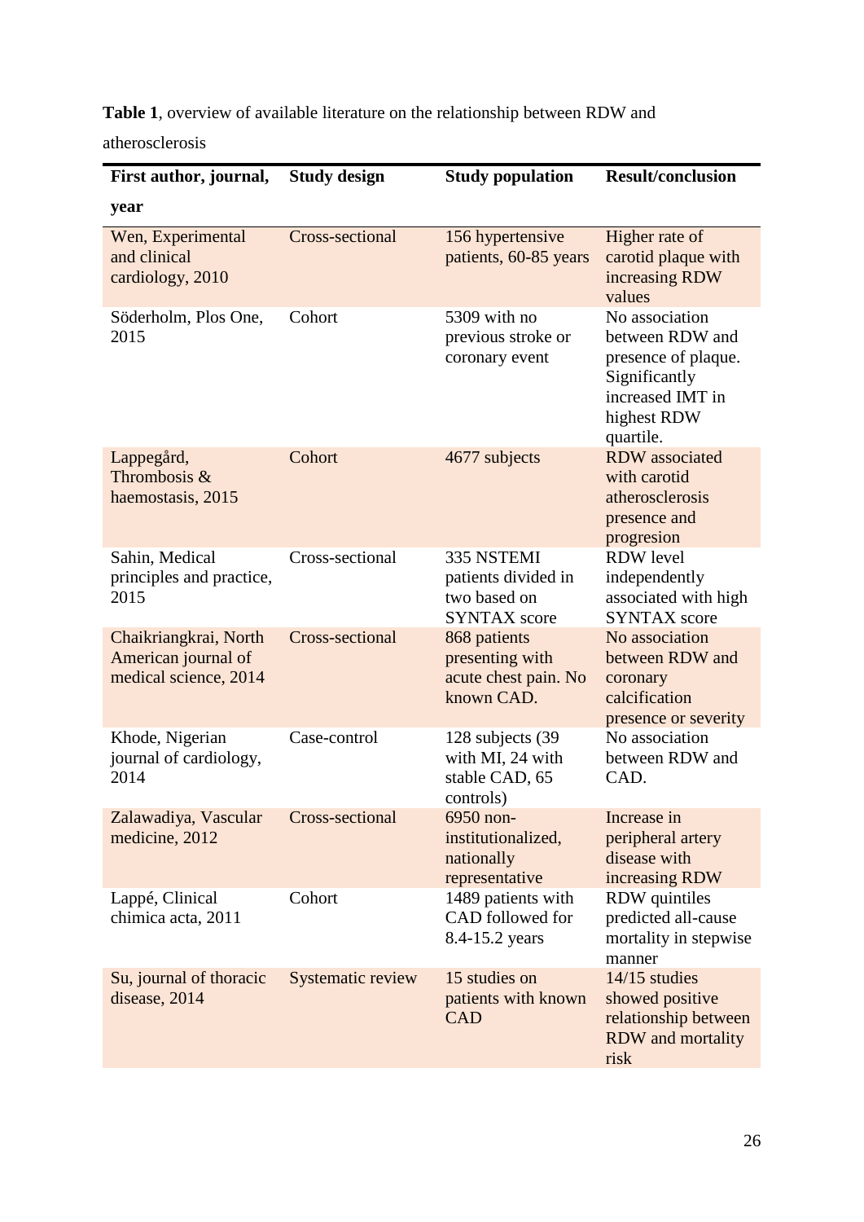**Table 1**, overview of available literature on the relationship between RDW and atherosclerosis

| First author, journal, year | Study design | Study population | Result/conclusion |
|---|---|---|---|
| Wen, Experimental and clinical cardiology, 2010 | Cross-sectional | 156 hypertensive patients, 60-85 years | Higher rate of carotid plaque with increasing RDW values |
| Söderholm, Plos One, 2015 | Cohort | 5309 with no previous stroke or coronary event | No association between RDW and presence of plaque. Significantly increased IMT in highest RDW quartile. |
| Lappegård, Thrombosis & haemostasis, 2015 | Cohort | 4677 subjects | RDW associated with carotid atherosclerosis presence and progresion |
| Sahin, Medical principles and practice, 2015 | Cross-sectional | 335 NSTEMI patients divided in two based on SYNTAX score | RDW level independently associated with high SYNTAX score |
| Chaikriangkrai, North American journal of medical science, 2014 | Cross-sectional | 868 patients presenting with acute chest pain. No known CAD. | No association between RDW and coronary calcification presence or severity |
| Khode, Nigerian journal of cardiology, 2014 | Case-control | 128 subjects (39 with MI, 24 with stable CAD, 65 controls) | No association between RDW and CAD. |
| Zalawadiya, Vascular medicine, 2012 | Cross-sectional | 6950 non-institutionalized, nationally representative | Increase in peripheral artery disease with increasing RDW |
| Lappé, Clinical chimica acta, 2011 | Cohort | 1489 patients with CAD followed for 8.4-15.2 years | RDW quintiles predicted all-cause mortality in stepwise manner |
| Su, journal of thoracic disease, 2014 | Systematic review | 15 studies on patients with known CAD | 14/15 studies showed positive relationship between RDW and mortality risk |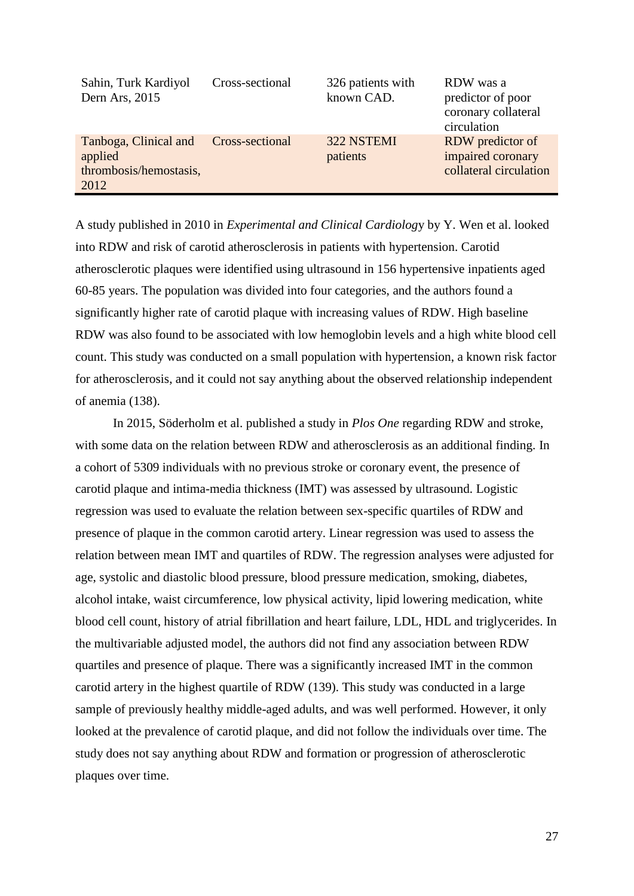| | | | |
|---|---|---|---|
| Sahin, Turk Kardiyol Dern Ars, 2015 | Cross-sectional | 326 patients with known CAD. | RDW was a predictor of poor coronary collateral circulation |
| Tanboga, Clinical and applied thrombosis/hemostasis, 2012 | Cross-sectional | 322 NSTEMI patients | RDW predictor of impaired coronary collateral circulation |

A study published in 2010 in *Experimental and Clinical Cardiology* by Y. Wen et al. looked into RDW and risk of carotid atherosclerosis in patients with hypertension. Carotid atherosclerotic plaques were identified using ultrasound in 156 hypertensive inpatients aged 60-85 years. The population was divided into four categories, and the authors found a significantly higher rate of carotid plaque with increasing values of RDW. High baseline RDW was also found to be associated with low hemoglobin levels and a high white blood cell count. This study was conducted on a small population with hypertension, a known risk factor for atherosclerosis, and it could not say anything about the observed relationship independent of anemia (138).

In 2015, Söderholm et al. published a study in *Plos One* regarding RDW and stroke, with some data on the relation between RDW and atherosclerosis as an additional finding. In a cohort of 5309 individuals with no previous stroke or coronary event, the presence of carotid plaque and intima-media thickness (IMT) was assessed by ultrasound. Logistic regression was used to evaluate the relation between sex-specific quartiles of RDW and presence of plaque in the common carotid artery. Linear regression was used to assess the relation between mean IMT and quartiles of RDW. The regression analyses were adjusted for age, systolic and diastolic blood pressure, blood pressure medication, smoking, diabetes, alcohol intake, waist circumference, low physical activity, lipid lowering medication, white blood cell count, history of atrial fibrillation and heart failure, LDL, HDL and triglycerides. In the multivariable adjusted model, the authors did not find any association between RDW quartiles and presence of plaque. There was a significantly increased IMT in the common carotid artery in the highest quartile of RDW (139). This study was conducted in a large sample of previously healthy middle-aged adults, and was well performed. However, it only looked at the prevalence of carotid plaque, and did not follow the individuals over time. The study does not say anything about RDW and formation or progression of atherosclerotic plaques over time.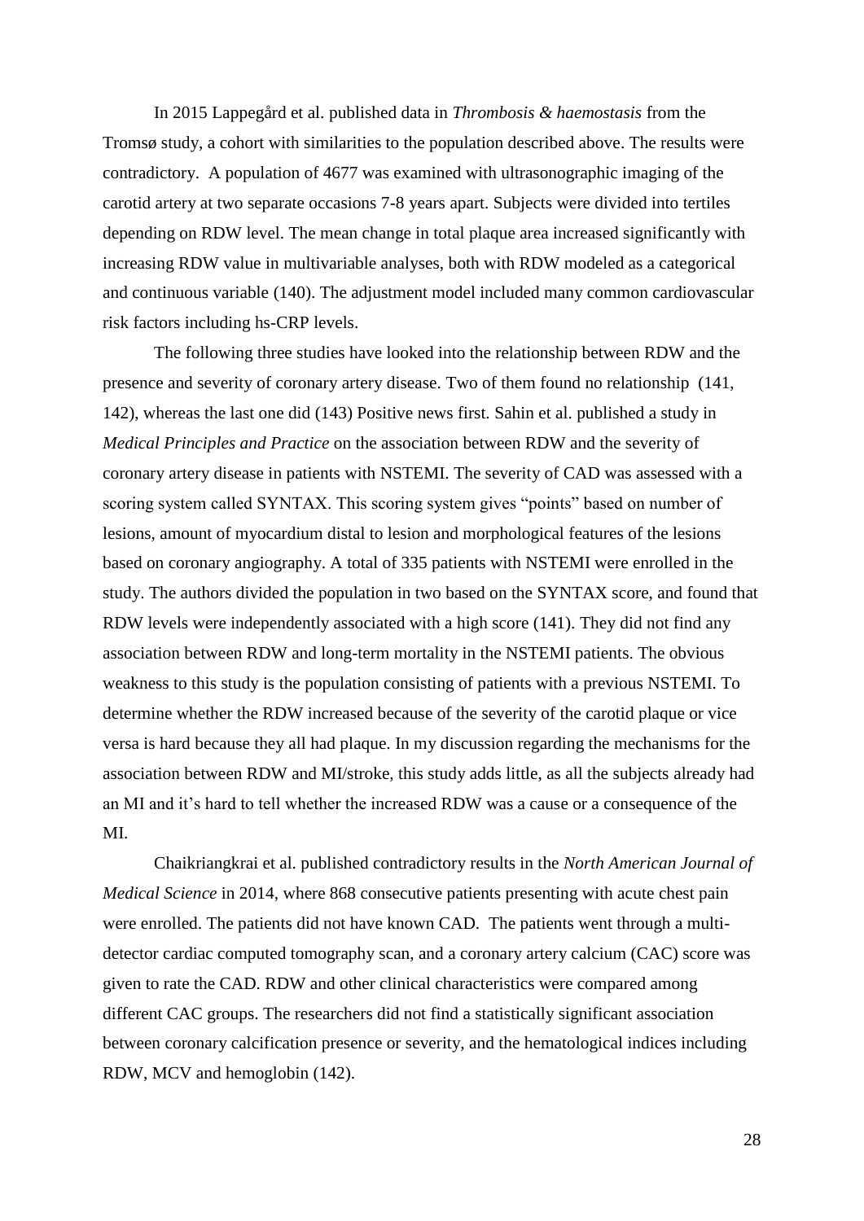In 2015 Lappegård et al. published data in *Thrombosis & haemostasis* from the Tromsø study, a cohort with similarities to the population described above. The results were contradictory. A population of 4677 was examined with ultrasonographic imaging of the carotid artery at two separate occasions 7-8 years apart. Subjects were divided into tertiles depending on RDW level. The mean change in total plaque area increased significantly with increasing RDW value in multivariable analyses, both with RDW modeled as a categorical and continuous variable (140). The adjustment model included many common cardiovascular risk factors including hs-CRP levels.

The following three studies have looked into the relationship between RDW and the presence and severity of coronary artery disease. Two of them found no relationship (141, 142), whereas the last one did (143) Positive news first. Sahin et al. published a study in *Medical Principles and Practice* on the association between RDW and the severity of coronary artery disease in patients with NSTEMI. The severity of CAD was assessed with a scoring system called SYNTAX. This scoring system gives "points" based on number of lesions, amount of myocardium distal to lesion and morphological features of the lesions based on coronary angiography. A total of 335 patients with NSTEMI were enrolled in the study. The authors divided the population in two based on the SYNTAX score, and found that RDW levels were independently associated with a high score (141). They did not find any association between RDW and long-term mortality in the NSTEMI patients. The obvious weakness to this study is the population consisting of patients with a previous NSTEMI. To determine whether the RDW increased because of the severity of the carotid plaque or vice versa is hard because they all had plaque. In my discussion regarding the mechanisms for the association between RDW and MI/stroke, this study adds little, as all the subjects already had an MI and it's hard to tell whether the increased RDW was a cause or a consequence of the MI.

Chaikriangkrai et al. published contradictory results in the *North American Journal of Medical Science* in 2014, where 868 consecutive patients presenting with acute chest pain were enrolled. The patients did not have known CAD. The patients went through a multi-detector cardiac computed tomography scan, and a coronary artery calcium (CAC) score was given to rate the CAD. RDW and other clinical characteristics were compared among different CAC groups. The researchers did not find a statistically significant association between coronary calcification presence or severity, and the hematological indices including RDW, MCV and hemoglobin (142).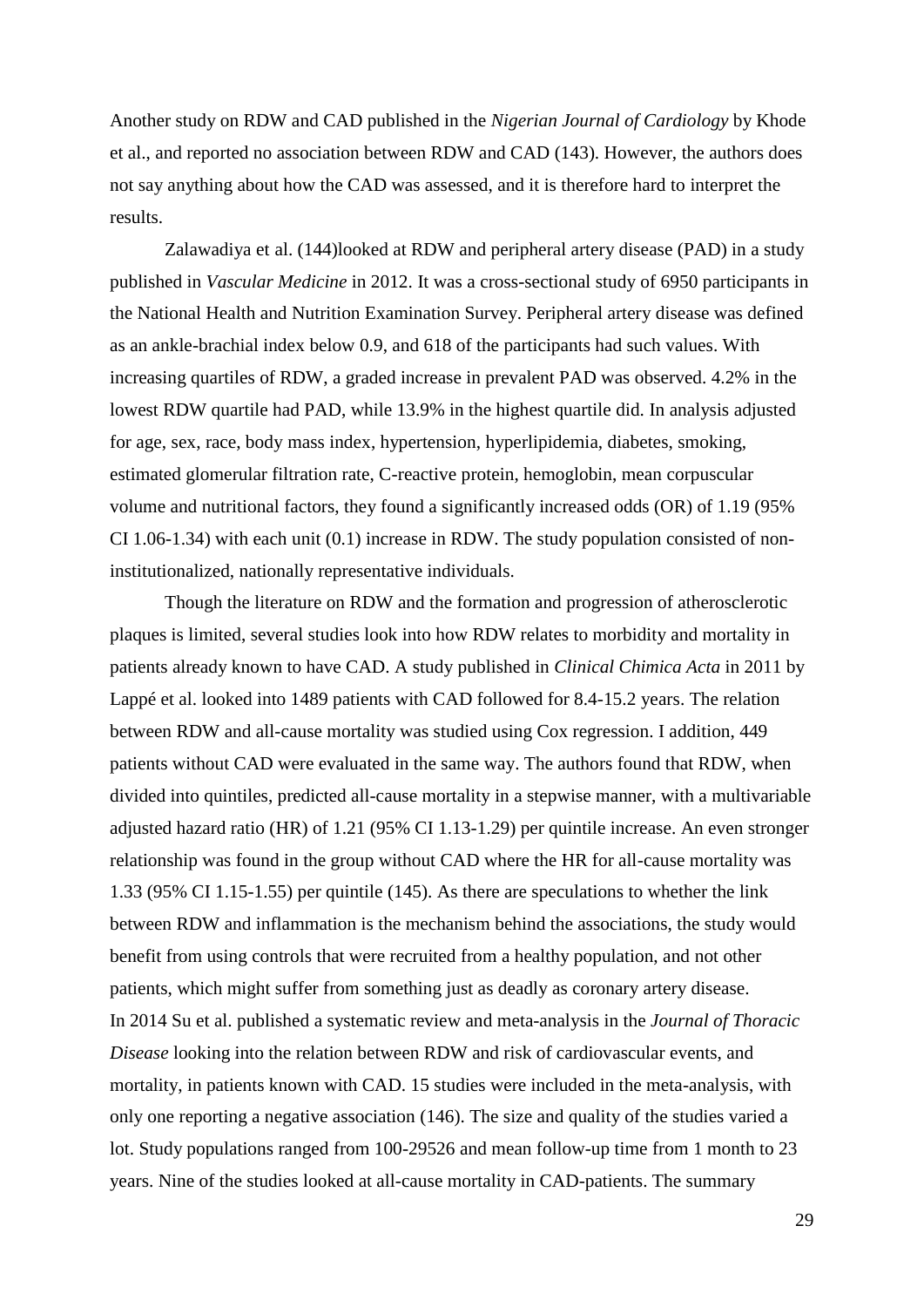Another study on RDW and CAD published in the *Nigerian Journal of Cardiology* by Khode et al., and reported no association between RDW and CAD (143). However, the authors does not say anything about how the CAD was assessed, and it is therefore hard to interpret the results.

Zalawadiya et al. (144)looked at RDW and peripheral artery disease (PAD) in a study published in *Vascular Medicine* in 2012. It was a cross-sectional study of 6950 participants in the National Health and Nutrition Examination Survey. Peripheral artery disease was defined as an ankle-brachial index below 0.9, and 618 of the participants had such values. With increasing quartiles of RDW, a graded increase in prevalent PAD was observed. 4.2% in the lowest RDW quartile had PAD, while 13.9% in the highest quartile did. In analysis adjusted for age, sex, race, body mass index, hypertension, hyperlipidemia, diabetes, smoking, estimated glomerular filtration rate, C-reactive protein, hemoglobin, mean corpuscular volume and nutritional factors, they found a significantly increased odds (OR) of 1.19 (95% CI 1.06-1.34) with each unit (0.1) increase in RDW. The study population consisted of non-institutionalized, nationally representative individuals.

Though the literature on RDW and the formation and progression of atherosclerotic plaques is limited, several studies look into how RDW relates to morbidity and mortality in patients already known to have CAD. A study published in *Clinical Chimica Acta* in 2011 by Lappé et al. looked into 1489 patients with CAD followed for 8.4-15.2 years. The relation between RDW and all-cause mortality was studied using Cox regression. I addition, 449 patients without CAD were evaluated in the same way. The authors found that RDW, when divided into quintiles, predicted all-cause mortality in a stepwise manner, with a multivariable adjusted hazard ratio (HR) of 1.21 (95% CI 1.13-1.29) per quintile increase. An even stronger relationship was found in the group without CAD where the HR for all-cause mortality was 1.33 (95% CI 1.15-1.55) per quintile (145). As there are speculations to whether the link between RDW and inflammation is the mechanism behind the associations, the study would benefit from using controls that were recruited from a healthy population, and not other patients, which might suffer from something just as deadly as coronary artery disease.

In 2014 Su et al. published a systematic review and meta-analysis in the *Journal of Thoracic Disease* looking into the relation between RDW and risk of cardiovascular events, and mortality, in patients known with CAD. 15 studies were included in the meta-analysis, with only one reporting a negative association (146). The size and quality of the studies varied a lot. Study populations ranged from 100-29526 and mean follow-up time from 1 month to 23 years. Nine of the studies looked at all-cause mortality in CAD-patients. The summary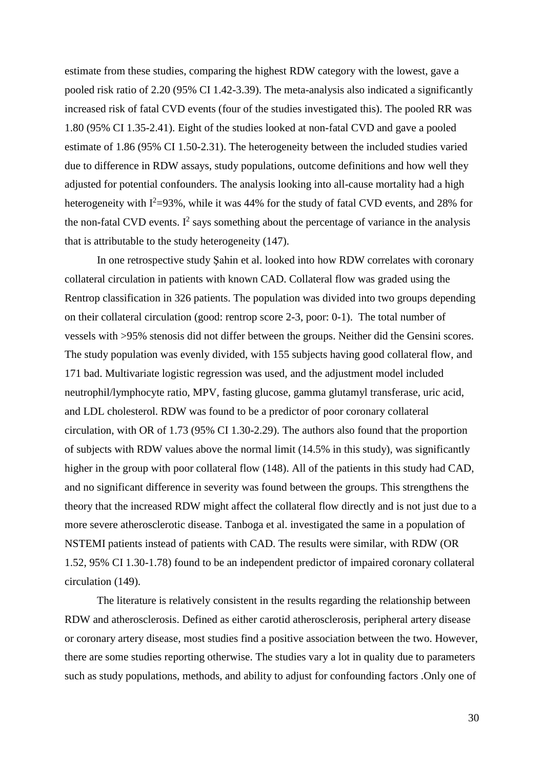estimate from these studies, comparing the highest RDW category with the lowest, gave a pooled risk ratio of 2.20 (95% CI 1.42-3.39). The meta-analysis also indicated a significantly increased risk of fatal CVD events (four of the studies investigated this). The pooled RR was 1.80 (95% CI 1.35-2.41). Eight of the studies looked at non-fatal CVD and gave a pooled estimate of 1.86 (95% CI 1.50-2.31). The heterogeneity between the included studies varied due to difference in RDW assays, study populations, outcome definitions and how well they adjusted for potential confounders. The analysis looking into all-cause mortality had a high heterogeneity with $I^2$=93%, while it was 44% for the study of fatal CVD events, and 28% for the non-fatal CVD events. $I^2$ says something about the percentage of variance in the analysis that is attributable to the study heterogeneity (147).

In one retrospective study Şahin et al. looked into how RDW correlates with coronary collateral circulation in patients with known CAD. Collateral flow was graded using the Rentrop classification in 326 patients. The population was divided into two groups depending on their collateral circulation (good: rentrop score 2-3, poor: 0-1). The total number of vessels with >95% stenosis did not differ between the groups. Neither did the Gensini scores. The study population was evenly divided, with 155 subjects having good collateral flow, and 171 bad. Multivariate logistic regression was used, and the adjustment model included neutrophil/lymphocyte ratio, MPV, fasting glucose, gamma glutamyl transferase, uric acid, and LDL cholesterol. RDW was found to be a predictor of poor coronary collateral circulation, with OR of 1.73 (95% CI 1.30-2.29). The authors also found that the proportion of subjects with RDW values above the normal limit (14.5% in this study), was significantly higher in the group with poor collateral flow (148). All of the patients in this study had CAD, and no significant difference in severity was found between the groups. This strengthens the theory that the increased RDW might affect the collateral flow directly and is not just due to a more severe atherosclerotic disease. Tanboga et al. investigated the same in a population of NSTEMI patients instead of patients with CAD. The results were similar, with RDW (OR 1.52, 95% CI 1.30-1.78) found to be an independent predictor of impaired coronary collateral circulation (149).

The literature is relatively consistent in the results regarding the relationship between RDW and atherosclerosis. Defined as either carotid atherosclerosis, peripheral artery disease or coronary artery disease, most studies find a positive association between the two. However, there are some studies reporting otherwise. The studies vary a lot in quality due to parameters such as study populations, methods, and ability to adjust for confounding factors .Only one of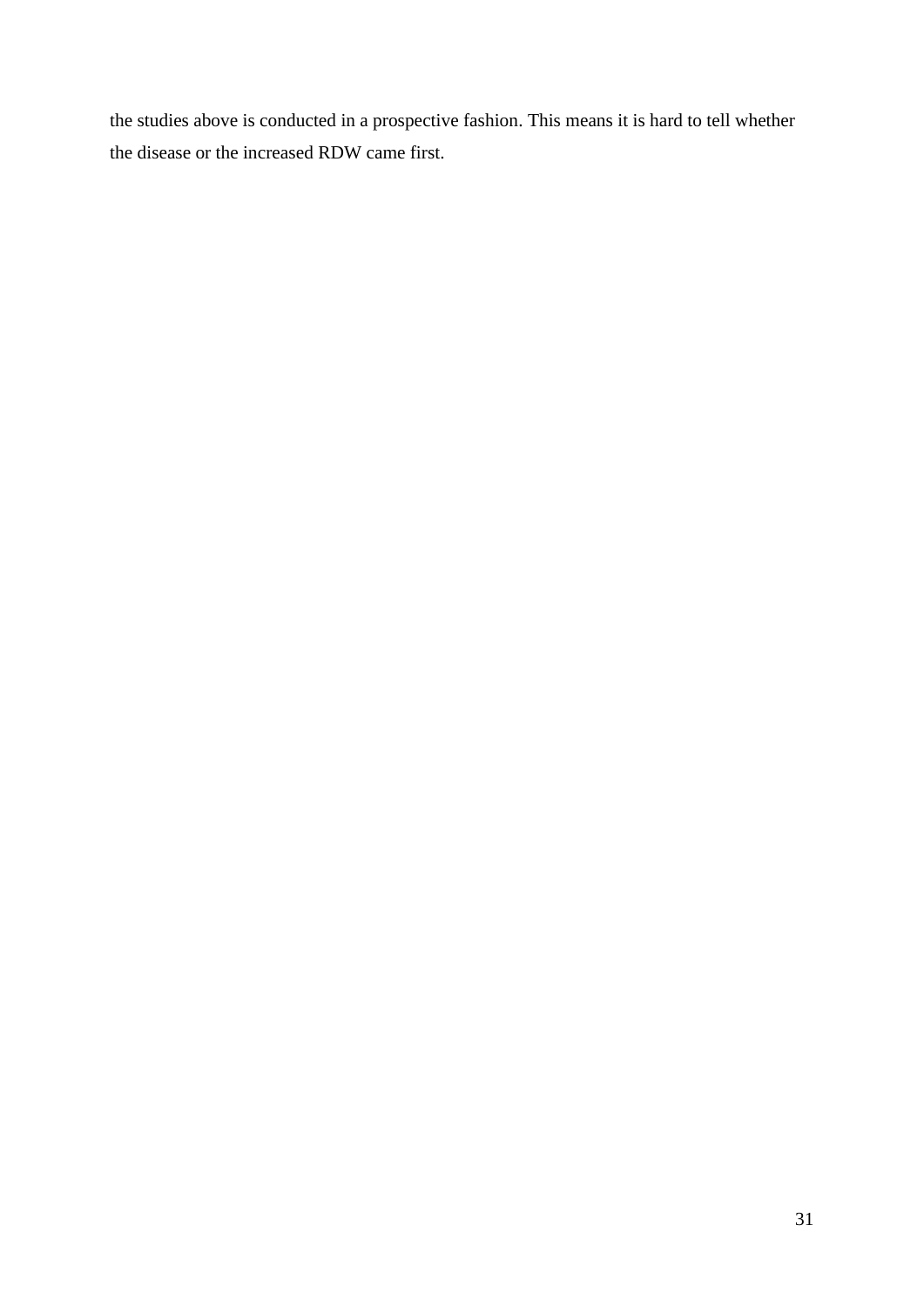the studies above is conducted in a prospective fashion. This means it is hard to tell whether the disease or the increased RDW came first.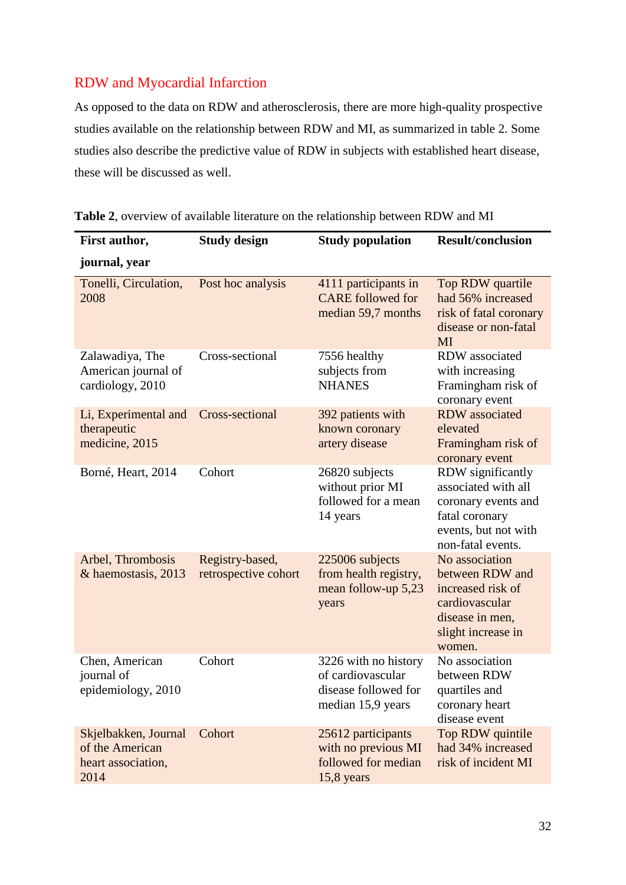## RDW and Myocardial Infarction

As opposed to the data on RDW and atherosclerosis, there are more high-quality prospective studies available on the relationship between RDW and MI, as summarized in table 2. Some studies also describe the predictive value of RDW in subjects with established heart disease, these will be discussed as well.

**Table 2**, overview of available literature on the relationship between RDW and MI

| First author, journal, year | Study design | Study population | Result/conclusion |
|---|---|---|---|
| Tonelli, Circulation, 2008 | Post hoc analysis | 4111 participants in CARE followed for median 59,7 months | Top RDW quartile had 56% increased risk of fatal coronary disease or non-fatal MI |
| Zalawadiya, The American journal of cardiology, 2010 | Cross-sectional | 7556 healthy subjects from NHANES | RDW associated with increasing Framingham risk of coronary event |
| Li, Experimental and therapeutic medicine, 2015 | Cross-sectional | 392 patients with known coronary artery disease | RDW associated elevated Framingham risk of coronary event |
| Borné, Heart, 2014 | Cohort | 26820 subjects without prior MI followed for a mean 14 years | RDW significantly associated with all coronary events and fatal coronary events, but not with non-fatal events. |
| Arbel, Thrombosis & haemostasis, 2013 | Registry-based, retrospective cohort | 225006 subjects from health registry, mean follow-up 5,23 years | No association between RDW and increased risk of cardiovascular disease in men, slight increase in women. |
| Chen, American journal of epidemiology, 2010 | Cohort | 3226 with no history of cardiovascular disease followed for median 15,9 years | No association between RDW quartiles and coronary heart disease event |
| Skjelbakken, Journal of the American heart association, 2014 | Cohort | 25612 participants with no previous MI followed for median 15,8 years | Top RDW quintile had 34% increased risk of incident MI |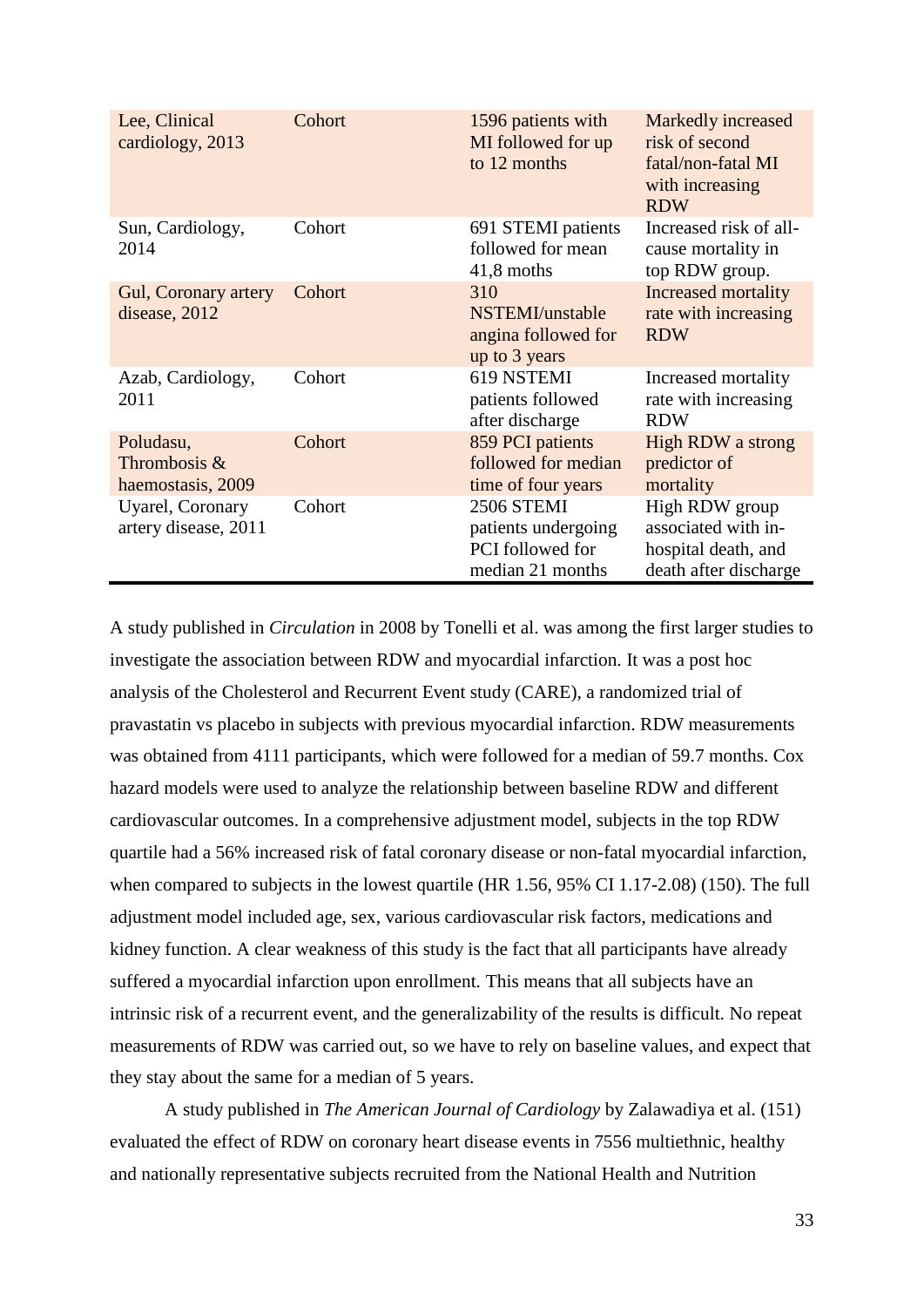| | | | |
|---|---|---|---|
| Lee, Clinical cardiology, 2013 | Cohort | 1596 patients with MI followed for up to 12 months | Markedly increased risk of second fatal/non-fatal MI with increasing RDW |
| Sun, Cardiology, 2014 | Cohort | 691 STEMI patients followed for mean 41,8 moths | Increased risk of all-cause mortality in top RDW group. |
| Gul, Coronary artery disease, 2012 | Cohort | 310 NSTEMI/unstable angina followed for up to 3 years | Increased mortality rate with increasing RDW |
| Azab, Cardiology, 2011 | Cohort | 619 NSTEMI patients followed after discharge | Increased mortality rate with increasing RDW |
| Poludasu, Thrombosis & haemostasis, 2009 | Cohort | 859 PCI patients followed for median time of four years | High RDW a strong predictor of mortality |
| Uyarel, Coronary artery disease, 2011 | Cohort | 2506 STEMI patients undergoing PCI followed for median 21 months | High RDW group associated with in-hospital death, and death after discharge |

A study published in *Circulation* in 2008 by Tonelli et al. was among the first larger studies to investigate the association between RDW and myocardial infarction. It was a post hoc analysis of the Cholesterol and Recurrent Event study (CARE), a randomized trial of pravastatin vs placebo in subjects with previous myocardial infarction. RDW measurements was obtained from 4111 participants, which were followed for a median of 59.7 months. Cox hazard models were used to analyze the relationship between baseline RDW and different cardiovascular outcomes. In a comprehensive adjustment model, subjects in the top RDW quartile had a 56% increased risk of fatal coronary disease or non-fatal myocardial infarction, when compared to subjects in the lowest quartile (HR 1.56, 95% CI 1.17-2.08) (150). The full adjustment model included age, sex, various cardiovascular risk factors, medications and kidney function. A clear weakness of this study is the fact that all participants have already suffered a myocardial infarction upon enrollment. This means that all subjects have an intrinsic risk of a recurrent event, and the generalizability of the results is difficult. No repeat measurements of RDW was carried out, so we have to rely on baseline values, and expect that they stay about the same for a median of 5 years.

A study published in *The American Journal of Cardiology* by Zalawadiya et al. (151) evaluated the effect of RDW on coronary heart disease events in 7556 multiethnic, healthy and nationally representative subjects recruited from the National Health and Nutrition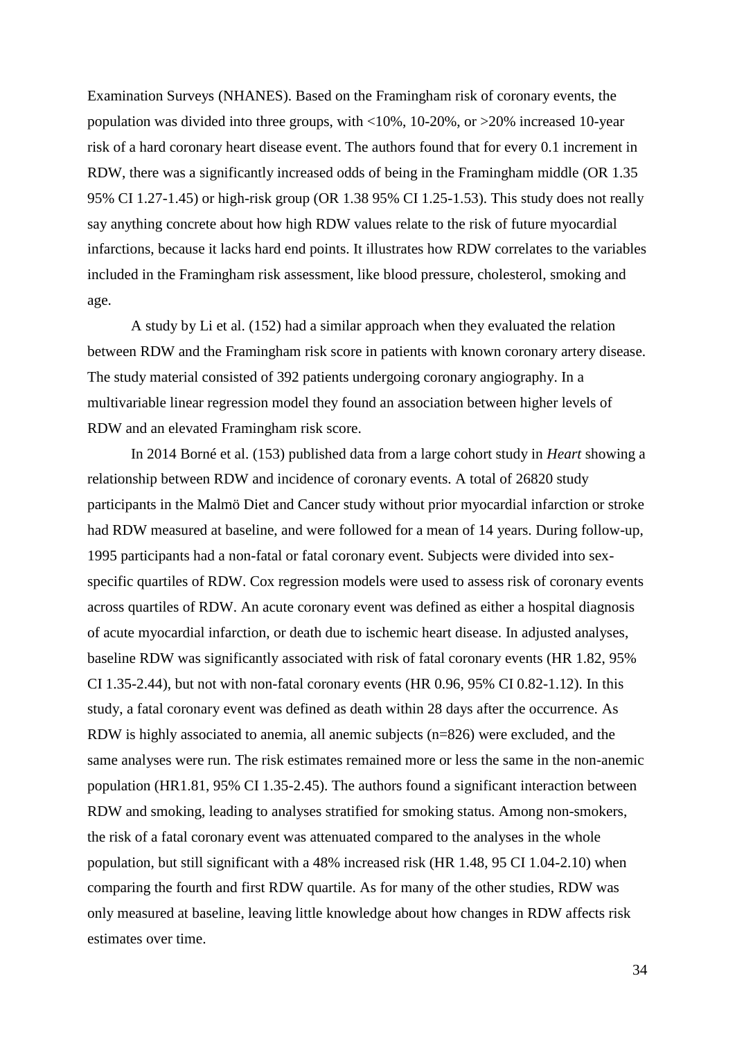Examination Surveys (NHANES). Based on the Framingham risk of coronary events, the population was divided into three groups, with <10%, 10-20%, or >20% increased 10-year risk of a hard coronary heart disease event. The authors found that for every 0.1 increment in RDW, there was a significantly increased odds of being in the Framingham middle (OR 1.35 95% CI 1.27-1.45) or high-risk group (OR 1.38 95% CI 1.25-1.53). This study does not really say anything concrete about how high RDW values relate to the risk of future myocardial infarctions, because it lacks hard end points. It illustrates how RDW correlates to the variables included in the Framingham risk assessment, like blood pressure, cholesterol, smoking and age.

A study by Li et al. (152) had a similar approach when they evaluated the relation between RDW and the Framingham risk score in patients with known coronary artery disease. The study material consisted of 392 patients undergoing coronary angiography. In a multivariable linear regression model they found an association between higher levels of RDW and an elevated Framingham risk score.

In 2014 Borné et al. (153) published data from a large cohort study in *Heart* showing a relationship between RDW and incidence of coronary events. A total of 26820 study participants in the Malmö Diet and Cancer study without prior myocardial infarction or stroke had RDW measured at baseline, and were followed for a mean of 14 years. During follow-up, 1995 participants had a non-fatal or fatal coronary event. Subjects were divided into sex-specific quartiles of RDW. Cox regression models were used to assess risk of coronary events across quartiles of RDW. An acute coronary event was defined as either a hospital diagnosis of acute myocardial infarction, or death due to ischemic heart disease. In adjusted analyses, baseline RDW was significantly associated with risk of fatal coronary events (HR 1.82, 95% CI 1.35-2.44), but not with non-fatal coronary events (HR 0.96, 95% CI 0.82-1.12). In this study, a fatal coronary event was defined as death within 28 days after the occurrence. As RDW is highly associated to anemia, all anemic subjects (n=826) were excluded, and the same analyses were run. The risk estimates remained more or less the same in the non-anemic population (HR1.81, 95% CI 1.35-2.45). The authors found a significant interaction between RDW and smoking, leading to analyses stratified for smoking status. Among non-smokers, the risk of a fatal coronary event was attenuated compared to the analyses in the whole population, but still significant with a 48% increased risk (HR 1.48, 95 CI 1.04-2.10) when comparing the fourth and first RDW quartile. As for many of the other studies, RDW was only measured at baseline, leaving little knowledge about how changes in RDW affects risk estimates over time.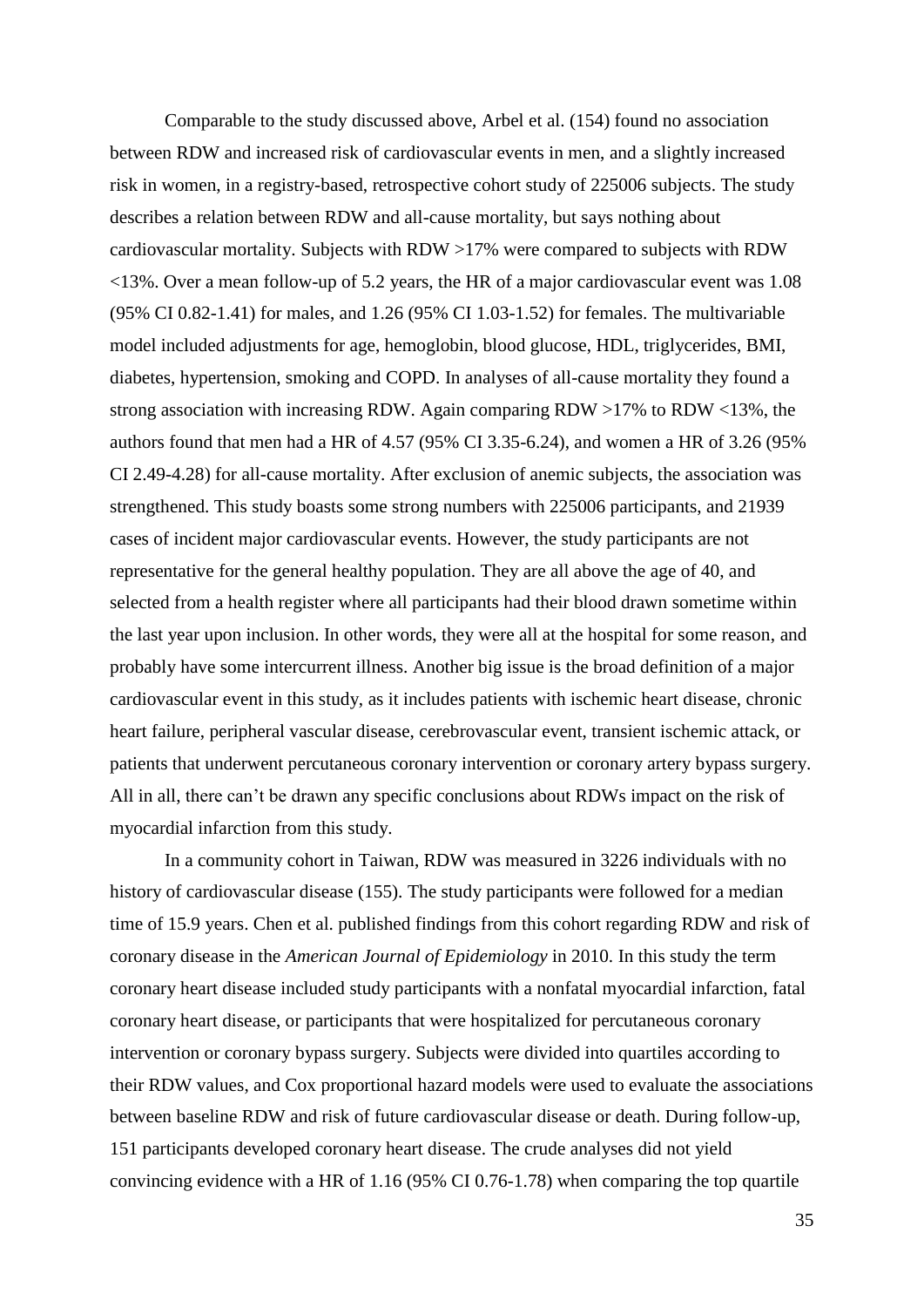Comparable to the study discussed above, Arbel et al. (154) found no association between RDW and increased risk of cardiovascular events in men, and a slightly increased risk in women, in a registry-based, retrospective cohort study of 225006 subjects. The study describes a relation between RDW and all-cause mortality, but says nothing about cardiovascular mortality. Subjects with RDW >17% were compared to subjects with RDW <13%. Over a mean follow-up of 5.2 years, the HR of a major cardiovascular event was 1.08 (95% CI 0.82-1.41) for males, and 1.26 (95% CI 1.03-1.52) for females. The multivariable model included adjustments for age, hemoglobin, blood glucose, HDL, triglycerides, BMI, diabetes, hypertension, smoking and COPD. In analyses of all-cause mortality they found a strong association with increasing RDW. Again comparing RDW >17% to RDW <13%, the authors found that men had a HR of 4.57 (95% CI 3.35-6.24), and women a HR of 3.26 (95% CI 2.49-4.28) for all-cause mortality. After exclusion of anemic subjects, the association was strengthened. This study boasts some strong numbers with 225006 participants, and 21939 cases of incident major cardiovascular events. However, the study participants are not representative for the general healthy population. They are all above the age of 40, and selected from a health register where all participants had their blood drawn sometime within the last year upon inclusion. In other words, they were all at the hospital for some reason, and probably have some intercurrent illness. Another big issue is the broad definition of a major cardiovascular event in this study, as it includes patients with ischemic heart disease, chronic heart failure, peripheral vascular disease, cerebrovascular event, transient ischemic attack, or patients that underwent percutaneous coronary intervention or coronary artery bypass surgery. All in all, there can't be drawn any specific conclusions about RDWs impact on the risk of myocardial infarction from this study.

In a community cohort in Taiwan, RDW was measured in 3226 individuals with no history of cardiovascular disease (155). The study participants were followed for a median time of 15.9 years. Chen et al. published findings from this cohort regarding RDW and risk of coronary disease in the *American Journal of Epidemiology* in 2010. In this study the term coronary heart disease included study participants with a nonfatal myocardial infarction, fatal coronary heart disease, or participants that were hospitalized for percutaneous coronary intervention or coronary bypass surgery. Subjects were divided into quartiles according to their RDW values, and Cox proportional hazard models were used to evaluate the associations between baseline RDW and risk of future cardiovascular disease or death. During follow-up, 151 participants developed coronary heart disease. The crude analyses did not yield convincing evidence with a HR of 1.16 (95% CI 0.76-1.78) when comparing the top quartile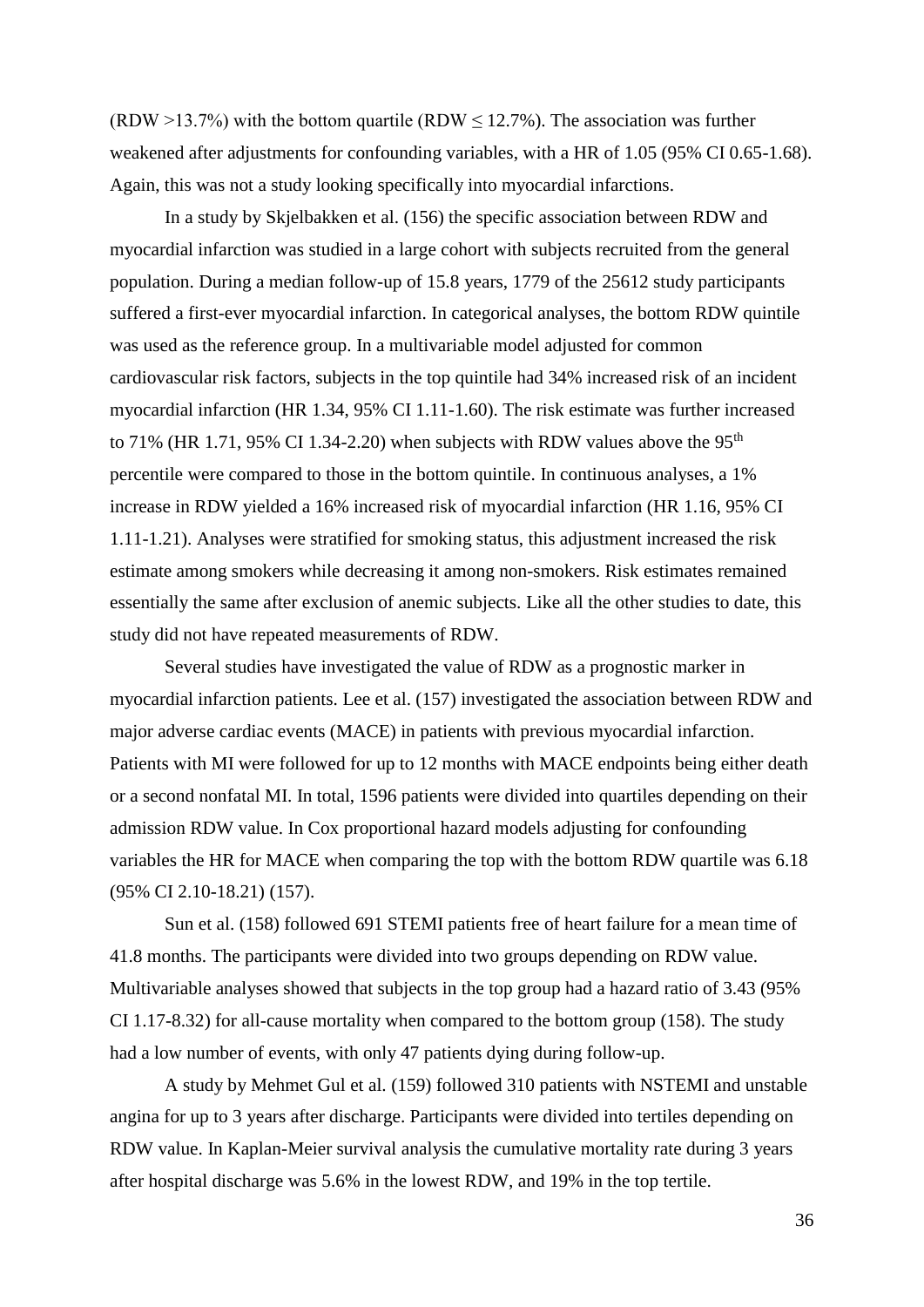(RDW >13.7%) with the bottom quartile (RDW ≤ 12.7%). The association was further weakened after adjustments for confounding variables, with a HR of 1.05 (95% CI 0.65-1.68). Again, this was not a study looking specifically into myocardial infarctions.

In a study by Skjelbakken et al. (156) the specific association between RDW and myocardial infarction was studied in a large cohort with subjects recruited from the general population. During a median follow-up of 15.8 years, 1779 of the 25612 study participants suffered a first-ever myocardial infarction. In categorical analyses, the bottom RDW quintile was used as the reference group. In a multivariable model adjusted for common cardiovascular risk factors, subjects in the top quintile had 34% increased risk of an incident myocardial infarction (HR 1.34, 95% CI 1.11-1.60). The risk estimate was further increased to 71% (HR 1.71, 95% CI 1.34-2.20) when subjects with RDW values above the 95$^{th}$ percentile were compared to those in the bottom quintile. In continuous analyses, a 1% increase in RDW yielded a 16% increased risk of myocardial infarction (HR 1.16, 95% CI 1.11-1.21). Analyses were stratified for smoking status, this adjustment increased the risk estimate among smokers while decreasing it among non-smokers. Risk estimates remained essentially the same after exclusion of anemic subjects. Like all the other studies to date, this study did not have repeated measurements of RDW.

Several studies have investigated the value of RDW as a prognostic marker in myocardial infarction patients. Lee et al. (157) investigated the association between RDW and major adverse cardiac events (MACE) in patients with previous myocardial infarction. Patients with MI were followed for up to 12 months with MACE endpoints being either death or a second nonfatal MI. In total, 1596 patients were divided into quartiles depending on their admission RDW value. In Cox proportional hazard models adjusting for confounding variables the HR for MACE when comparing the top with the bottom RDW quartile was 6.18 (95% CI 2.10-18.21) (157).

Sun et al. (158) followed 691 STEMI patients free of heart failure for a mean time of 41.8 months. The participants were divided into two groups depending on RDW value. Multivariable analyses showed that subjects in the top group had a hazard ratio of 3.43 (95% CI 1.17-8.32) for all-cause mortality when compared to the bottom group (158). The study had a low number of events, with only 47 patients dying during follow-up.

A study by Mehmet Gul et al. (159) followed 310 patients with NSTEMI and unstable angina for up to 3 years after discharge. Participants were divided into tertiles depending on RDW value. In Kaplan-Meier survival analysis the cumulative mortality rate during 3 years after hospital discharge was 5.6% in the lowest RDW, and 19% in the top tertile.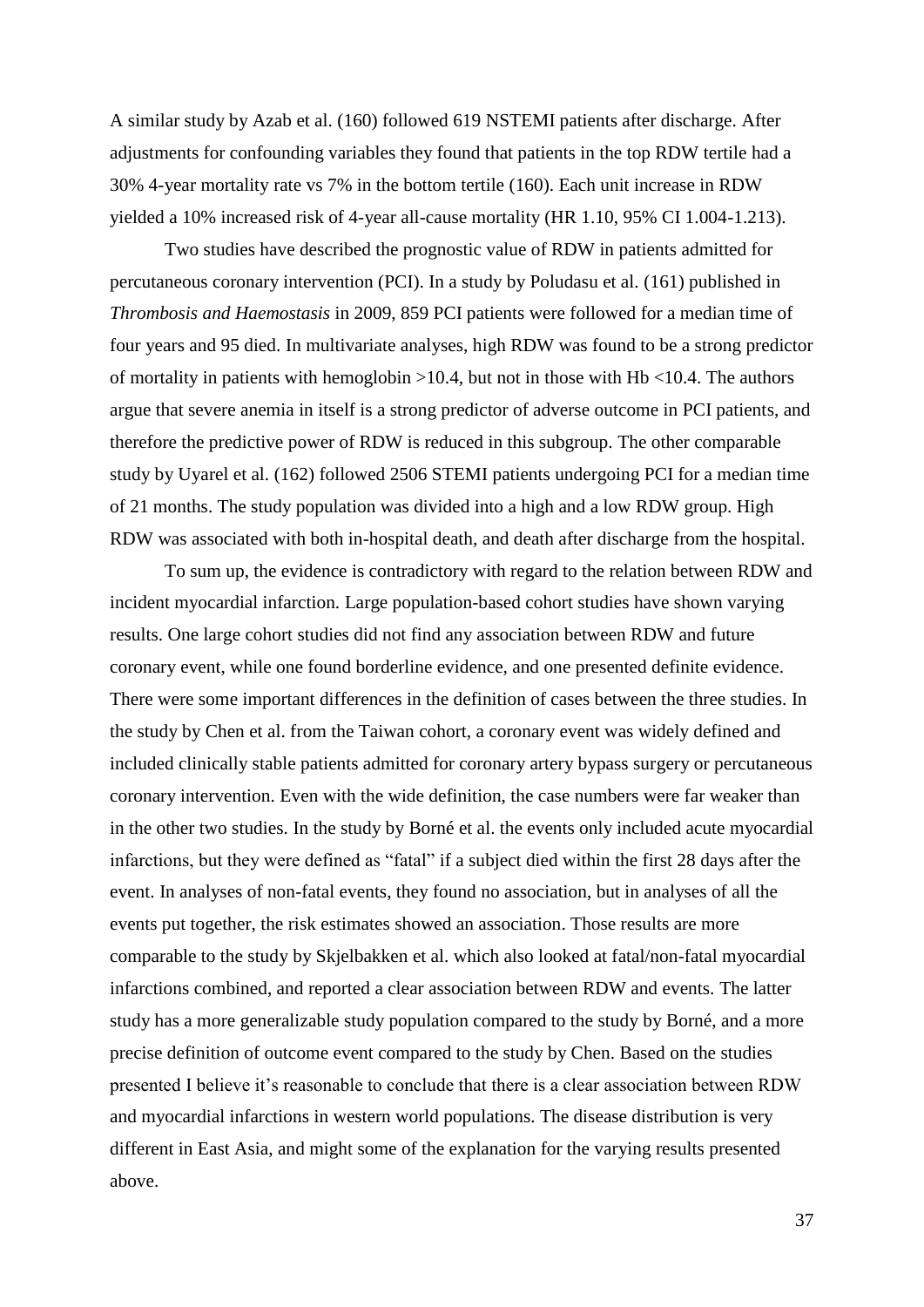A similar study by Azab et al. (160) followed 619 NSTEMI patients after discharge. After adjustments for confounding variables they found that patients in the top RDW tertile had a 30% 4-year mortality rate vs 7% in the bottom tertile (160). Each unit increase in RDW yielded a 10% increased risk of 4-year all-cause mortality (HR 1.10, 95% CI 1.004-1.213).

Two studies have described the prognostic value of RDW in patients admitted for percutaneous coronary intervention (PCI). In a study by Poludasu et al. (161) published in *Thrombosis and Haemostasis* in 2009, 859 PCI patients were followed for a median time of four years and 95 died. In multivariate analyses, high RDW was found to be a strong predictor of mortality in patients with hemoglobin >10.4, but not in those with Hb <10.4. The authors argue that severe anemia in itself is a strong predictor of adverse outcome in PCI patients, and therefore the predictive power of RDW is reduced in this subgroup. The other comparable study by Uyarel et al. (162) followed 2506 STEMI patients undergoing PCI for a median time of 21 months. The study population was divided into a high and a low RDW group. High RDW was associated with both in-hospital death, and death after discharge from the hospital.

To sum up, the evidence is contradictory with regard to the relation between RDW and incident myocardial infarction. Large population-based cohort studies have shown varying results. One large cohort studies did not find any association between RDW and future coronary event, while one found borderline evidence, and one presented definite evidence. There were some important differences in the definition of cases between the three studies. In the study by Chen et al. from the Taiwan cohort, a coronary event was widely defined and included clinically stable patients admitted for coronary artery bypass surgery or percutaneous coronary intervention. Even with the wide definition, the case numbers were far weaker than in the other two studies. In the study by Borné et al. the events only included acute myocardial infarctions, but they were defined as "fatal" if a subject died within the first 28 days after the event. In analyses of non-fatal events, they found no association, but in analyses of all the events put together, the risk estimates showed an association. Those results are more comparable to the study by Skjelbakken et al. which also looked at fatal/non-fatal myocardial infarctions combined, and reported a clear association between RDW and events. The latter study has a more generalizable study population compared to the study by Borné, and a more precise definition of outcome event compared to the study by Chen. Based on the studies presented I believe it's reasonable to conclude that there is a clear association between RDW and myocardial infarctions in western world populations. The disease distribution is very different in East Asia, and might some of the explanation for the varying results presented above.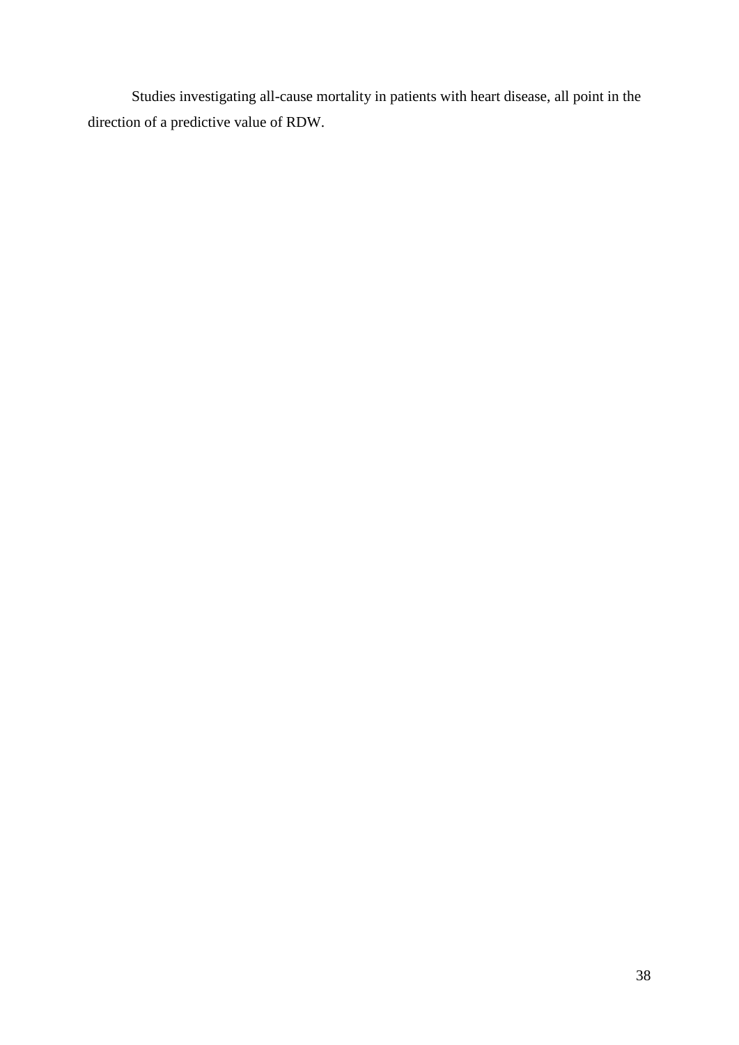Studies investigating all-cause mortality in patients with heart disease, all point in the direction of a predictive value of RDW.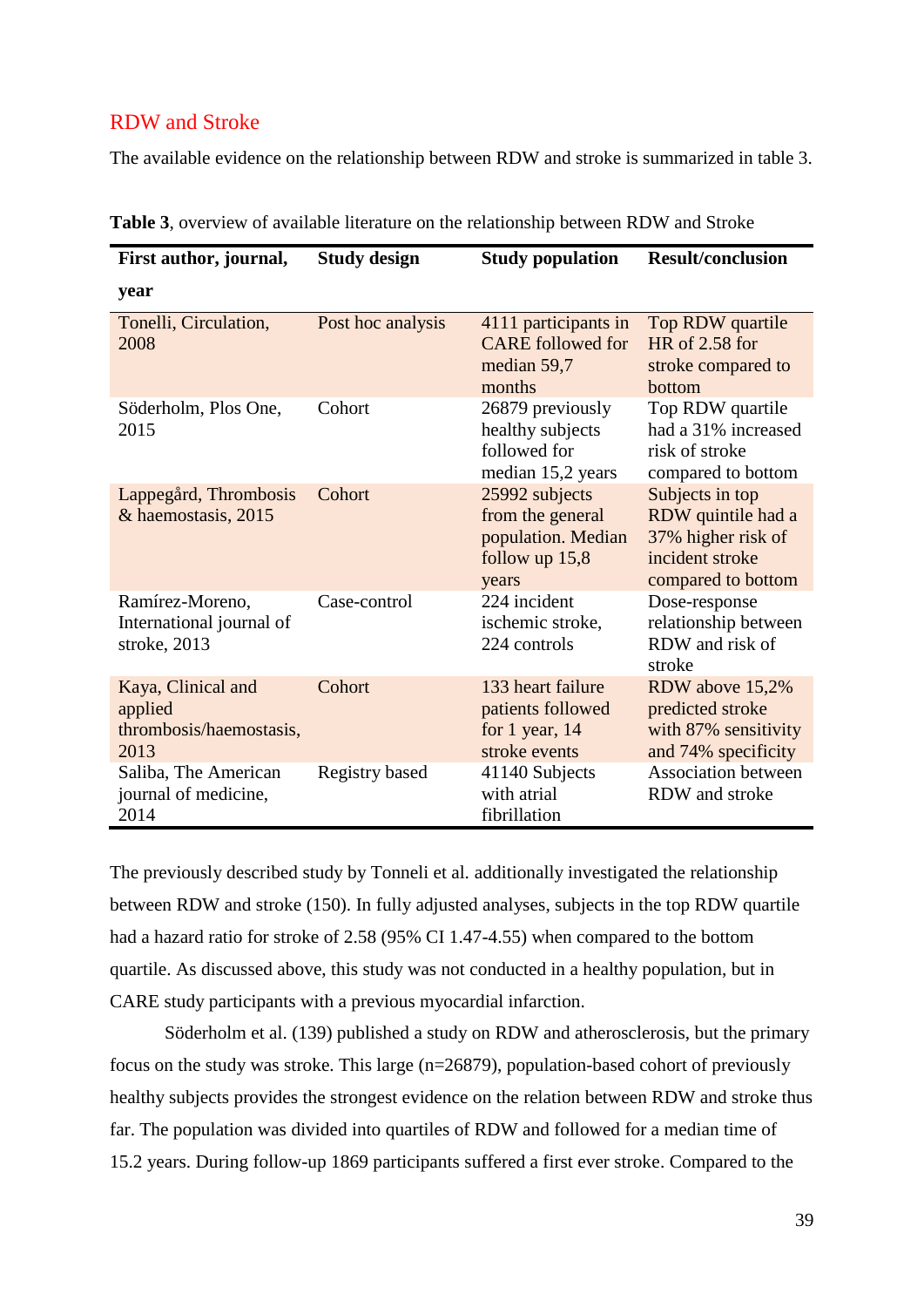## RDW and Stroke

The available evidence on the relationship between RDW and stroke is summarized in table 3.

**Table 3**, overview of available literature on the relationship between RDW and Stroke

| First author, journal, year | Study design | Study population | Result/conclusion |
|---|---|---|---|
| Tonelli, Circulation, 2008 | Post hoc analysis | 4111 participants in CARE followed for median 59,7 months | Top RDW quartile HR of 2.58 for stroke compared to bottom |
| Söderholm, Plos One, 2015 | Cohort | 26879 previously healthy subjects followed for median 15,2 years | Top RDW quartile had a 31% increased risk of stroke compared to bottom |
| Lappegård, Thrombosis & haemostasis, 2015 | Cohort | 25992 subjects from the general population. Median follow up 15,8 years | Subjects in top RDW quintile had a 37% higher risk of incident stroke compared to bottom |
| Ramírez-Moreno, International journal of stroke, 2013 | Case-control | 224 incident ischemic stroke, 224 controls | Dose-response relationship between RDW and risk of stroke |
| Kaya, Clinical and applied thrombosis/haemostasis, 2013 | Cohort | 133 heart failure patients followed for 1 year, 14 stroke events | RDW above 15,2% predicted stroke with 87% sensitivity and 74% specificity |
| Saliba, The American journal of medicine, 2014 | Registry based | 41140 Subjects with atrial fibrillation | Association between RDW and stroke |

The previously described study by Tonneli et al. additionally investigated the relationship between RDW and stroke (150). In fully adjusted analyses, subjects in the top RDW quartile had a hazard ratio for stroke of 2.58 (95% CI 1.47-4.55) when compared to the bottom quartile. As discussed above, this study was not conducted in a healthy population, but in CARE study participants with a previous myocardial infarction.

Söderholm et al. (139) published a study on RDW and atherosclerosis, but the primary focus on the study was stroke. This large (n=26879), population-based cohort of previously healthy subjects provides the strongest evidence on the relation between RDW and stroke thus far. The population was divided into quartiles of RDW and followed for a median time of 15.2 years. During follow-up 1869 participants suffered a first ever stroke. Compared to the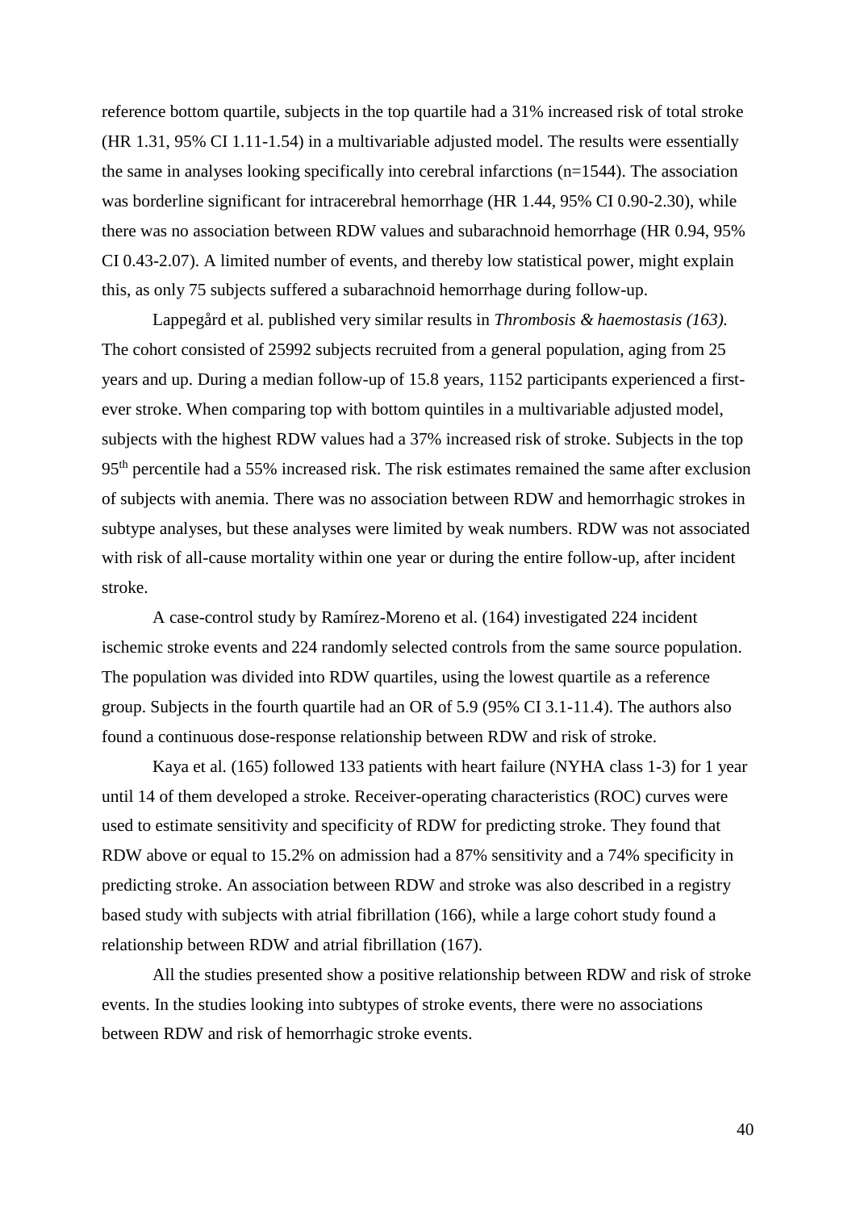reference bottom quartile, subjects in the top quartile had a 31% increased risk of total stroke (HR 1.31, 95% CI 1.11-1.54) in a multivariable adjusted model. The results were essentially the same in analyses looking specifically into cerebral infarctions (n=1544). The association was borderline significant for intracerebral hemorrhage (HR 1.44, 95% CI 0.90-2.30), while there was no association between RDW values and subarachnoid hemorrhage (HR 0.94, 95% CI 0.43-2.07). A limited number of events, and thereby low statistical power, might explain this, as only 75 subjects suffered a subarachnoid hemorrhage during follow-up.

Lappegård et al. published very similar results in *Thrombosis & haemostasis (163).* The cohort consisted of 25992 subjects recruited from a general population, aging from 25 years and up. During a median follow-up of 15.8 years, 1152 participants experienced a first-ever stroke. When comparing top with bottom quintiles in a multivariable adjusted model, subjects with the highest RDW values had a 37% increased risk of stroke. Subjects in the top 95$^{th}$ percentile had a 55% increased risk. The risk estimates remained the same after exclusion of subjects with anemia. There was no association between RDW and hemorrhagic strokes in subtype analyses, but these analyses were limited by weak numbers. RDW was not associated with risk of all-cause mortality within one year or during the entire follow-up, after incident stroke.

A case-control study by Ramírez-Moreno et al. (164) investigated 224 incident ischemic stroke events and 224 randomly selected controls from the same source population. The population was divided into RDW quartiles, using the lowest quartile as a reference group. Subjects in the fourth quartile had an OR of 5.9 (95% CI 3.1-11.4). The authors also found a continuous dose-response relationship between RDW and risk of stroke.

Kaya et al. (165) followed 133 patients with heart failure (NYHA class 1-3) for 1 year until 14 of them developed a stroke. Receiver-operating characteristics (ROC) curves were used to estimate sensitivity and specificity of RDW for predicting stroke. They found that RDW above or equal to 15.2% on admission had a 87% sensitivity and a 74% specificity in predicting stroke. An association between RDW and stroke was also described in a registry based study with subjects with atrial fibrillation (166), while a large cohort study found a relationship between RDW and atrial fibrillation (167).

All the studies presented show a positive relationship between RDW and risk of stroke events. In the studies looking into subtypes of stroke events, there were no associations between RDW and risk of hemorrhagic stroke events.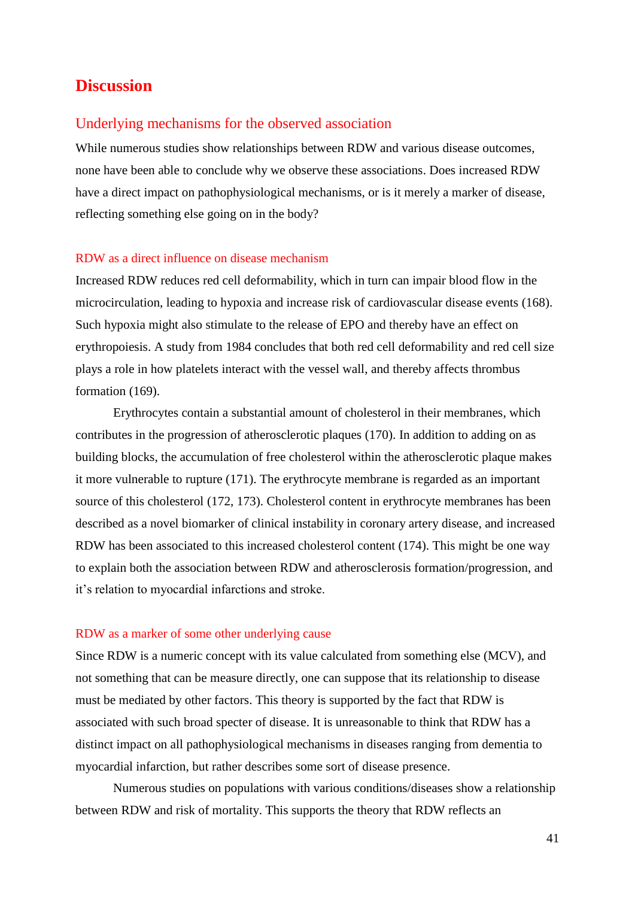# Discussion

## Underlying mechanisms for the observed association

While numerous studies show relationships between RDW and various disease outcomes, none have been able to conclude why we observe these associations. Does increased RDW have a direct impact on pathophysiological mechanisms, or is it merely a marker of disease, reflecting something else going on in the body?

### RDW as a direct influence on disease mechanism

Increased RDW reduces red cell deformability, which in turn can impair blood flow in the microcirculation, leading to hypoxia and increase risk of cardiovascular disease events (168). Such hypoxia might also stimulate to the release of EPO and thereby have an effect on erythropoiesis. A study from 1984 concludes that both red cell deformability and red cell size plays a role in how platelets interact with the vessel wall, and thereby affects thrombus formation (169).

Erythrocytes contain a substantial amount of cholesterol in their membranes, which contributes in the progression of atherosclerotic plaques (170). In addition to adding on as building blocks, the accumulation of free cholesterol within the atherosclerotic plaque makes it more vulnerable to rupture (171). The erythrocyte membrane is regarded as an important source of this cholesterol (172, 173). Cholesterol content in erythrocyte membranes has been described as a novel biomarker of clinical instability in coronary artery disease, and increased RDW has been associated to this increased cholesterol content (174). This might be one way to explain both the association between RDW and atherosclerosis formation/progression, and it's relation to myocardial infarctions and stroke.

### RDW as a marker of some other underlying cause

Since RDW is a numeric concept with its value calculated from something else (MCV), and not something that can be measure directly, one can suppose that its relationship to disease must be mediated by other factors. This theory is supported by the fact that RDW is associated with such broad specter of disease. It is unreasonable to think that RDW has a distinct impact on all pathophysiological mechanisms in diseases ranging from dementia to myocardial infarction, but rather describes some sort of disease presence.

Numerous studies on populations with various conditions/diseases show a relationship between RDW and risk of mortality. This supports the theory that RDW reflects an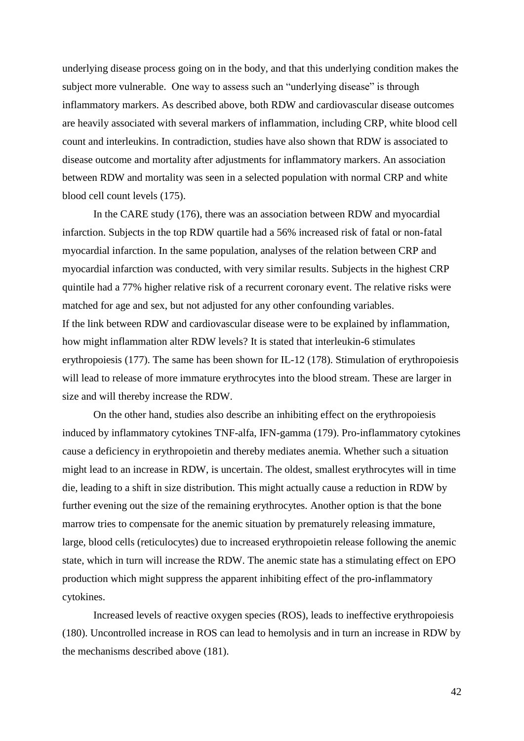underlying disease process going on in the body, and that this underlying condition makes the subject more vulnerable. One way to assess such an "underlying disease" is through inflammatory markers. As described above, both RDW and cardiovascular disease outcomes are heavily associated with several markers of inflammation, including CRP, white blood cell count and interleukins. In contradiction, studies have also shown that RDW is associated to disease outcome and mortality after adjustments for inflammatory markers. An association between RDW and mortality was seen in a selected population with normal CRP and white blood cell count levels (175).

In the CARE study (176), there was an association between RDW and myocardial infarction. Subjects in the top RDW quartile had a 56% increased risk of fatal or non-fatal myocardial infarction. In the same population, analyses of the relation between CRP and myocardial infarction was conducted, with very similar results. Subjects in the highest CRP quintile had a 77% higher relative risk of a recurrent coronary event. The relative risks were matched for age and sex, but not adjusted for any other confounding variables.

If the link between RDW and cardiovascular disease were to be explained by inflammation, how might inflammation alter RDW levels? It is stated that interleukin-6 stimulates erythropoiesis (177). The same has been shown for IL-12 (178). Stimulation of erythropoiesis will lead to release of more immature erythrocytes into the blood stream. These are larger in size and will thereby increase the RDW.

On the other hand, studies also describe an inhibiting effect on the erythropoiesis induced by inflammatory cytokines TNF-alfa, IFN-gamma (179). Pro-inflammatory cytokines cause a deficiency in erythropoietin and thereby mediates anemia. Whether such a situation might lead to an increase in RDW, is uncertain. The oldest, smallest erythrocytes will in time die, leading to a shift in size distribution. This might actually cause a reduction in RDW by further evening out the size of the remaining erythrocytes. Another option is that the bone marrow tries to compensate for the anemic situation by prematurely releasing immature, large, blood cells (reticulocytes) due to increased erythropoietin release following the anemic state, which in turn will increase the RDW. The anemic state has a stimulating effect on EPO production which might suppress the apparent inhibiting effect of the pro-inflammatory cytokines.

Increased levels of reactive oxygen species (ROS), leads to ineffective erythropoiesis (180). Uncontrolled increase in ROS can lead to hemolysis and in turn an increase in RDW by the mechanisms described above (181).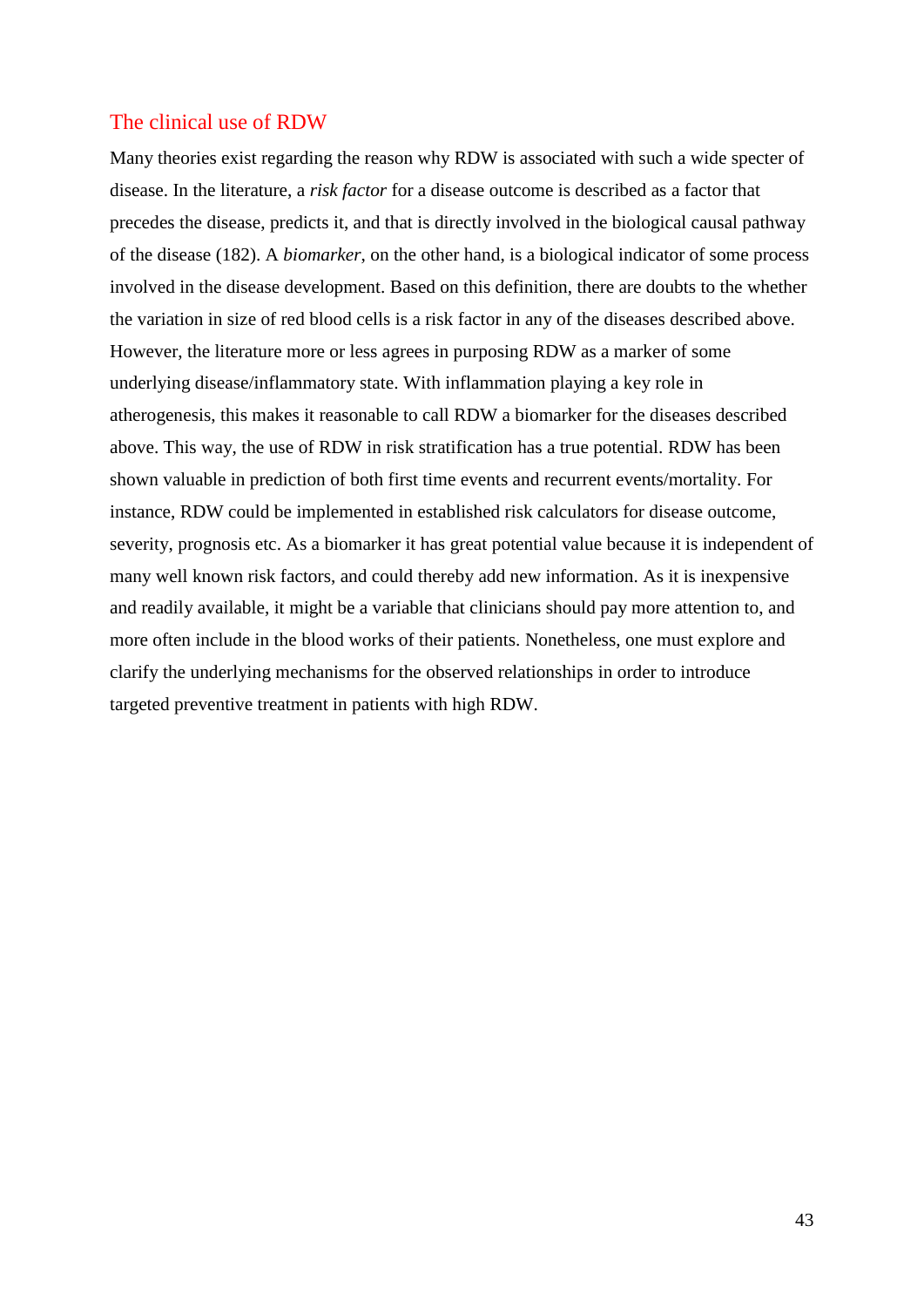## The clinical use of RDW

Many theories exist regarding the reason why RDW is associated with such a wide specter of disease. In the literature, a *risk factor* for a disease outcome is described as a factor that precedes the disease, predicts it, and that is directly involved in the biological causal pathway of the disease (182). A *biomarker*, on the other hand, is a biological indicator of some process involved in the disease development. Based on this definition, there are doubts to the whether the variation in size of red blood cells is a risk factor in any of the diseases described above. However, the literature more or less agrees in purposing RDW as a marker of some underlying disease/inflammatory state. With inflammation playing a key role in atherogenesis, this makes it reasonable to call RDW a biomarker for the diseases described above. This way, the use of RDW in risk stratification has a true potential. RDW has been shown valuable in prediction of both first time events and recurrent events/mortality. For instance, RDW could be implemented in established risk calculators for disease outcome, severity, prognosis etc. As a biomarker it has great potential value because it is independent of many well known risk factors, and could thereby add new information. As it is inexpensive and readily available, it might be a variable that clinicians should pay more attention to, and more often include in the blood works of their patients. Nonetheless, one must explore and clarify the underlying mechanisms for the observed relationships in order to introduce targeted preventive treatment in patients with high RDW.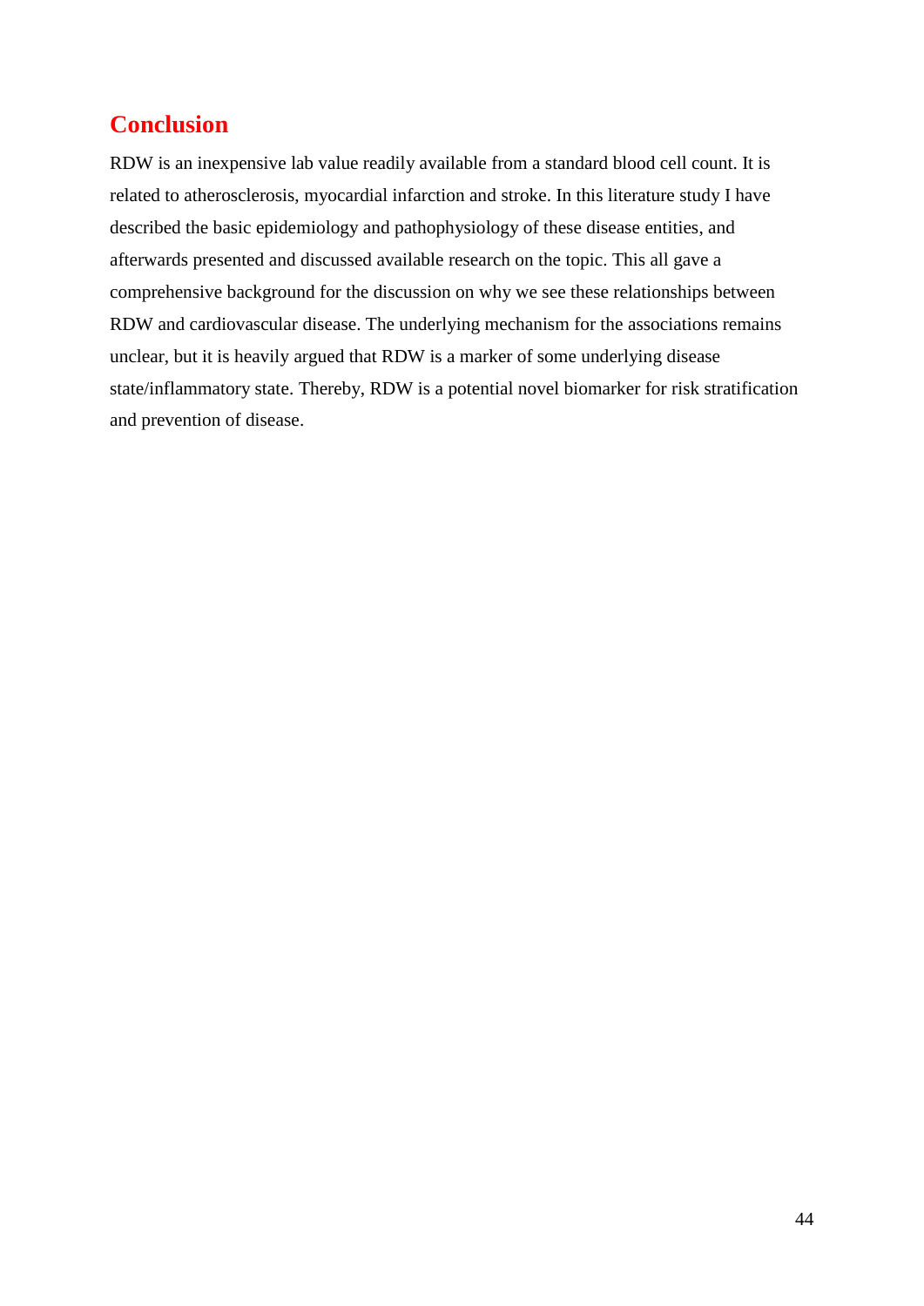# Conclusion

RDW is an inexpensive lab value readily available from a standard blood cell count. It is related to atherosclerosis, myocardial infarction and stroke. In this literature study I have described the basic epidemiology and pathophysiology of these disease entities, and afterwards presented and discussed available research on the topic. This all gave a comprehensive background for the discussion on why we see these relationships between RDW and cardiovascular disease. The underlying mechanism for the associations remains unclear, but it is heavily argued that RDW is a marker of some underlying disease state/inflammatory state. Thereby, RDW is a potential novel biomarker for risk stratification and prevention of disease.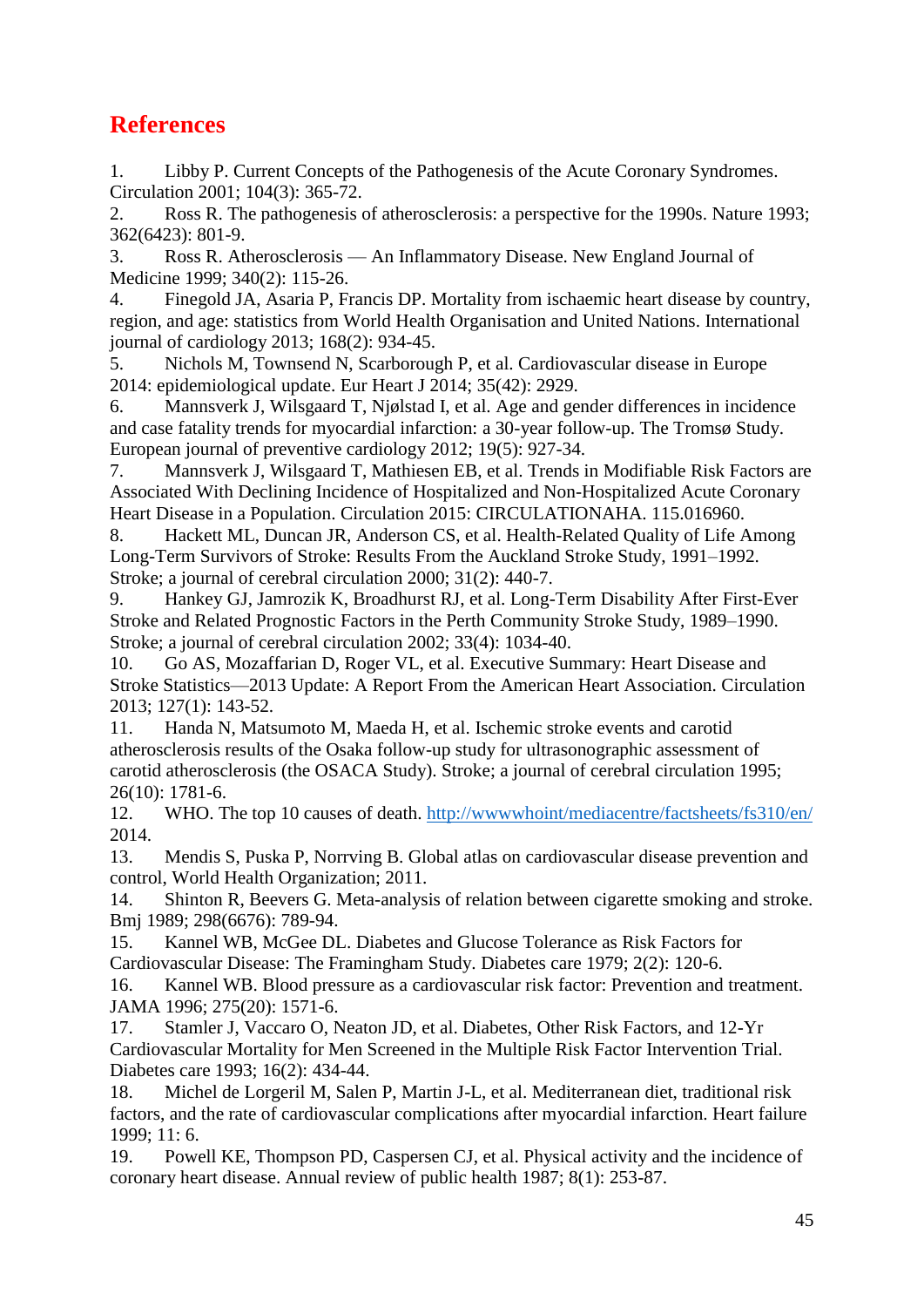## References

1. Libby P. Current Concepts of the Pathogenesis of the Acute Coronary Syndromes. Circulation 2001; 104(3): 365-72.
2. Ross R. The pathogenesis of atherosclerosis: a perspective for the 1990s. Nature 1993; 362(6423): 801-9.
3. Ross R. Atherosclerosis — An Inflammatory Disease. New England Journal of Medicine 1999; 340(2): 115-26.
4. Finegold JA, Asaria P, Francis DP. Mortality from ischaemic heart disease by country, region, and age: statistics from World Health Organisation and United Nations. International journal of cardiology 2013; 168(2): 934-45.
5. Nichols M, Townsend N, Scarborough P, et al. Cardiovascular disease in Europe 2014: epidemiological update. Eur Heart J 2014; 35(42): 2929.
6. Mannsverk J, Wilsgaard T, Njølstad I, et al. Age and gender differences in incidence and case fatality trends for myocardial infarction: a 30-year follow-up. The Tromsø Study. European journal of preventive cardiology 2012; 19(5): 927-34.
7. Mannsverk J, Wilsgaard T, Mathiesen EB, et al. Trends in Modifiable Risk Factors are Associated With Declining Incidence of Hospitalized and Non-Hospitalized Acute Coronary Heart Disease in a Population. Circulation 2015: CIRCULATIONAHA. 115.016960.
8. Hackett ML, Duncan JR, Anderson CS, et al. Health-Related Quality of Life Among Long-Term Survivors of Stroke: Results From the Auckland Stroke Study, 1991–1992. Stroke; a journal of cerebral circulation 2000; 31(2): 440-7.
9. Hankey GJ, Jamrozik K, Broadhurst RJ, et al. Long-Term Disability After First-Ever Stroke and Related Prognostic Factors in the Perth Community Stroke Study, 1989–1990. Stroke; a journal of cerebral circulation 2002; 33(4): 1034-40.
10. Go AS, Mozaffarian D, Roger VL, et al. Executive Summary: Heart Disease and Stroke Statistics—2013 Update: A Report From the American Heart Association. Circulation 2013; 127(1): 143-52.
11. Handa N, Matsumoto M, Maeda H, et al. Ischemic stroke events and carotid atherosclerosis results of the Osaka follow-up study for ultrasonographic assessment of carotid atherosclerosis (the OSACA Study). Stroke; a journal of cerebral circulation 1995; 26(10): 1781-6.
12. WHO. The top 10 causes of death. http://wwwwhoint/mediacentre/factsheets/fs310/en/ 2014.
13. Mendis S, Puska P, Norrving B. Global atlas on cardiovascular disease prevention and control, World Health Organization; 2011.
14. Shinton R, Beevers G. Meta-analysis of relation between cigarette smoking and stroke. Bmj 1989; 298(6676): 789-94.
15. Kannel WB, McGee DL. Diabetes and Glucose Tolerance as Risk Factors for Cardiovascular Disease: The Framingham Study. Diabetes care 1979; 2(2): 120-6.
16. Kannel WB. Blood pressure as a cardiovascular risk factor: Prevention and treatment. JAMA 1996; 275(20): 1571-6.
17. Stamler J, Vaccaro O, Neaton JD, et al. Diabetes, Other Risk Factors, and 12-Yr Cardiovascular Mortality for Men Screened in the Multiple Risk Factor Intervention Trial. Diabetes care 1993; 16(2): 434-44.
18. Michel de Lorgeril M, Salen P, Martin J-L, et al. Mediterranean diet, traditional risk factors, and the rate of cardiovascular complications after myocardial infarction. Heart failure 1999; 11: 6.
19. Powell KE, Thompson PD, Caspersen CJ, et al. Physical activity and the incidence of coronary heart disease. Annual review of public health 1987; 8(1): 253-87.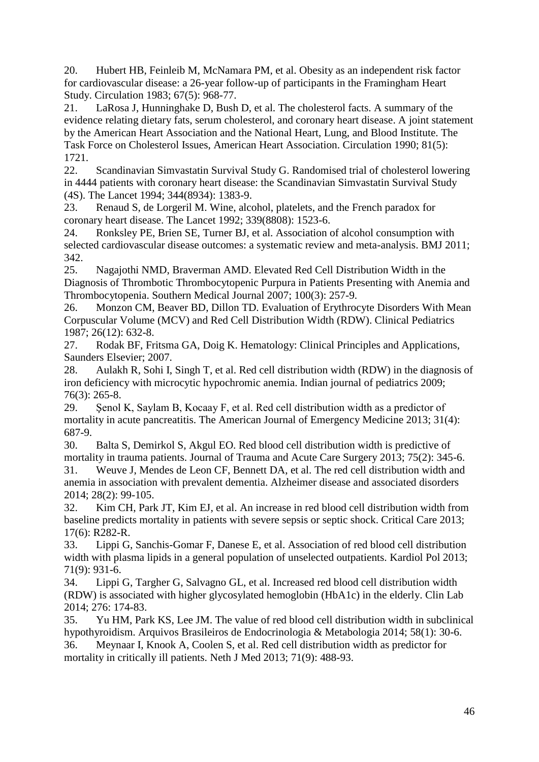20. Hubert HB, Feinleib M, McNamara PM, et al. Obesity as an independent risk factor for cardiovascular disease: a 26-year follow-up of participants in the Framingham Heart Study. Circulation 1983; 67(5): 968-77.
21. LaRosa J, Hunninghake D, Bush D, et al. The cholesterol facts. A summary of the evidence relating dietary fats, serum cholesterol, and coronary heart disease. A joint statement by the American Heart Association and the National Heart, Lung, and Blood Institute. The Task Force on Cholesterol Issues, American Heart Association. Circulation 1990; 81(5): 1721.
22. Scandinavian Simvastatin Survival Study G. Randomised trial of cholesterol lowering in 4444 patients with coronary heart disease: the Scandinavian Simvastatin Survival Study (4S). The Lancet 1994; 344(8934): 1383-9.
23. Renaud S, de Lorgeril M. Wine, alcohol, platelets, and the French paradox for coronary heart disease. The Lancet 1992; 339(8808): 1523-6.
24. Ronksley PE, Brien SE, Turner BJ, et al. Association of alcohol consumption with selected cardiovascular disease outcomes: a systematic review and meta-analysis. BMJ 2011; 342.
25. Nagajothi NMD, Braverman AMD. Elevated Red Cell Distribution Width in the Diagnosis of Thrombotic Thrombocytopenic Purpura in Patients Presenting with Anemia and Thrombocytopenia. Southern Medical Journal 2007; 100(3): 257-9.
26. Monzon CM, Beaver BD, Dillon TD. Evaluation of Erythrocyte Disorders With Mean Corpuscular Volume (MCV) and Red Cell Distribution Width (RDW). Clinical Pediatrics 1987; 26(12): 632-8.
27. Rodak BF, Fritsma GA, Doig K. Hematology: Clinical Principles and Applications, Saunders Elsevier; 2007.
28. Aulakh R, Sohi I, Singh T, et al. Red cell distribution width (RDW) in the diagnosis of iron deficiency with microcytic hypochromic anemia. Indian journal of pediatrics 2009; 76(3): 265-8.
29. Şenol K, Saylam B, Kocaay F, et al. Red cell distribution width as a predictor of mortality in acute pancreatitis. The American Journal of Emergency Medicine 2013; 31(4): 687-9.
30. Balta S, Demirkol S, Akgul EO. Red blood cell distribution width is predictive of mortality in trauma patients. Journal of Trauma and Acute Care Surgery 2013; 75(2): 345-6.
31. Weuve J, Mendes de Leon CF, Bennett DA, et al. The red cell distribution width and anemia in association with prevalent dementia. Alzheimer disease and associated disorders 2014; 28(2): 99-105.
32. Kim CH, Park JT, Kim EJ, et al. An increase in red blood cell distribution width from baseline predicts mortality in patients with severe sepsis or septic shock. Critical Care 2013; 17(6): R282-R.
33. Lippi G, Sanchis-Gomar F, Danese E, et al. Association of red blood cell distribution width with plasma lipids in a general population of unselected outpatients. Kardiol Pol 2013; 71(9): 931-6.
34. Lippi G, Targher G, Salvagno GL, et al. Increased red blood cell distribution width (RDW) is associated with higher glycosylated hemoglobin (HbA1c) in the elderly. Clin Lab 2014; 276: 174-83.
35. Yu HM, Park KS, Lee JM. The value of red blood cell distribution width in subclinical hypothyroidism. Arquivos Brasileiros de Endocrinologia & Metabologia 2014; 58(1): 30-6.
36. Meynaar I, Knook A, Coolen S, et al. Red cell distribution width as predictor for mortality in critically ill patients. Neth J Med 2013; 71(9): 488-93.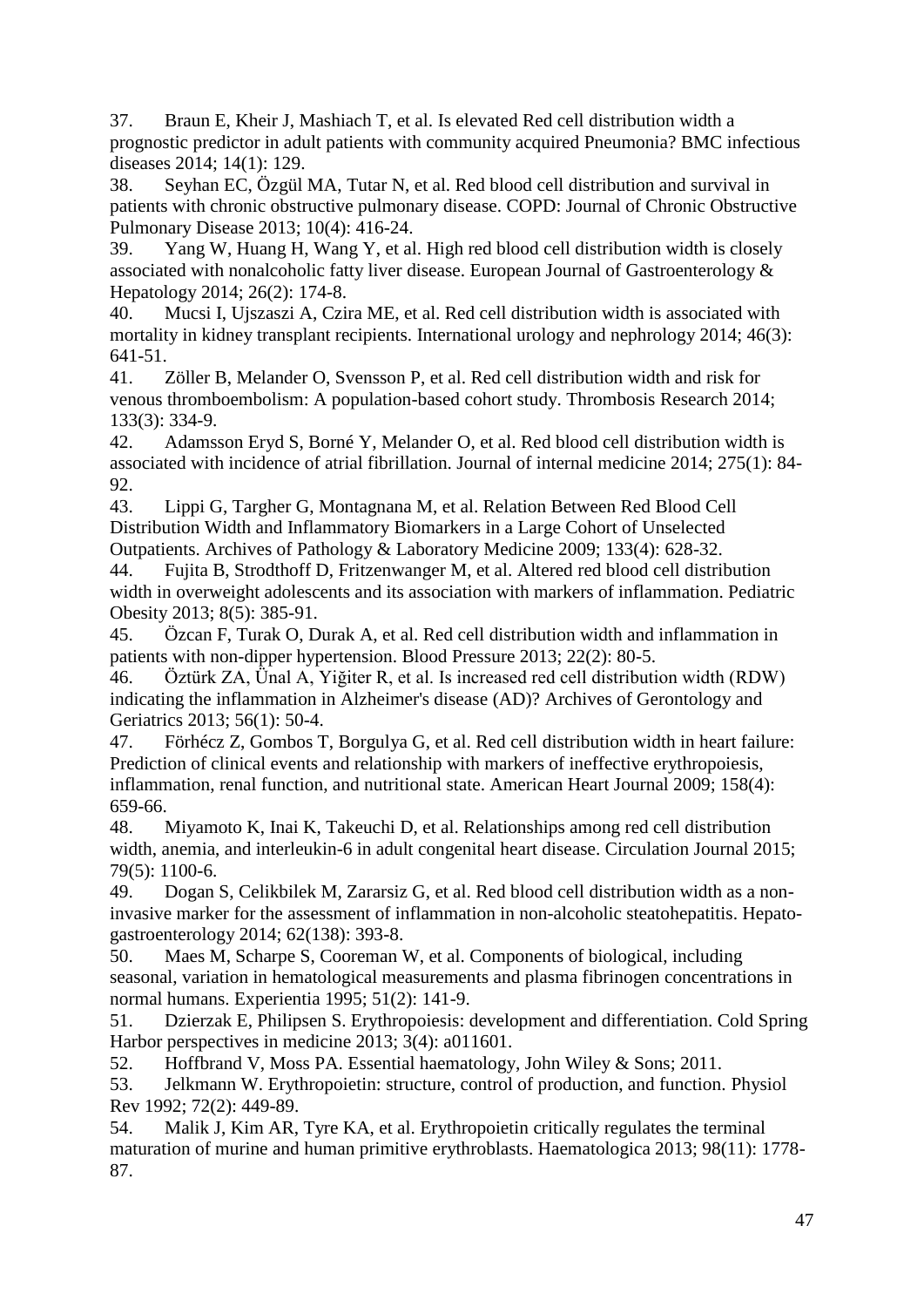37. Braun E, Kheir J, Mashiach T, et al. Is elevated Red cell distribution width a prognostic predictor in adult patients with community acquired Pneumonia? BMC infectious diseases 2014; 14(1): 129.
38. Seyhan EC, Özgül MA, Tutar N, et al. Red blood cell distribution and survival in patients with chronic obstructive pulmonary disease. COPD: Journal of Chronic Obstructive Pulmonary Disease 2013; 10(4): 416-24.
39. Yang W, Huang H, Wang Y, et al. High red blood cell distribution width is closely associated with nonalcoholic fatty liver disease. European Journal of Gastroenterology & Hepatology 2014; 26(2): 174-8.
40. Mucsi I, Ujszaszi A, Czira ME, et al. Red cell distribution width is associated with mortality in kidney transplant recipients. International urology and nephrology 2014; 46(3): 641-51.
41. Zöller B, Melander O, Svensson P, et al. Red cell distribution width and risk for venous thromboembolism: A population-based cohort study. Thrombosis Research 2014; 133(3): 334-9.
42. Adamsson Eryd S, Borné Y, Melander O, et al. Red blood cell distribution width is associated with incidence of atrial fibrillation. Journal of internal medicine 2014; 275(1): 84-92.
43. Lippi G, Targher G, Montagnana M, et al. Relation Between Red Blood Cell Distribution Width and Inflammatory Biomarkers in a Large Cohort of Unselected Outpatients. Archives of Pathology & Laboratory Medicine 2009; 133(4): 628-32.
44. Fujita B, Strodthoff D, Fritzenwanger M, et al. Altered red blood cell distribution width in overweight adolescents and its association with markers of inflammation. Pediatric Obesity 2013; 8(5): 385-91.
45. Özcan F, Turak O, Durak A, et al. Red cell distribution width and inflammation in patients with non-dipper hypertension. Blood Pressure 2013; 22(2): 80-5.
46. Öztürk ZA, Ünal A, Yiğiter R, et al. Is increased red cell distribution width (RDW) indicating the inflammation in Alzheimer's disease (AD)? Archives of Gerontology and Geriatrics 2013; 56(1): 50-4.
47. Förhécz Z, Gombos T, Borgulya G, et al. Red cell distribution width in heart failure: Prediction of clinical events and relationship with markers of ineffective erythropoiesis, inflammation, renal function, and nutritional state. American Heart Journal 2009; 158(4): 659-66.
48. Miyamoto K, Inai K, Takeuchi D, et al. Relationships among red cell distribution width, anemia, and interleukin-6 in adult congenital heart disease. Circulation Journal 2015; 79(5): 1100-6.
49. Dogan S, Celikbilek M, Zararsiz G, et al. Red blood cell distribution width as a non-invasive marker for the assessment of inflammation in non-alcoholic steatohepatitis. Hepato-gastroenterology 2014; 62(138): 393-8.
50. Maes M, Scharpe S, Cooreman W, et al. Components of biological, including seasonal, variation in hematological measurements and plasma fibrinogen concentrations in normal humans. Experientia 1995; 51(2): 141-9.
51. Dzierzak E, Philipsen S. Erythropoiesis: development and differentiation. Cold Spring Harbor perspectives in medicine 2013; 3(4): a011601.
52. Hoffbrand V, Moss PA. Essential haematology, John Wiley & Sons; 2011.
53. Jelkmann W. Erythropoietin: structure, control of production, and function. Physiol Rev 1992; 72(2): 449-89.
54. Malik J, Kim AR, Tyre KA, et al. Erythropoietin critically regulates the terminal maturation of murine and human primitive erythroblasts. Haematologica 2013; 98(11): 1778-87.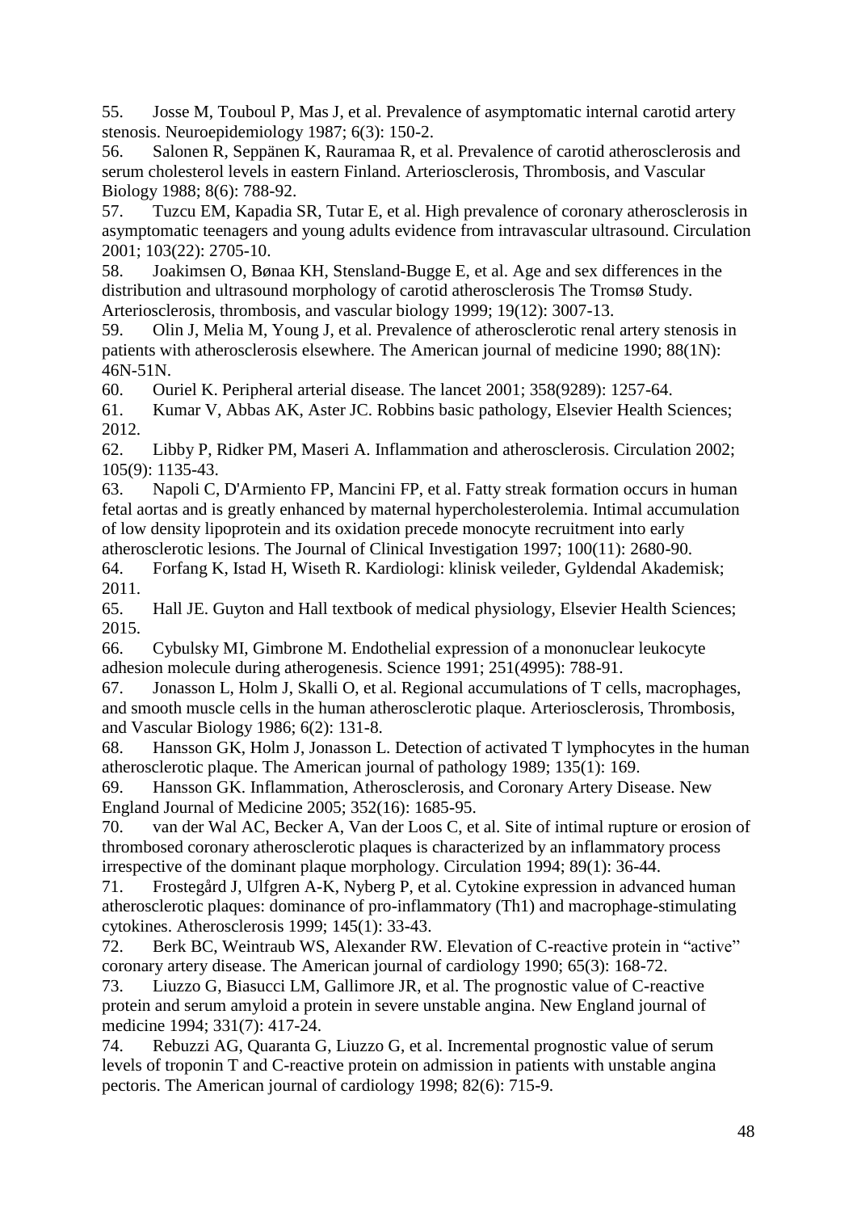55. Josse M, Touboul P, Mas J, et al. Prevalence of asymptomatic internal carotid artery stenosis. Neuroepidemiology 1987; 6(3): 150-2.
56. Salonen R, Seppänen K, Rauramaa R, et al. Prevalence of carotid atherosclerosis and serum cholesterol levels in eastern Finland. Arteriosclerosis, Thrombosis, and Vascular Biology 1988; 8(6): 788-92.
57. Tuzcu EM, Kapadia SR, Tutar E, et al. High prevalence of coronary atherosclerosis in asymptomatic teenagers and young adults evidence from intravascular ultrasound. Circulation 2001; 103(22): 2705-10.
58. Joakimsen O, Bønaa KH, Stensland-Bugge E, et al. Age and sex differences in the distribution and ultrasound morphology of carotid atherosclerosis The Tromsø Study. Arteriosclerosis, thrombosis, and vascular biology 1999; 19(12): 3007-13.
59. Olin J, Melia M, Young J, et al. Prevalence of atherosclerotic renal artery stenosis in patients with atherosclerosis elsewhere. The American journal of medicine 1990; 88(1N): 46N-51N.
60. Ouriel K. Peripheral arterial disease. The lancet 2001; 358(9289): 1257-64.
61. Kumar V, Abbas AK, Aster JC. Robbins basic pathology, Elsevier Health Sciences; 2012.
62. Libby P, Ridker PM, Maseri A. Inflammation and atherosclerosis. Circulation 2002; 105(9): 1135-43.
63. Napoli C, D'Armiento FP, Mancini FP, et al. Fatty streak formation occurs in human fetal aortas and is greatly enhanced by maternal hypercholesterolemia. Intimal accumulation of low density lipoprotein and its oxidation precede monocyte recruitment into early atherosclerotic lesions. The Journal of Clinical Investigation 1997; 100(11): 2680-90.
64. Forfang K, Istad H, Wiseth R. Kardiologi: klinisk veileder, Gyldendal Akademisk; 2011.
65. Hall JE. Guyton and Hall textbook of medical physiology, Elsevier Health Sciences; 2015.
66. Cybulsky MI, Gimbrone M. Endothelial expression of a mononuclear leukocyte adhesion molecule during atherogenesis. Science 1991; 251(4995): 788-91.
67. Jonasson L, Holm J, Skalli O, et al. Regional accumulations of T cells, macrophages, and smooth muscle cells in the human atherosclerotic plaque. Arteriosclerosis, Thrombosis, and Vascular Biology 1986; 6(2): 131-8.
68. Hansson GK, Holm J, Jonasson L. Detection of activated T lymphocytes in the human atherosclerotic plaque. The American journal of pathology 1989; 135(1): 169.
69. Hansson GK. Inflammation, Atherosclerosis, and Coronary Artery Disease. New England Journal of Medicine 2005; 352(16): 1685-95.
70. van der Wal AC, Becker A, Van der Loos C, et al. Site of intimal rupture or erosion of thrombosed coronary atherosclerotic plaques is characterized by an inflammatory process irrespective of the dominant plaque morphology. Circulation 1994; 89(1): 36-44.
71. Frostegård J, Ulfgren A-K, Nyberg P, et al. Cytokine expression in advanced human atherosclerotic plaques: dominance of pro-inflammatory (Th1) and macrophage-stimulating cytokines. Atherosclerosis 1999; 145(1): 33-43.
72. Berk BC, Weintraub WS, Alexander RW. Elevation of C-reactive protein in "active" coronary artery disease. The American journal of cardiology 1990; 65(3): 168-72.
73. Liuzzo G, Biasucci LM, Gallimore JR, et al. The prognostic value of C-reactive protein and serum amyloid a protein in severe unstable angina. New England journal of medicine 1994; 331(7): 417-24.
74. Rebuzzi AG, Quaranta G, Liuzzo G, et al. Incremental prognostic value of serum levels of troponin T and C-reactive protein on admission in patients with unstable angina pectoris. The American journal of cardiology 1998; 82(6): 715-9.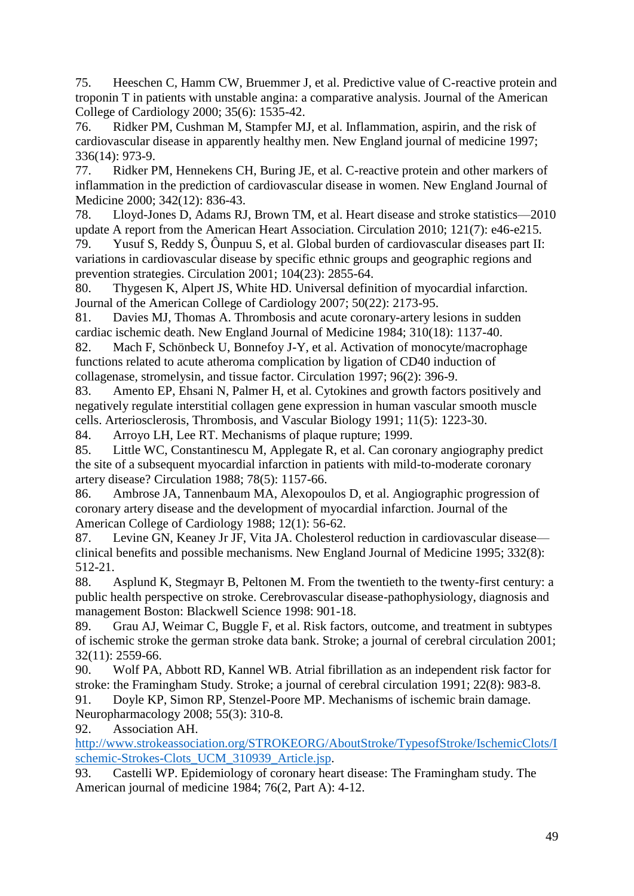75. Heeschen C, Hamm CW, Bruemmer J, et al. Predictive value of C-reactive protein and troponin T in patients with unstable angina: a comparative analysis. Journal of the American College of Cardiology 2000; 35(6): 1535-42.

76. Ridker PM, Cushman M, Stampfer MJ, et al. Inflammation, aspirin, and the risk of cardiovascular disease in apparently healthy men. New England journal of medicine 1997; 336(14): 973-9.

77. Ridker PM, Hennekens CH, Buring JE, et al. C-reactive protein and other markers of inflammation in the prediction of cardiovascular disease in women. New England Journal of Medicine 2000; 342(12): 836-43.

78. Lloyd-Jones D, Adams RJ, Brown TM, et al. Heart disease and stroke statistics—2010 update A report from the American Heart Association. Circulation 2010; 121(7): e46-e215.

79. Yusuf S, Reddy S, Ôunpuu S, et al. Global burden of cardiovascular diseases part II: variations in cardiovascular disease by specific ethnic groups and geographic regions and prevention strategies. Circulation 2001; 104(23): 2855-64.

80. Thygesen K, Alpert JS, White HD. Universal definition of myocardial infarction. Journal of the American College of Cardiology 2007; 50(22): 2173-95.

81. Davies MJ, Thomas A. Thrombosis and acute coronary-artery lesions in sudden cardiac ischemic death. New England Journal of Medicine 1984; 310(18): 1137-40.

82. Mach F, Schönbeck U, Bonnefoy J-Y, et al. Activation of monocyte/macrophage functions related to acute atheroma complication by ligation of CD40 induction of collagenase, stromelysin, and tissue factor. Circulation 1997; 96(2): 396-9.

83. Amento EP, Ehsani N, Palmer H, et al. Cytokines and growth factors positively and negatively regulate interstitial collagen gene expression in human vascular smooth muscle cells. Arteriosclerosis, Thrombosis, and Vascular Biology 1991; 11(5): 1223-30.

84. Arroyo LH, Lee RT. Mechanisms of plaque rupture; 1999.

85. Little WC, Constantinescu M, Applegate R, et al. Can coronary angiography predict the site of a subsequent myocardial infarction in patients with mild-to-moderate coronary artery disease? Circulation 1988; 78(5): 1157-66.

86. Ambrose JA, Tannenbaum MA, Alexopoulos D, et al. Angiographic progression of coronary artery disease and the development of myocardial infarction. Journal of the American College of Cardiology 1988; 12(1): 56-62.

87. Levine GN, Keaney Jr JF, Vita JA. Cholesterol reduction in cardiovascular disease—clinical benefits and possible mechanisms. New England Journal of Medicine 1995; 332(8): 512-21.

88. Asplund K, Stegmayr B, Peltonen M. From the twentieth to the twenty-first century: a public health perspective on stroke. Cerebrovascular disease-pathophysiology, diagnosis and management Boston: Blackwell Science 1998: 901-18.

89. Grau AJ, Weimar C, Buggle F, et al. Risk factors, outcome, and treatment in subtypes of ischemic stroke the german stroke data bank. Stroke; a journal of cerebral circulation 2001; 32(11): 2559-66.

90. Wolf PA, Abbott RD, Kannel WB. Atrial fibrillation as an independent risk factor for stroke: the Framingham Study. Stroke; a journal of cerebral circulation 1991; 22(8): 983-8.

91. Doyle KP, Simon RP, Stenzel-Poore MP. Mechanisms of ischemic brain damage. Neuropharmacology 2008; 55(3): 310-8.

92. Association AH. http://www.strokeassociation.org/STROKEORG/AboutStroke/TypesofStroke/IschemicClots/Ischemic-Strokes-Clots_UCM_310939_Article.jsp.

93. Castelli WP. Epidemiology of coronary heart disease: The Framingham study. The American journal of medicine 1984; 76(2, Part A): 4-12.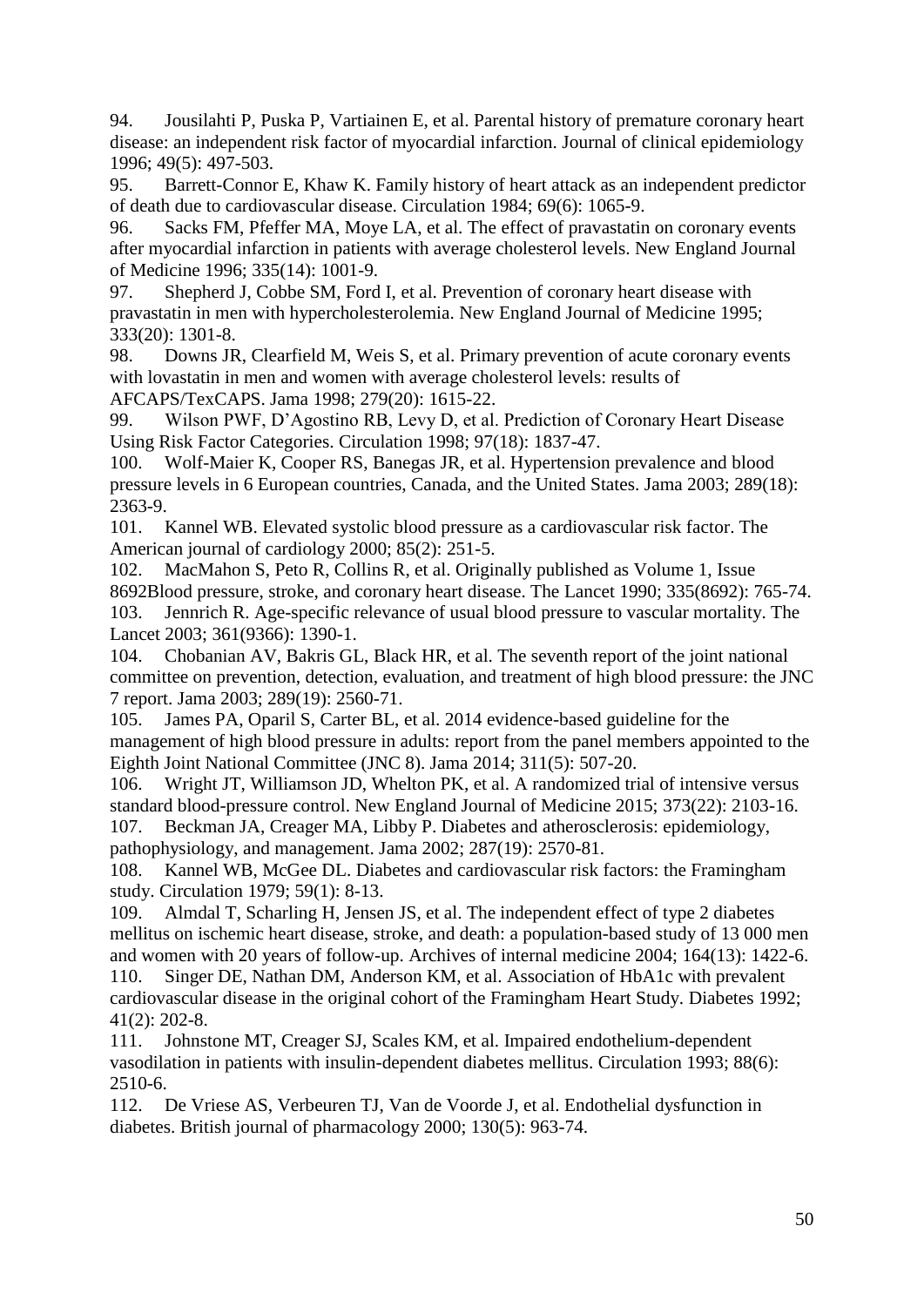94. Jousilahti P, Puska P, Vartiainen E, et al. Parental history of premature coronary heart disease: an independent risk factor of myocardial infarction. Journal of clinical epidemiology 1996; 49(5): 497-503.

95. Barrett-Connor E, Khaw K. Family history of heart attack as an independent predictor of death due to cardiovascular disease. Circulation 1984; 69(6): 1065-9.

96. Sacks FM, Pfeffer MA, Moye LA, et al. The effect of pravastatin on coronary events after myocardial infarction in patients with average cholesterol levels. New England Journal of Medicine 1996; 335(14): 1001-9.

97. Shepherd J, Cobbe SM, Ford I, et al. Prevention of coronary heart disease with pravastatin in men with hypercholesterolemia. New England Journal of Medicine 1995; 333(20): 1301-8.

98. Downs JR, Clearfield M, Weis S, et al. Primary prevention of acute coronary events with lovastatin in men and women with average cholesterol levels: results of AFCAPS/TexCAPS. Jama 1998; 279(20): 1615-22.

99. Wilson PWF, D'Agostino RB, Levy D, et al. Prediction of Coronary Heart Disease Using Risk Factor Categories. Circulation 1998; 97(18): 1837-47.

100. Wolf-Maier K, Cooper RS, Banegas JR, et al. Hypertension prevalence and blood pressure levels in 6 European countries, Canada, and the United States. Jama 2003; 289(18): 2363-9.

101. Kannel WB. Elevated systolic blood pressure as a cardiovascular risk factor. The American journal of cardiology 2000; 85(2): 251-5.

102. MacMahon S, Peto R, Collins R, et al. Originally published as Volume 1, Issue 8692Blood pressure, stroke, and coronary heart disease. The Lancet 1990; 335(8692): 765-74.

103. Jennrich R. Age-specific relevance of usual blood pressure to vascular mortality. The Lancet 2003; 361(9366): 1390-1.

104. Chobanian AV, Bakris GL, Black HR, et al. The seventh report of the joint national committee on prevention, detection, evaluation, and treatment of high blood pressure: the JNC 7 report. Jama 2003; 289(19): 2560-71.

105. James PA, Oparil S, Carter BL, et al. 2014 evidence-based guideline for the management of high blood pressure in adults: report from the panel members appointed to the Eighth Joint National Committee (JNC 8). Jama 2014; 311(5): 507-20.

106. Wright JT, Williamson JD, Whelton PK, et al. A randomized trial of intensive versus standard blood-pressure control. New England Journal of Medicine 2015; 373(22): 2103-16.

107. Beckman JA, Creager MA, Libby P. Diabetes and atherosclerosis: epidemiology, pathophysiology, and management. Jama 2002; 287(19): 2570-81.

108. Kannel WB, McGee DL. Diabetes and cardiovascular risk factors: the Framingham study. Circulation 1979; 59(1): 8-13.

109. Almdal T, Scharling H, Jensen JS, et al. The independent effect of type 2 diabetes mellitus on ischemic heart disease, stroke, and death: a population-based study of 13 000 men and women with 20 years of follow-up. Archives of internal medicine 2004; 164(13): 1422-6.

110. Singer DE, Nathan DM, Anderson KM, et al. Association of HbA1c with prevalent cardiovascular disease in the original cohort of the Framingham Heart Study. Diabetes 1992; 41(2): 202-8.

111. Johnstone MT, Creager SJ, Scales KM, et al. Impaired endothelium-dependent vasodilation in patients with insulin-dependent diabetes mellitus. Circulation 1993; 88(6): 2510-6.

112. De Vriese AS, Verbeuren TJ, Van de Voorde J, et al. Endothelial dysfunction in diabetes. British journal of pharmacology 2000; 130(5): 963-74.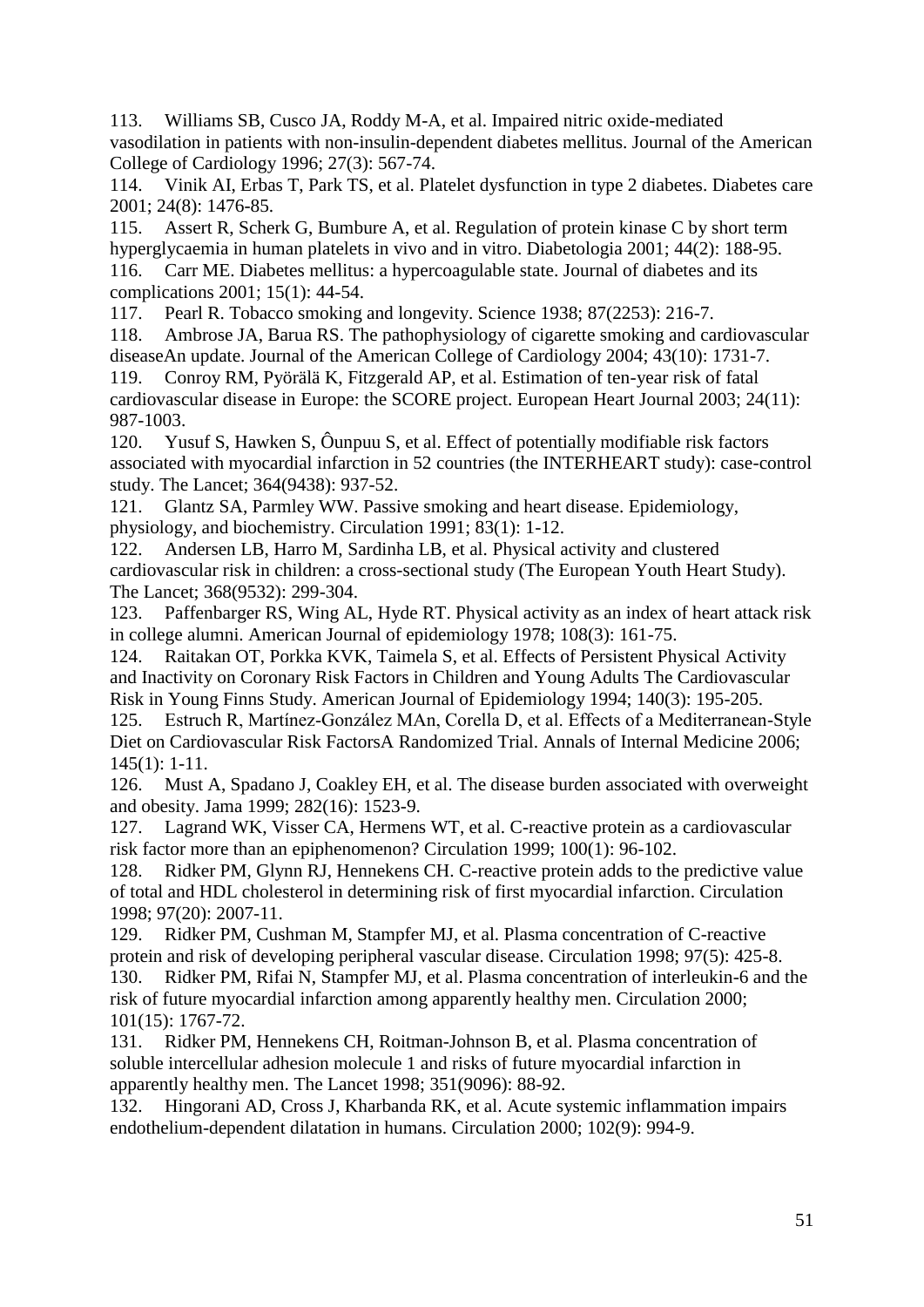113. Williams SB, Cusco JA, Roddy M-A, et al. Impaired nitric oxide-mediated vasodilation in patients with non-insulin-dependent diabetes mellitus. Journal of the American College of Cardiology 1996; 27(3): 567-74.

114. Vinik AI, Erbas T, Park TS, et al. Platelet dysfunction in type 2 diabetes. Diabetes care 2001; 24(8): 1476-85.

115. Assert R, Scherk G, Bumbure A, et al. Regulation of protein kinase C by short term hyperglycaemia in human platelets in vivo and in vitro. Diabetologia 2001; 44(2): 188-95.

116. Carr ME. Diabetes mellitus: a hypercoagulable state. Journal of diabetes and its complications 2001; 15(1): 44-54.

117. Pearl R. Tobacco smoking and longevity. Science 1938; 87(2253): 216-7.

118. Ambrose JA, Barua RS. The pathophysiology of cigarette smoking and cardiovascular diseaseAn update. Journal of the American College of Cardiology 2004; 43(10): 1731-7.

119. Conroy RM, Pyörälä K, Fitzgerald AP, et al. Estimation of ten-year risk of fatal cardiovascular disease in Europe: the SCORE project. European Heart Journal 2003; 24(11): 987-1003.

120. Yusuf S, Hawken S, Ôunpuu S, et al. Effect of potentially modifiable risk factors associated with myocardial infarction in 52 countries (the INTERHEART study): case-control study. The Lancet; 364(9438): 937-52.

121. Glantz SA, Parmley WW. Passive smoking and heart disease. Epidemiology, physiology, and biochemistry. Circulation 1991; 83(1): 1-12.

122. Andersen LB, Harro M, Sardinha LB, et al. Physical activity and clustered cardiovascular risk in children: a cross-sectional study (The European Youth Heart Study). The Lancet; 368(9532): 299-304.

123. Paffenbarger RS, Wing AL, Hyde RT. Physical activity as an index of heart attack risk in college alumni. American Journal of epidemiology 1978; 108(3): 161-75.

124. Raitakan OT, Porkka KVK, Taimela S, et al. Effects of Persistent Physical Activity and Inactivity on Coronary Risk Factors in Children and Young Adults The Cardiovascular Risk in Young Finns Study. American Journal of Epidemiology 1994; 140(3): 195-205.

125. Estruch R, Martínez-González MAn, Corella D, et al. Effects of a Mediterranean-Style Diet on Cardiovascular Risk FactorsA Randomized Trial. Annals of Internal Medicine 2006; 145(1): 1-11.

126. Must A, Spadano J, Coakley EH, et al. The disease burden associated with overweight and obesity. Jama 1999; 282(16): 1523-9.

127. Lagrand WK, Visser CA, Hermens WT, et al. C-reactive protein as a cardiovascular risk factor more than an epiphenomenon? Circulation 1999; 100(1): 96-102.

128. Ridker PM, Glynn RJ, Hennekens CH. C-reactive protein adds to the predictive value of total and HDL cholesterol in determining risk of first myocardial infarction. Circulation 1998; 97(20): 2007-11.

129. Ridker PM, Cushman M, Stampfer MJ, et al. Plasma concentration of C-reactive protein and risk of developing peripheral vascular disease. Circulation 1998; 97(5): 425-8.

130. Ridker PM, Rifai N, Stampfer MJ, et al. Plasma concentration of interleukin-6 and the risk of future myocardial infarction among apparently healthy men. Circulation 2000; 101(15): 1767-72.

131. Ridker PM, Hennekens CH, Roitman-Johnson B, et al. Plasma concentration of soluble intercellular adhesion molecule 1 and risks of future myocardial infarction in apparently healthy men. The Lancet 1998; 351(9096): 88-92.

132. Hingorani AD, Cross J, Kharbanda RK, et al. Acute systemic inflammation impairs endothelium-dependent dilatation in humans. Circulation 2000; 102(9): 994-9.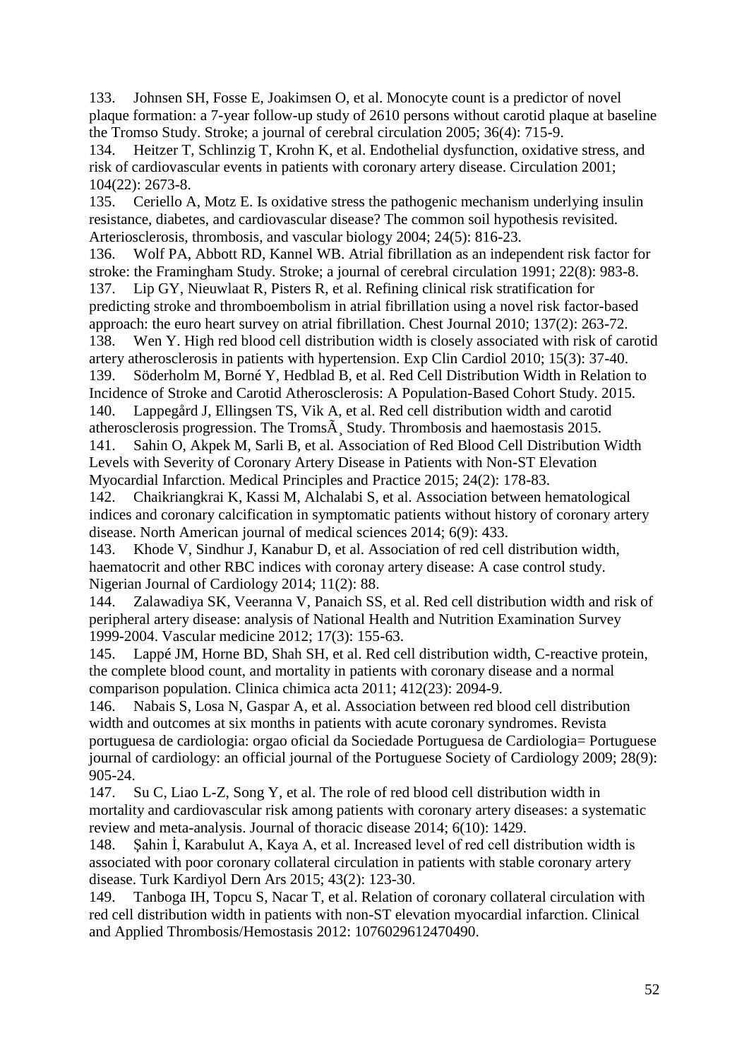133. Johnsen SH, Fosse E, Joakimsen O, et al. Monocyte count is a predictor of novel plaque formation: a 7-year follow-up study of 2610 persons without carotid plaque at baseline the Tromso Study. Stroke; a journal of cerebral circulation 2005; 36(4): 715-9.

134. Heitzer T, Schlinzig T, Krohn K, et al. Endothelial dysfunction, oxidative stress, and risk of cardiovascular events in patients with coronary artery disease. Circulation 2001; 104(22): 2673-8.

135. Ceriello A, Motz E. Is oxidative stress the pathogenic mechanism underlying insulin resistance, diabetes, and cardiovascular disease? The common soil hypothesis revisited. Arteriosclerosis, thrombosis, and vascular biology 2004; 24(5): 816-23.

136. Wolf PA, Abbott RD, Kannel WB. Atrial fibrillation as an independent risk factor for stroke: the Framingham Study. Stroke; a journal of cerebral circulation 1991; 22(8): 983-8.

137. Lip GY, Nieuwlaat R, Pisters R, et al. Refining clinical risk stratification for predicting stroke and thromboembolism in atrial fibrillation using a novel risk factor-based approach: the euro heart survey on atrial fibrillation. Chest Journal 2010; 137(2): 263-72.

138. Wen Y. High red blood cell distribution width is closely associated with risk of carotid artery atherosclerosis in patients with hypertension. Exp Clin Cardiol 2010; 15(3): 37-40.

139. Söderholm M, Borné Y, Hedblad B, et al. Red Cell Distribution Width in Relation to Incidence of Stroke and Carotid Atherosclerosis: A Population-Based Cohort Study. 2015.

140. Lappegård J, Ellingsen TS, Vik A, et al. Red cell distribution width and carotid atherosclerosis progression. The TromsÃ¸ Study. Thrombosis and haemostasis 2015.

141. Sahin O, Akpek M, Sarli B, et al. Association of Red Blood Cell Distribution Width Levels with Severity of Coronary Artery Disease in Patients with Non-ST Elevation Myocardial Infarction. Medical Principles and Practice 2015; 24(2): 178-83.

142. Chaikriangkrai K, Kassi M, Alchalabi S, et al. Association between hematological indices and coronary calcification in symptomatic patients without history of coronary artery disease. North American journal of medical sciences 2014; 6(9): 433.

143. Khode V, Sindhur J, Kanabur D, et al. Association of red cell distribution width, haematocrit and other RBC indices with coronay artery disease: A case control study. Nigerian Journal of Cardiology 2014; 11(2): 88.

144. Zalawadiya SK, Veeranna V, Panaich SS, et al. Red cell distribution width and risk of peripheral artery disease: analysis of National Health and Nutrition Examination Survey 1999-2004. Vascular medicine 2012; 17(3): 155-63.

145. Lappé JM, Horne BD, Shah SH, et al. Red cell distribution width, C-reactive protein, the complete blood count, and mortality in patients with coronary disease and a normal comparison population. Clinica chimica acta 2011; 412(23): 2094-9.

146. Nabais S, Losa N, Gaspar A, et al. Association between red blood cell distribution width and outcomes at six months in patients with acute coronary syndromes. Revista portuguesa de cardiologia: orgao oficial da Sociedade Portuguesa de Cardiologia= Portuguese journal of cardiology: an official journal of the Portuguese Society of Cardiology 2009; 28(9): 905-24.

147. Su C, Liao L-Z, Song Y, et al. The role of red blood cell distribution width in mortality and cardiovascular risk among patients with coronary artery diseases: a systematic review and meta-analysis. Journal of thoracic disease 2014; 6(10): 1429.

148. Şahin İ, Karabulut A, Kaya A, et al. Increased level of red cell distribution width is associated with poor coronary collateral circulation in patients with stable coronary artery disease. Turk Kardiyol Dern Ars 2015; 43(2): 123-30.

149. Tanboga IH, Topcu S, Nacar T, et al. Relation of coronary collateral circulation with red cell distribution width in patients with non-ST elevation myocardial infarction. Clinical and Applied Thrombosis/Hemostasis 2012: 1076029612470490.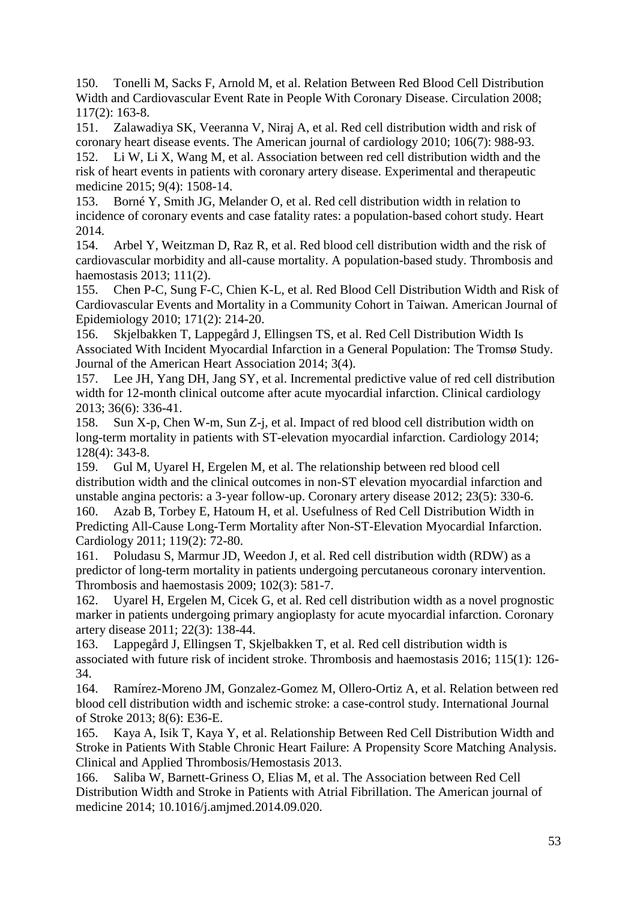150. Tonelli M, Sacks F, Arnold M, et al. Relation Between Red Blood Cell Distribution Width and Cardiovascular Event Rate in People With Coronary Disease. Circulation 2008; 117(2): 163-8.
151. Zalawadiya SK, Veeranna V, Niraj A, et al. Red cell distribution width and risk of coronary heart disease events. The American journal of cardiology 2010; 106(7): 988-93.
152. Li W, Li X, Wang M, et al. Association between red cell distribution width and the risk of heart events in patients with coronary artery disease. Experimental and therapeutic medicine 2015; 9(4): 1508-14.
153. Borné Y, Smith JG, Melander O, et al. Red cell distribution width in relation to incidence of coronary events and case fatality rates: a population-based cohort study. Heart 2014.
154. Arbel Y, Weitzman D, Raz R, et al. Red blood cell distribution width and the risk of cardiovascular morbidity and all-cause mortality. A population-based study. Thrombosis and haemostasis 2013; 111(2).
155. Chen P-C, Sung F-C, Chien K-L, et al. Red Blood Cell Distribution Width and Risk of Cardiovascular Events and Mortality in a Community Cohort in Taiwan. American Journal of Epidemiology 2010; 171(2): 214-20.
156. Skjelbakken T, Lappegård J, Ellingsen TS, et al. Red Cell Distribution Width Is Associated With Incident Myocardial Infarction in a General Population: The Tromsø Study. Journal of the American Heart Association 2014; 3(4).
157. Lee JH, Yang DH, Jang SY, et al. Incremental predictive value of red cell distribution width for 12-month clinical outcome after acute myocardial infarction. Clinical cardiology 2013; 36(6): 336-41.
158. Sun X-p, Chen W-m, Sun Z-j, et al. Impact of red blood cell distribution width on long-term mortality in patients with ST-elevation myocardial infarction. Cardiology 2014; 128(4): 343-8.
159. Gul M, Uyarel H, Ergelen M, et al. The relationship between red blood cell distribution width and the clinical outcomes in non-ST elevation myocardial infarction and unstable angina pectoris: a 3-year follow-up. Coronary artery disease 2012; 23(5): 330-6.
160. Azab B, Torbey E, Hatoum H, et al. Usefulness of Red Cell Distribution Width in Predicting All-Cause Long-Term Mortality after Non-ST-Elevation Myocardial Infarction. Cardiology 2011; 119(2): 72-80.
161. Poludasu S, Marmur JD, Weedon J, et al. Red cell distribution width (RDW) as a predictor of long-term mortality in patients undergoing percutaneous coronary intervention. Thrombosis and haemostasis 2009; 102(3): 581-7.
162. Uyarel H, Ergelen M, Cicek G, et al. Red cell distribution width as a novel prognostic marker in patients undergoing primary angioplasty for acute myocardial infarction. Coronary artery disease 2011; 22(3): 138-44.
163. Lappegård J, Ellingsen T, Skjelbakken T, et al. Red cell distribution width is associated with future risk of incident stroke. Thrombosis and haemostasis 2016; 115(1): 126-34.
164. Ramírez-Moreno JM, Gonzalez-Gomez M, Ollero-Ortiz A, et al. Relation between red blood cell distribution width and ischemic stroke: a case-control study. International Journal of Stroke 2013; 8(6): E36-E.
165. Kaya A, Isik T, Kaya Y, et al. Relationship Between Red Cell Distribution Width and Stroke in Patients With Stable Chronic Heart Failure: A Propensity Score Matching Analysis. Clinical and Applied Thrombosis/Hemostasis 2013.
166. Saliba W, Barnett-Griness O, Elias M, et al. The Association between Red Cell Distribution Width and Stroke in Patients with Atrial Fibrillation. The American journal of medicine 2014; 10.1016/j.amjmed.2014.09.020.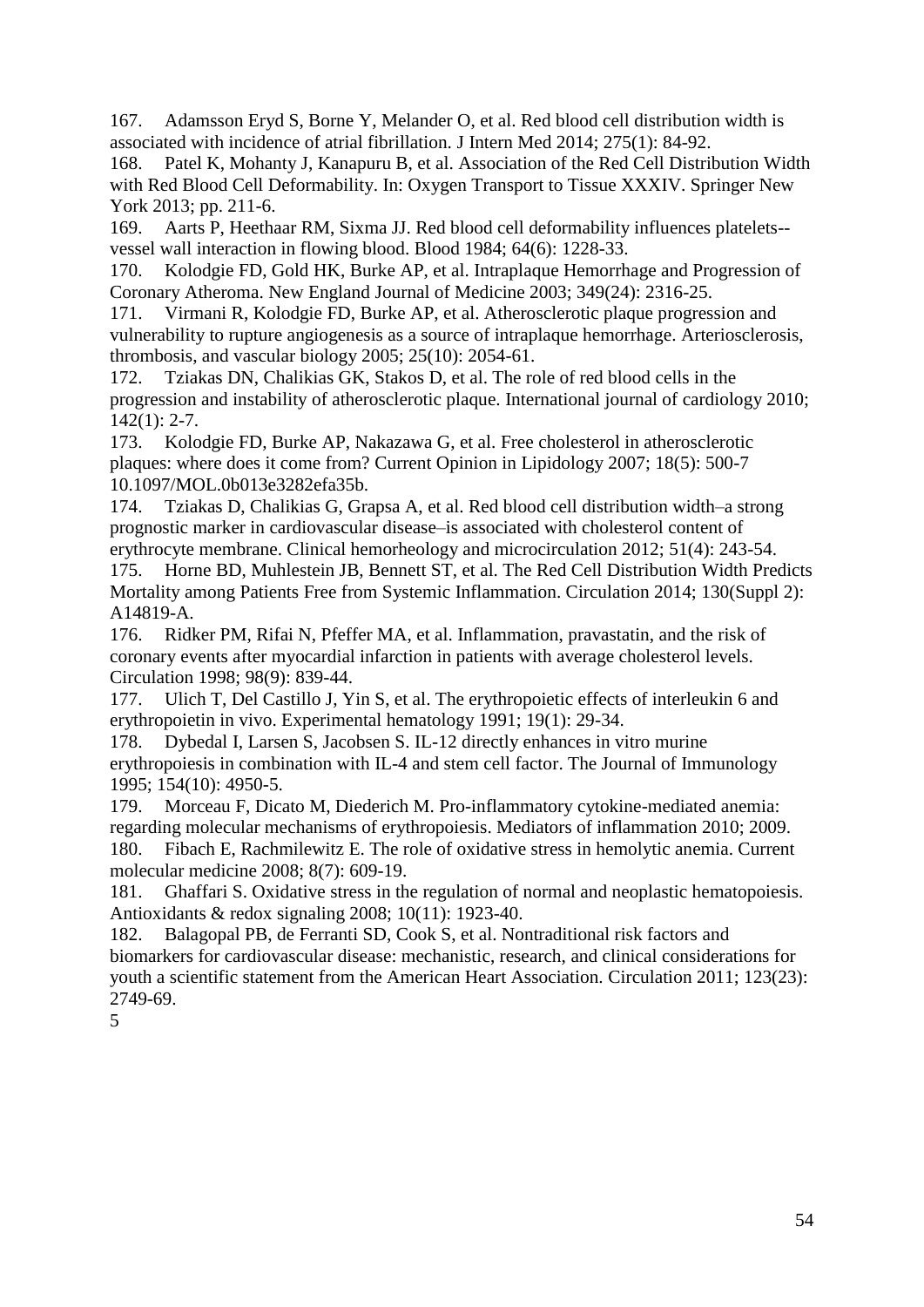167. Adamsson Eryd S, Borne Y, Melander O, et al. Red blood cell distribution width is associated with incidence of atrial fibrillation. J Intern Med 2014; 275(1): 84-92.

168. Patel K, Mohanty J, Kanapuru B, et al. Association of the Red Cell Distribution Width with Red Blood Cell Deformability. In: Oxygen Transport to Tissue XXXIV. Springer New York 2013; pp. 211-6.

169. Aarts P, Heethaar RM, Sixma JJ. Red blood cell deformability influences platelets--vessel wall interaction in flowing blood. Blood 1984; 64(6): 1228-33.

170. Kolodgie FD, Gold HK, Burke AP, et al. Intraplaque Hemorrhage and Progression of Coronary Atheroma. New England Journal of Medicine 2003; 349(24): 2316-25.

171. Virmani R, Kolodgie FD, Burke AP, et al. Atherosclerotic plaque progression and vulnerability to rupture angiogenesis as a source of intraplaque hemorrhage. Arteriosclerosis, thrombosis, and vascular biology 2005; 25(10): 2054-61.

172. Tziakas DN, Chalikias GK, Stakos D, et al. The role of red blood cells in the progression and instability of atherosclerotic plaque. International journal of cardiology 2010; 142(1): 2-7.

173. Kolodgie FD, Burke AP, Nakazawa G, et al. Free cholesterol in atherosclerotic plaques: where does it come from? Current Opinion in Lipidology 2007; 18(5): 500-7 10.1097/MOL.0b013e3282efa35b.

174. Tziakas D, Chalikias G, Grapsa A, et al. Red blood cell distribution width–a strong prognostic marker in cardiovascular disease–is associated with cholesterol content of erythrocyte membrane. Clinical hemorheology and microcirculation 2012; 51(4): 243-54.

175. Horne BD, Muhlestein JB, Bennett ST, et al. The Red Cell Distribution Width Predicts Mortality among Patients Free from Systemic Inflammation. Circulation 2014; 130(Suppl 2): A14819-A.

176. Ridker PM, Rifai N, Pfeffer MA, et al. Inflammation, pravastatin, and the risk of coronary events after myocardial infarction in patients with average cholesterol levels. Circulation 1998; 98(9): 839-44.

177. Ulich T, Del Castillo J, Yin S, et al. The erythropoietic effects of interleukin 6 and erythropoietin in vivo. Experimental hematology 1991; 19(1): 29-34.

178. Dybedal I, Larsen S, Jacobsen S. IL-12 directly enhances in vitro murine erythropoiesis in combination with IL-4 and stem cell factor. The Journal of Immunology 1995; 154(10): 4950-5.

179. Morceau F, Dicato M, Diederich M. Pro-inflammatory cytokine-mediated anemia: regarding molecular mechanisms of erythropoiesis. Mediators of inflammation 2010; 2009.

180. Fibach E, Rachmilewitz E. The role of oxidative stress in hemolytic anemia. Current molecular medicine 2008; 8(7): 609-19.

181. Ghaffari S. Oxidative stress in the regulation of normal and neoplastic hematopoiesis. Antioxidants & redox signaling 2008; 10(11): 1923-40.

182. Balagopal PB, de Ferranti SD, Cook S, et al. Nontraditional risk factors and biomarkers for cardiovascular disease: mechanistic, research, and clinical considerations for youth a scientific statement from the American Heart Association. Circulation 2011; 123(23): 2749-69.

5